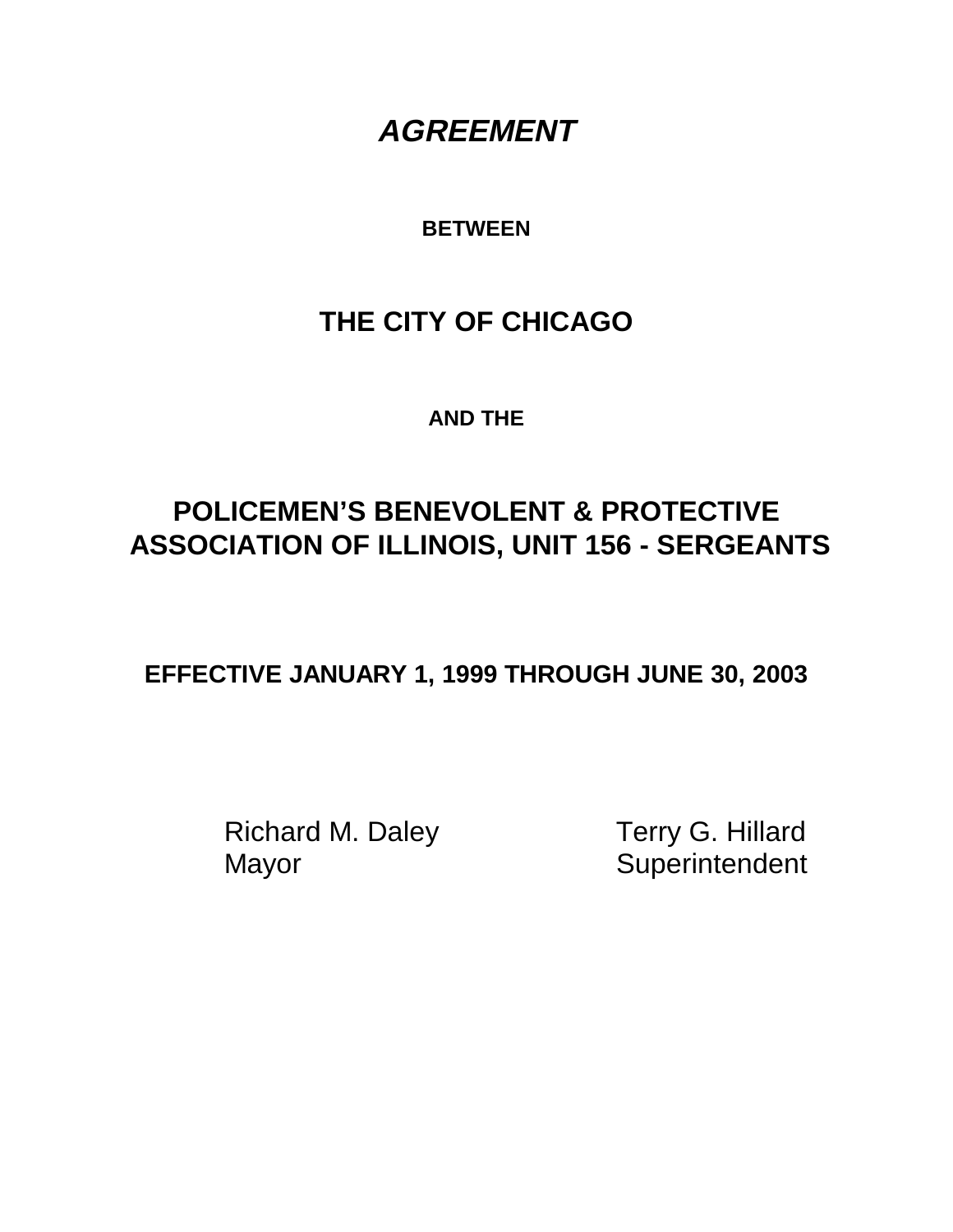# *AGREEMENT*

**BETWEEN**

## THE CITY OF CHICAGO

**AND THE**

## POLICEMEN'S BENEVOLENT & PROTECTIVE ASSOCIATION OF ILLINOIS, UNIT 156 - SERGEANTS

**EFFECTIVE JANUARY 1, 1999 THROUGH JUNE 30, 2003**

| | |
|---|---|
| Richard M. Daley | Terry G. Hillard |
| Mayor | Superintendent |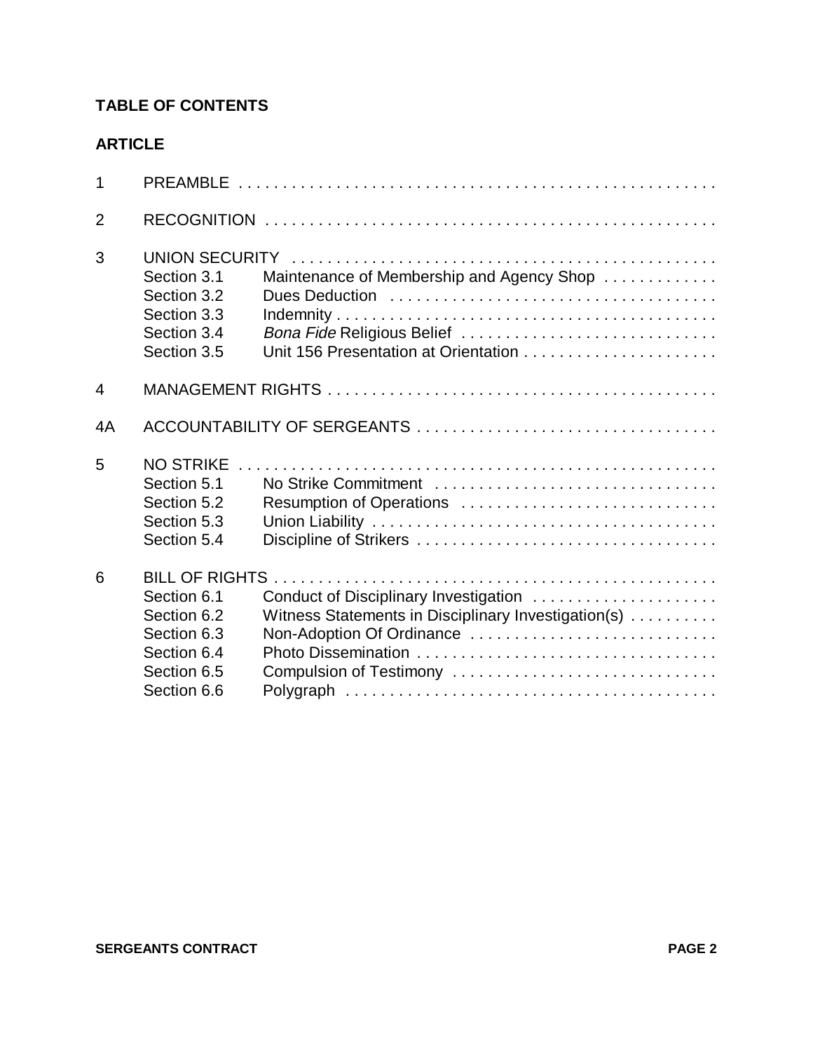## TABLE OF CONTENTS

**ARTICLE**

| | | |
|---|---|---|
| 1 | PREAMBLE | |
| 2 | RECOGNITION | |
| 3 | UNION SECURITY | |
| | Section 3.1 | Maintenance of Membership and Agency Shop |
| | Section 3.2 | Dues Deduction |
| | Section 3.3 | Indemnity |
| | Section 3.4 | *Bona Fide* Religious Belief |
| | Section 3.5 | Unit 156 Presentation at Orientation |
| 4 | MANAGEMENT RIGHTS | |
| 4A | ACCOUNTABILITY OF SERGEANTS | |
| 5 | NO STRIKE | |
| | Section 5.1 | No Strike Commitment |
| | Section 5.2 | Resumption of Operations |
| | Section 5.3 | Union Liability |
| | Section 5.4 | Discipline of Strikers |
| 6 | BILL OF RIGHTS | |
| | Section 6.1 | Conduct of Disciplinary Investigation |
| | Section 6.2 | Witness Statements in Disciplinary Investigation(s) |
| | Section 6.3 | Non-Adoption Of Ordinance |
| | Section 6.4 | Photo Dissemination |
| | Section 6.5 | Compulsion of Testimony |
| | Section 6.6 | Polygraph |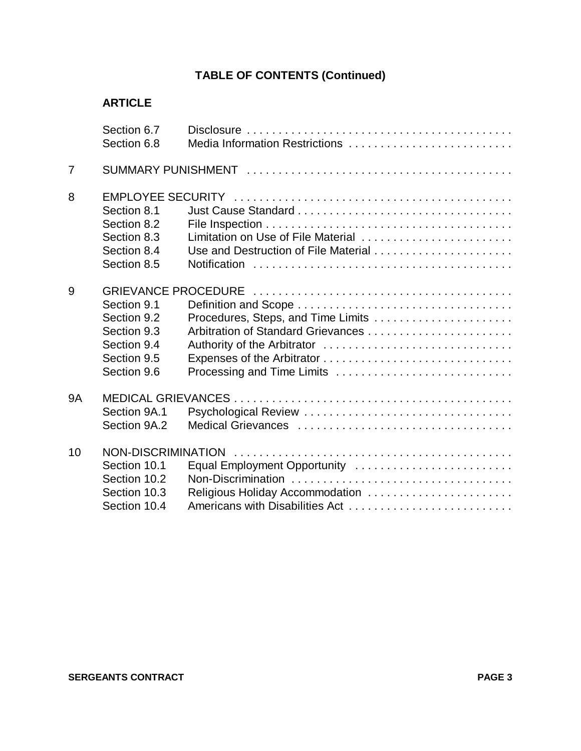## TABLE OF CONTENTS (Continued)

**ARTICLE**

| | | |
|---|---|---|
| | Section 6.7 | Disclosure |
| | Section 6.8 | Media Information Restrictions |
| 7 | SUMMARY PUNISHMENT | |
| 8 | EMPLOYEE SECURITY | |
| | Section 8.1 | Just Cause Standard |
| | Section 8.2 | File Inspection |
| | Section 8.3 | Limitation on Use of File Material |
| | Section 8.4 | Use and Destruction of File Material |
| | Section 8.5 | Notification |
| 9 | GRIEVANCE PROCEDURE | |
| | Section 9.1 | Definition and Scope |
| | Section 9.2 | Procedures, Steps, and Time Limits |
| | Section 9.3 | Arbitration of Standard Grievances |
| | Section 9.4 | Authority of the Arbitrator |
| | Section 9.5 | Expenses of the Arbitrator |
| | Section 9.6 | Processing and Time Limits |
| 9A | MEDICAL GRIEVANCES | |
| | Section 9A.1 | Psychological Review |
| | Section 9A.2 | Medical Grievances |
| 10 | NON-DISCRIMINATION | |
| | Section 10.1 | Equal Employment Opportunity |
| | Section 10.2 | Non-Discrimination |
| | Section 10.3 | Religious Holiday Accommodation |
| | Section 10.4 | Americans with Disabilities Act |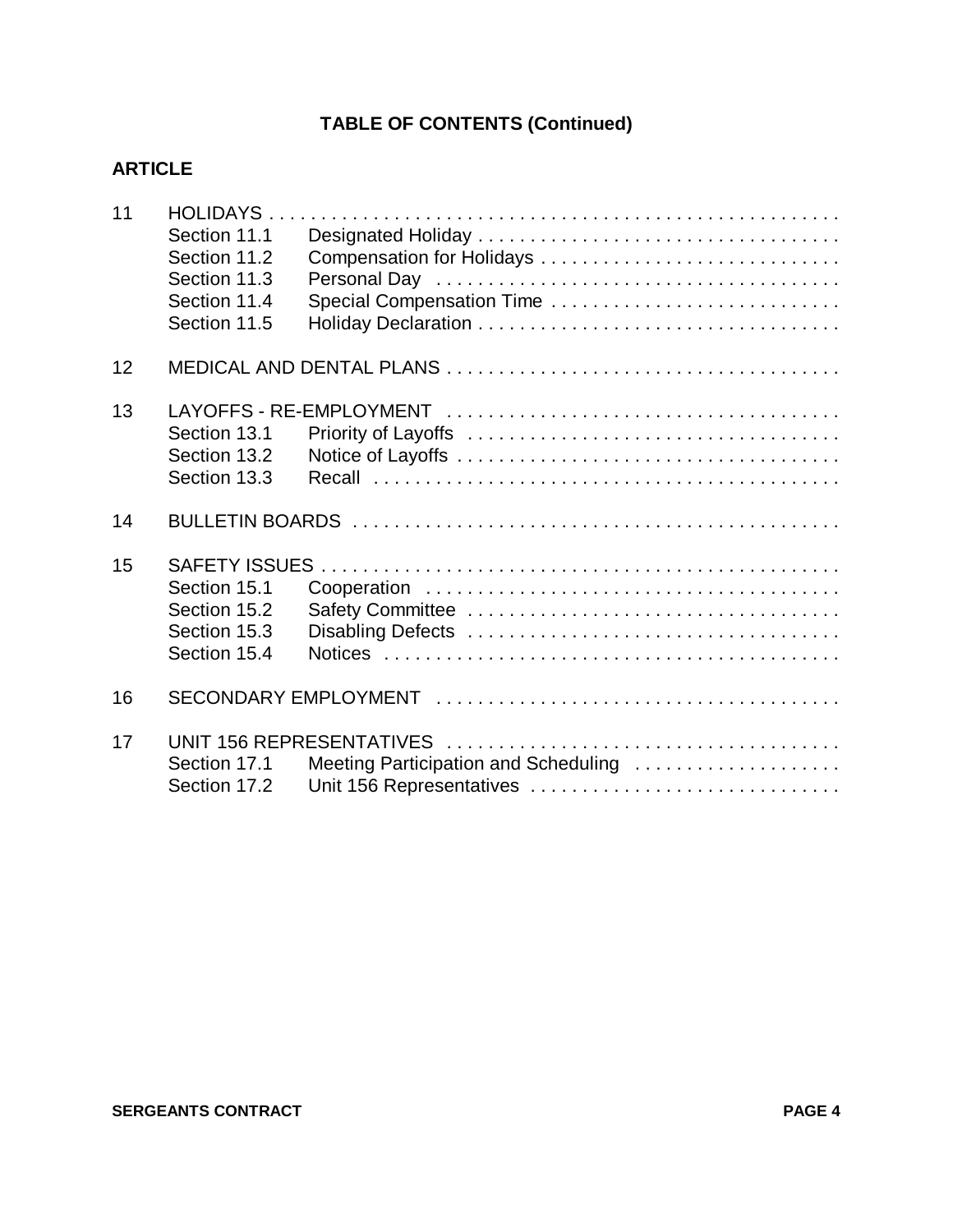## TABLE OF CONTENTS (Continued)

**ARTICLE**

11 HOLIDAYS
- Section 11.1 Designated Holiday
- Section 11.2 Compensation for Holidays
- Section 11.3 Personal Day
- Section 11.4 Special Compensation Time
- Section 11.5 Holiday Declaration

12 MEDICAL AND DENTAL PLANS

13 LAYOFFS - RE-EMPLOYMENT
- Section 13.1 Priority of Layoffs
- Section 13.2 Notice of Layoffs
- Section 13.3 Recall

14 BULLETIN BOARDS

15 SAFETY ISSUES
- Section 15.1 Cooperation
- Section 15.2 Safety Committee
- Section 15.3 Disabling Defects
- Section 15.4 Notices

16 SECONDARY EMPLOYMENT

17 UNIT 156 REPRESENTATIVES
- Section 17.1 Meeting Participation and Scheduling
- Section 17.2 Unit 156 Representatives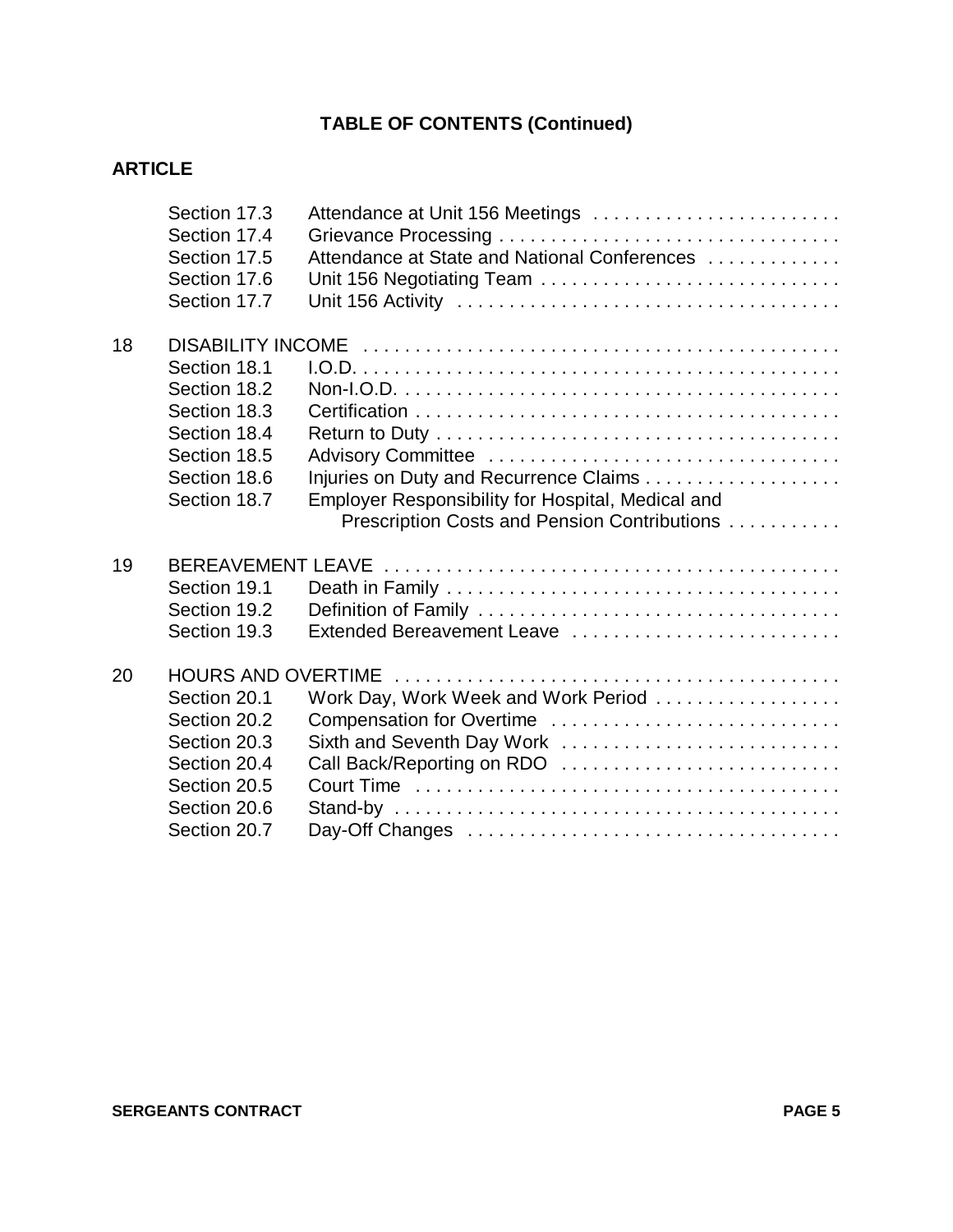## TABLE OF CONTENTS (Continued)

**ARTICLE**

| | | |
|---|---|---|
| | Section 17.3 | Attendance at Unit 156 Meetings |
| | Section 17.4 | Grievance Processing |
| | Section 17.5 | Attendance at State and National Conferences |
| | Section 17.6 | Unit 156 Negotiating Team |
| | Section 17.7 | Unit 156 Activity |
| 18 | DISABILITY INCOME | |
| | Section 18.1 | I.O.D. |
| | Section 18.2 | Non-I.O.D. |
| | Section 18.3 | Certification |
| | Section 18.4 | Return to Duty |
| | Section 18.5 | Advisory Committee |
| | Section 18.6 | Injuries on Duty and Recurrence Claims |
| | Section 18.7 | Employer Responsibility for Hospital, Medical and Prescription Costs and Pension Contributions |
| 19 | BEREAVEMENT LEAVE | |
| | Section 19.1 | Death in Family |
| | Section 19.2 | Definition of Family |
| | Section 19.3 | Extended Bereavement Leave |
| 20 | HOURS AND OVERTIME | |
| | Section 20.1 | Work Day, Work Week and Work Period |
| | Section 20.2 | Compensation for Overtime |
| | Section 20.3 | Sixth and Seventh Day Work |
| | Section 20.4 | Call Back/Reporting on RDO |
| | Section 20.5 | Court Time |
| | Section 20.6 | Stand-by |
| | Section 20.7 | Day-Off Changes |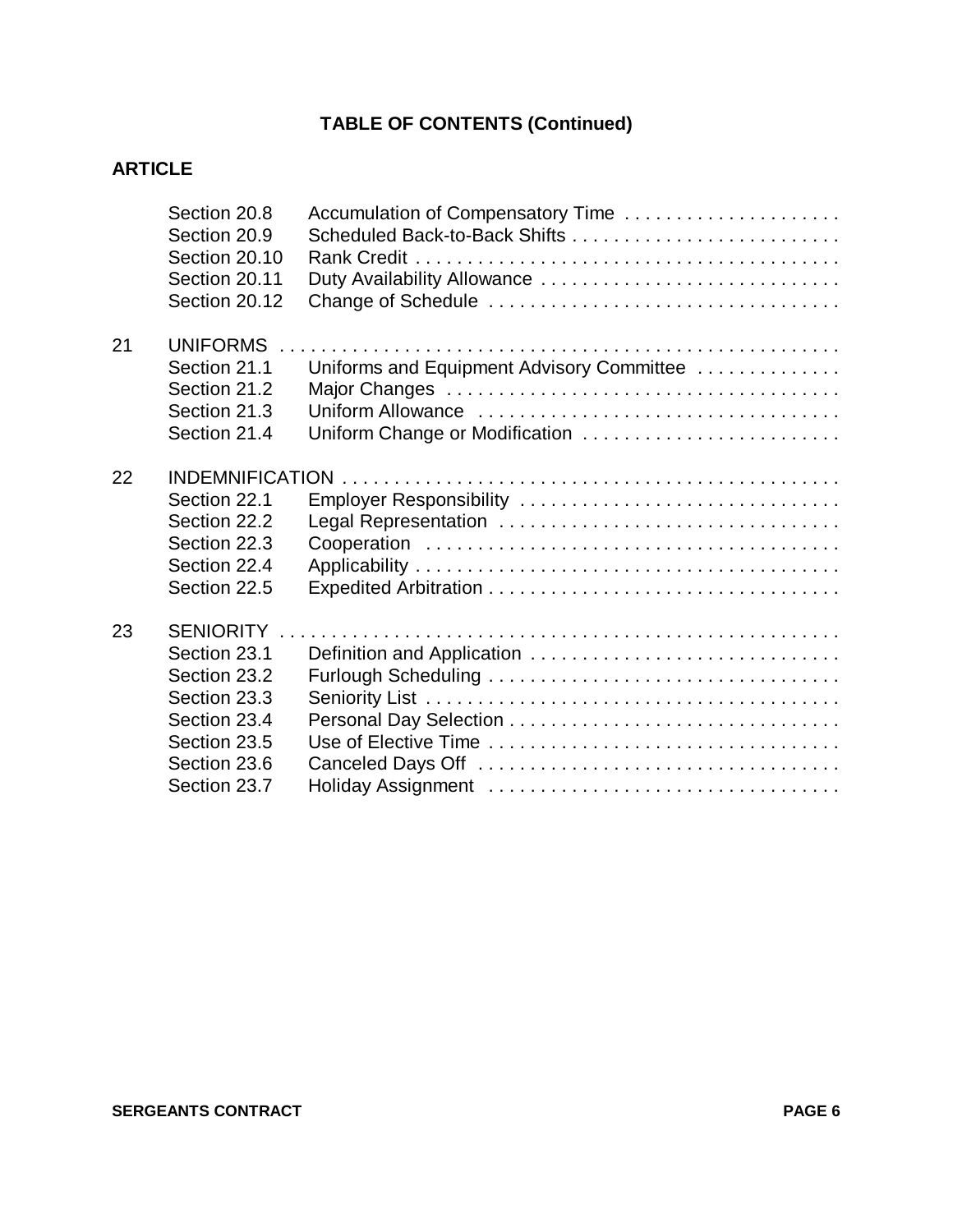## TABLE OF CONTENTS (Continued)

**ARTICLE**

| | | |
|---|---|---|
| | Section 20.8 | Accumulation of Compensatory Time |
| | Section 20.9 | Scheduled Back-to-Back Shifts |
| | Section 20.10 | Rank Credit |
| | Section 20.11 | Duty Availability Allowance |
| | Section 20.12 | Change of Schedule |
| 21 | UNIFORMS | |
| | Section 21.1 | Uniforms and Equipment Advisory Committee |
| | Section 21.2 | Major Changes |
| | Section 21.3 | Uniform Allowance |
| | Section 21.4 | Uniform Change or Modification |
| 22 | INDEMNIFICATION | |
| | Section 22.1 | Employer Responsibility |
| | Section 22.2 | Legal Representation |
| | Section 22.3 | Cooperation |
| | Section 22.4 | Applicability |
| | Section 22.5 | Expedited Arbitration |
| 23 | SENIORITY | |
| | Section 23.1 | Definition and Application |
| | Section 23.2 | Furlough Scheduling |
| | Section 23.3 | Seniority List |
| | Section 23.4 | Personal Day Selection |
| | Section 23.5 | Use of Elective Time |
| | Section 23.6 | Canceled Days Off |
| | Section 23.7 | Holiday Assignment |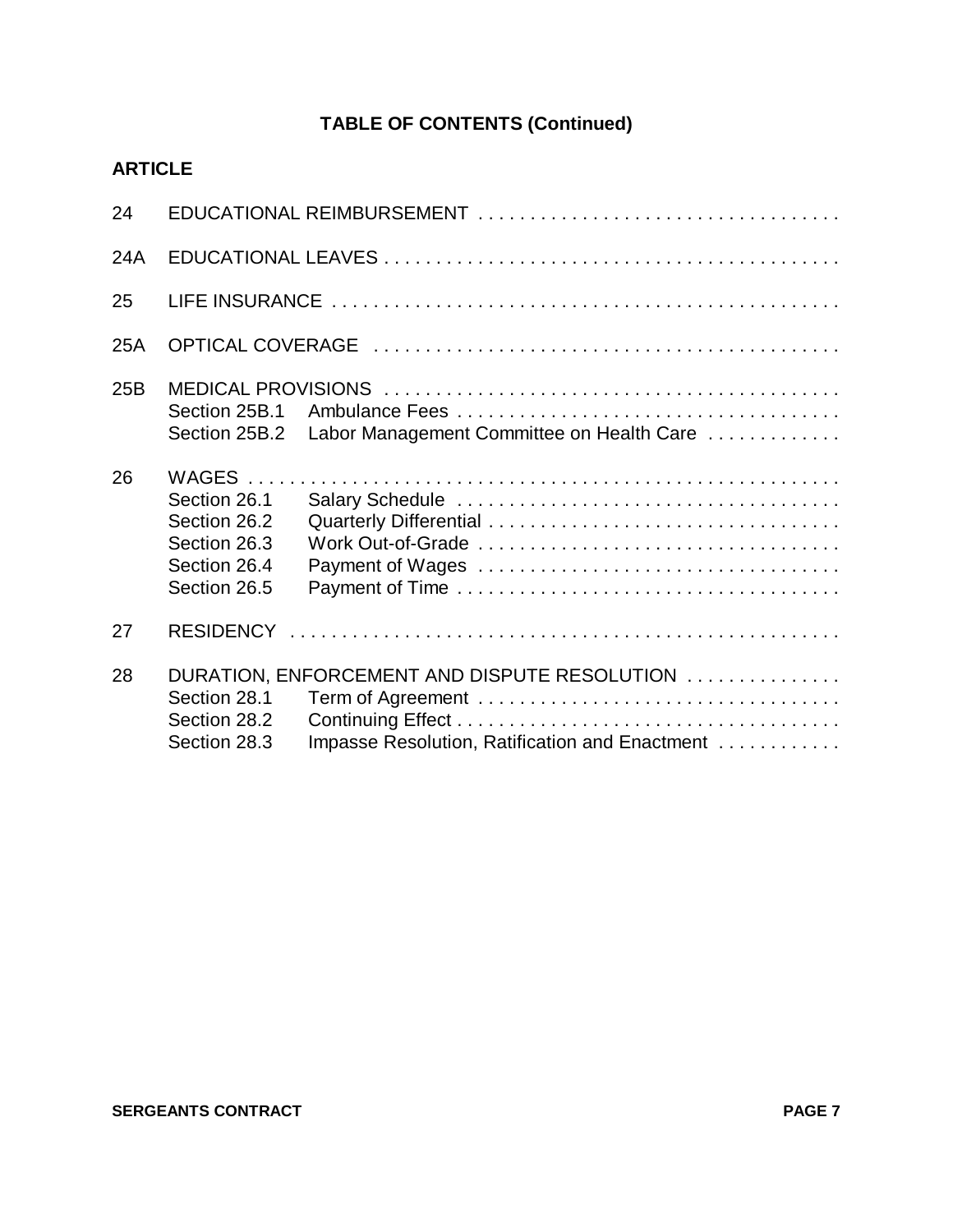## TABLE OF CONTENTS (Continued)

**ARTICLE**

24 EDUCATIONAL REIMBURSEMENT

24A EDUCATIONAL LEAVES

25 LIFE INSURANCE

25A OPTICAL COVERAGE

25B MEDICAL PROVISIONS
- Section 25B.1 Ambulance Fees
- Section 25B.2 Labor Management Committee on Health Care

26 WAGES
- Section 26.1 Salary Schedule
- Section 26.2 Quarterly Differential
- Section 26.3 Work Out-of-Grade
- Section 26.4 Payment of Wages
- Section 26.5 Payment of Time

27 RESIDENCY

28 DURATION, ENFORCEMENT AND DISPUTE RESOLUTION
- Section 28.1 Term of Agreement
- Section 28.2 Continuing Effect
- Section 28.3 Impasse Resolution, Ratification and Enactment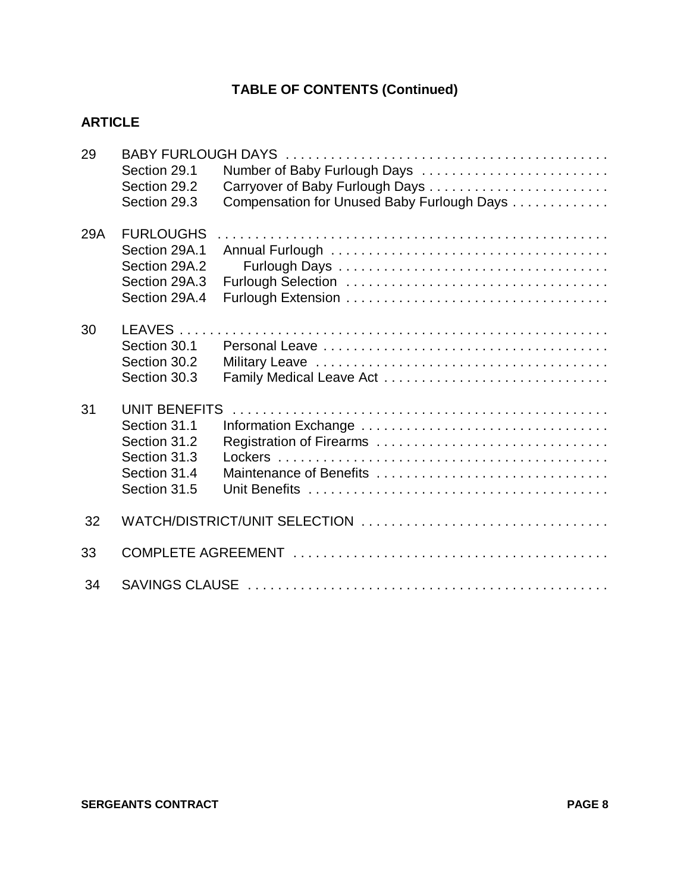## TABLE OF CONTENTS (Continued)

**ARTICLE**

29 BABY FURLOUGH DAYS
- Section 29.1 Number of Baby Furlough Days
- Section 29.2 Carryover of Baby Furlough Days
- Section 29.3 Compensation for Unused Baby Furlough Days

29A FURLOUGHS
- Section 29A.1 Annual Furlough
- Section 29A.2 Furlough Days
- Section 29A.3 Furlough Selection
- Section 29A.4 Furlough Extension

30 LEAVES
- Section 30.1 Personal Leave
- Section 30.2 Military Leave
- Section 30.3 Family Medical Leave Act

31 UNIT BENEFITS
- Section 31.1 Information Exchange
- Section 31.2 Registration of Firearms
- Section 31.3 Lockers
- Section 31.4 Maintenance of Benefits
- Section 31.5 Unit Benefits

32 WATCH/DISTRICT/UNIT SELECTION

33 COMPLETE AGREEMENT

34 SAVINGS CLAUSE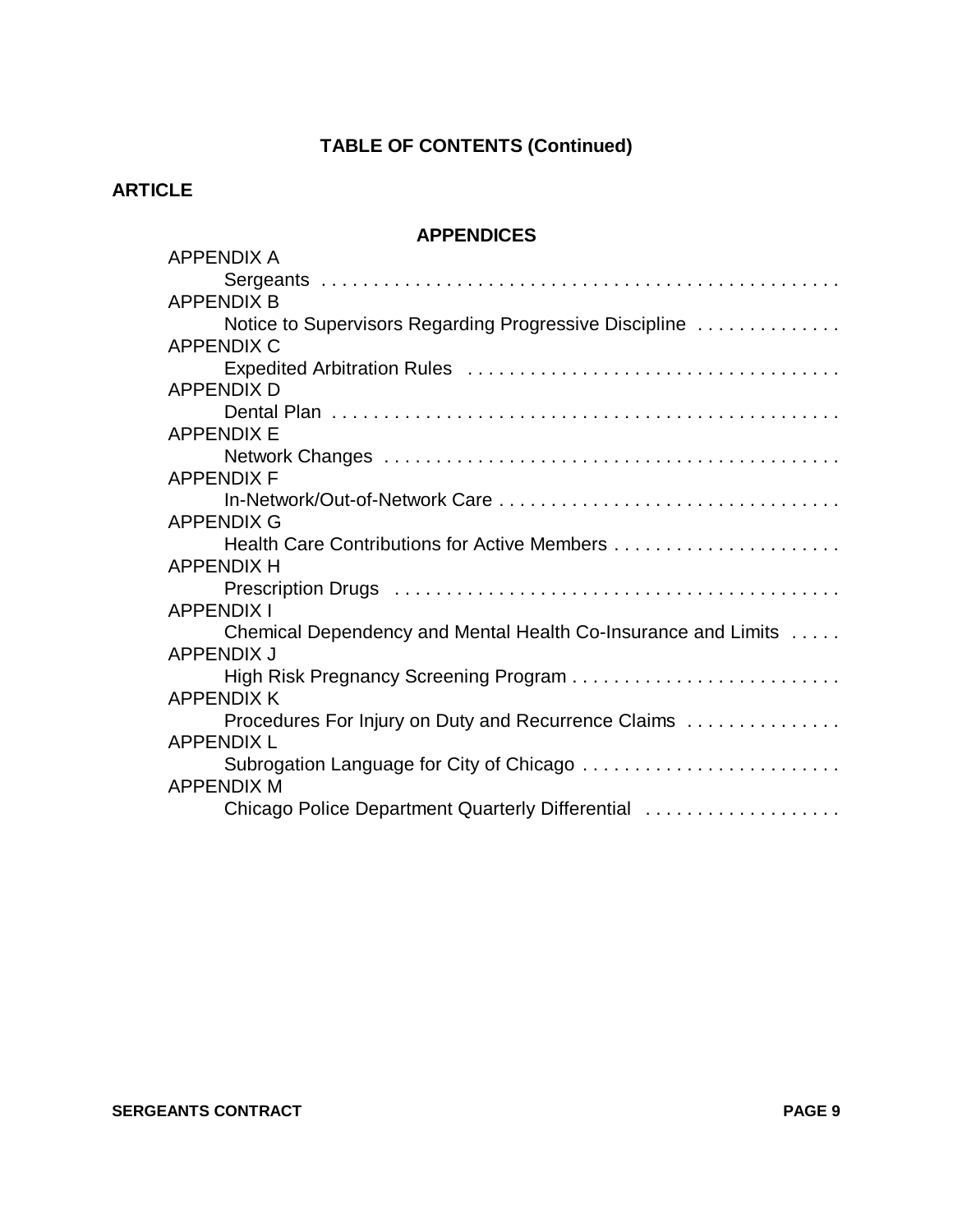## TABLE OF CONTENTS (Continued)

**ARTICLE**

### APPENDICES

APPENDIX A
Sergeants

APPENDIX B
Notice to Supervisors Regarding Progressive Discipline

APPENDIX C
Expedited Arbitration Rules

APPENDIX D
Dental Plan

APPENDIX E
Network Changes

APPENDIX F
In-Network/Out-of-Network Care

APPENDIX G
Health Care Contributions for Active Members

APPENDIX H
Prescription Drugs

APPENDIX I
Chemical Dependency and Mental Health Co-Insurance and Limits

APPENDIX J
High Risk Pregnancy Screening Program

APPENDIX K
Procedures For Injury on Duty and Recurrence Claims

APPENDIX L
Subrogation Language for City of Chicago

APPENDIX M
Chicago Police Department Quarterly Differential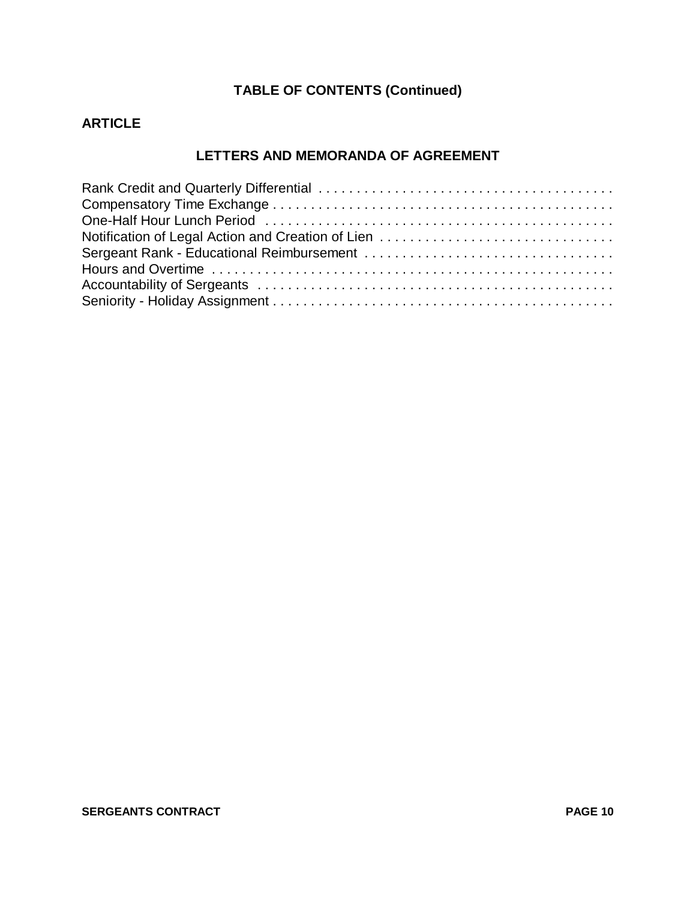## TABLE OF CONTENTS (Continued)

**ARTICLE**

### LETTERS AND MEMORANDA OF AGREEMENT

Rank Credit and Quarterly Differential . . . . . . . . . . . . . . . . . . . . . . . . . . . . . . . . . . . . . . .
Compensatory Time Exchange . . . . . . . . . . . . . . . . . . . . . . . . . . . . . . . . . . . . . . . . . . . . . .
One-Half Hour Lunch Period . . . . . . . . . . . . . . . . . . . . . . . . . . . . . . . . . . . . . . . . . . . . . . .
Notification of Legal Action and Creation of Lien . . . . . . . . . . . . . . . . . . . . . . . . . . . . . . .
Sergeant Rank - Educational Reimbursement . . . . . . . . . . . . . . . . . . . . . . . . . . . . . . . . .
Hours and Overtime . . . . . . . . . . . . . . . . . . . . . . . . . . . . . . . . . . . . . . . . . . . . . . . . . . . . . .
Accountability of Sergeants . . . . . . . . . . . . . . . . . . . . . . . . . . . . . . . . . . . . . . . . . . . . . . . .
Seniority - Holiday Assignment . . . . . . . . . . . . . . . . . . . . . . . . . . . . . . . . . . . . . . . . . . . . . .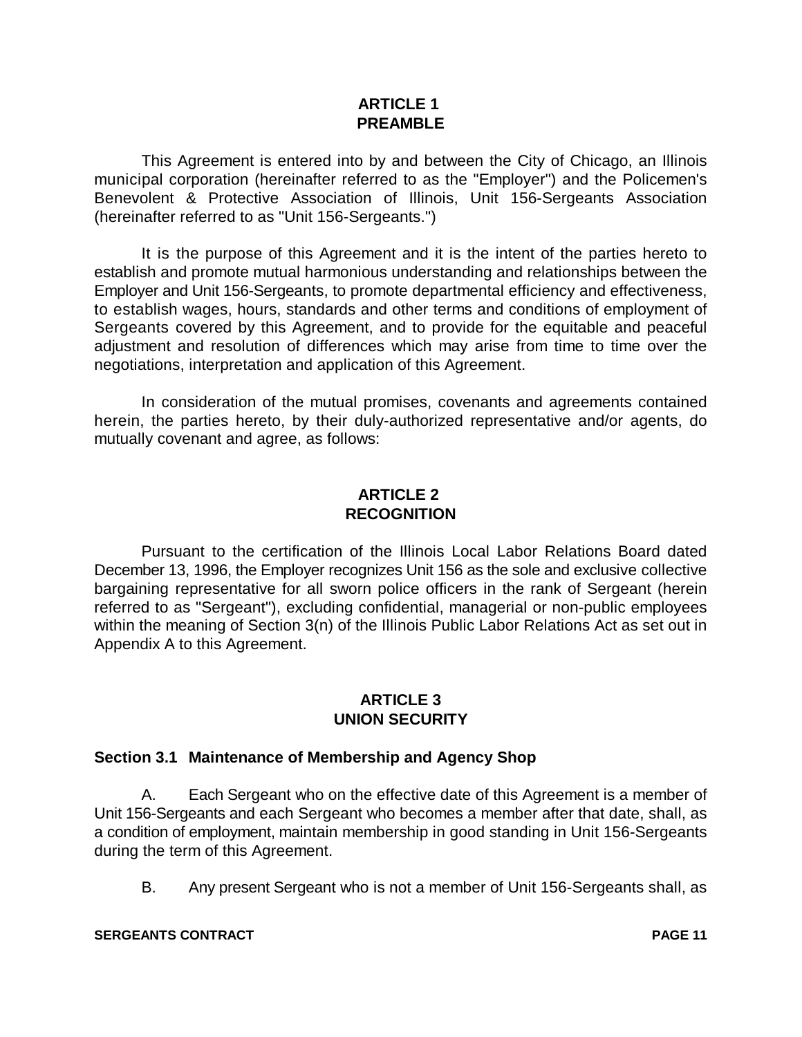## ARTICLE 1
## PREAMBLE

This Agreement is entered into by and between the City of Chicago, an Illinois municipal corporation (hereinafter referred to as the "Employer") and the Policemen's Benevolent & Protective Association of Illinois, Unit 156-Sergeants Association (hereinafter referred to as "Unit 156-Sergeants.")

It is the purpose of this Agreement and it is the intent of the parties hereto to establish and promote mutual harmonious understanding and relationships between the Employer and Unit 156-Sergeants, to promote departmental efficiency and effectiveness, to establish wages, hours, standards and other terms and conditions of employment of Sergeants covered by this Agreement, and to provide for the equitable and peaceful adjustment and resolution of differences which may arise from time to time over the negotiations, interpretation and application of this Agreement.

In consideration of the mutual promises, covenants and agreements contained herein, the parties hereto, by their duly-authorized representative and/or agents, do mutually covenant and agree, as follows:

## ARTICLE 2
## RECOGNITION

Pursuant to the certification of the Illinois Local Labor Relations Board dated December 13, 1996, the Employer recognizes Unit 156 as the sole and exclusive collective bargaining representative for all sworn police officers in the rank of Sergeant (herein referred to as "Sergeant"), excluding confidential, managerial or non-public employees within the meaning of Section 3(n) of the Illinois Public Labor Relations Act as set out in Appendix A to this Agreement.

## ARTICLE 3
## UNION SECURITY

### Section 3.1 Maintenance of Membership and Agency Shop

A. Each Sergeant who on the effective date of this Agreement is a member of Unit 156-Sergeants and each Sergeant who becomes a member after that date, shall, as a condition of employment, maintain membership in good standing in Unit 156-Sergeants during the term of this Agreement.

B. Any present Sergeant who is not a member of Unit 156-Sergeants shall, as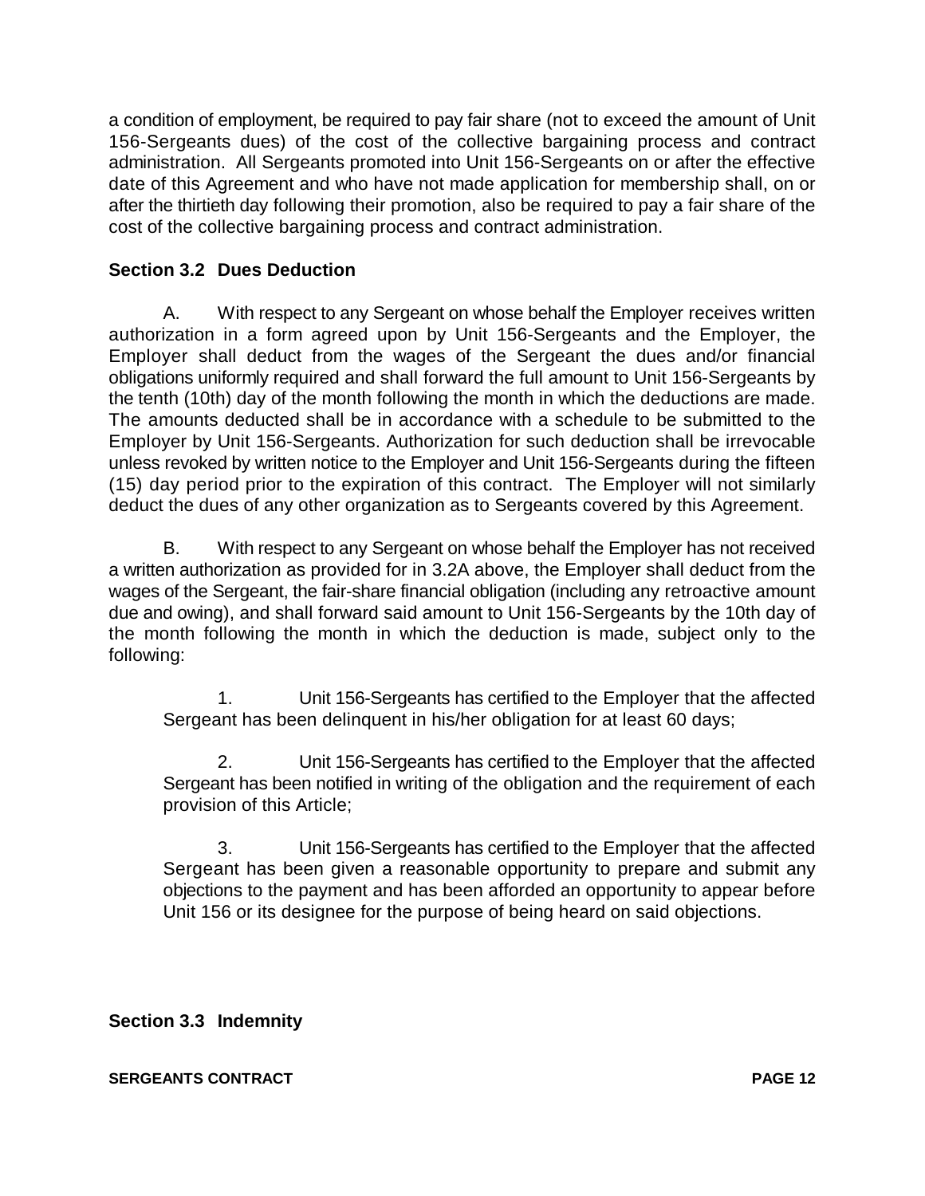a condition of employment, be required to pay fair share (not to exceed the amount of Unit 156-Sergeants dues) of the cost of the collective bargaining process and contract administration. All Sergeants promoted into Unit 156-Sergeants on or after the effective date of this Agreement and who have not made application for membership shall, on or after the thirtieth day following their promotion, also be required to pay a fair share of the cost of the collective bargaining process and contract administration.

### Section 3.2 Dues Deduction

A. With respect to any Sergeant on whose behalf the Employer receives written authorization in a form agreed upon by Unit 156-Sergeants and the Employer, the Employer shall deduct from the wages of the Sergeant the dues and/or financial obligations uniformly required and shall forward the full amount to Unit 156-Sergeants by the tenth (10th) day of the month following the month in which the deductions are made. The amounts deducted shall be in accordance with a schedule to be submitted to the Employer by Unit 156-Sergeants. Authorization for such deduction shall be irrevocable unless revoked by written notice to the Employer and Unit 156-Sergeants during the fifteen (15) day period prior to the expiration of this contract. The Employer will not similarly deduct the dues of any other organization as to Sergeants covered by this Agreement.

B. With respect to any Sergeant on whose behalf the Employer has not received a written authorization as provided for in 3.2A above, the Employer shall deduct from the wages of the Sergeant, the fair-share financial obligation (including any retroactive amount due and owing), and shall forward said amount to Unit 156-Sergeants by the 10th day of the month following the month in which the deduction is made, subject only to the following:

1. Unit 156-Sergeants has certified to the Employer that the affected Sergeant has been delinquent in his/her obligation for at least 60 days;

2. Unit 156-Sergeants has certified to the Employer that the affected Sergeant has been notified in writing of the obligation and the requirement of each provision of this Article;

3. Unit 156-Sergeants has certified to the Employer that the affected Sergeant has been given a reasonable opportunity to prepare and submit any objections to the payment and has been afforded an opportunity to appear before Unit 156 or its designee for the purpose of being heard on said objections.

### Section 3.3 Indemnity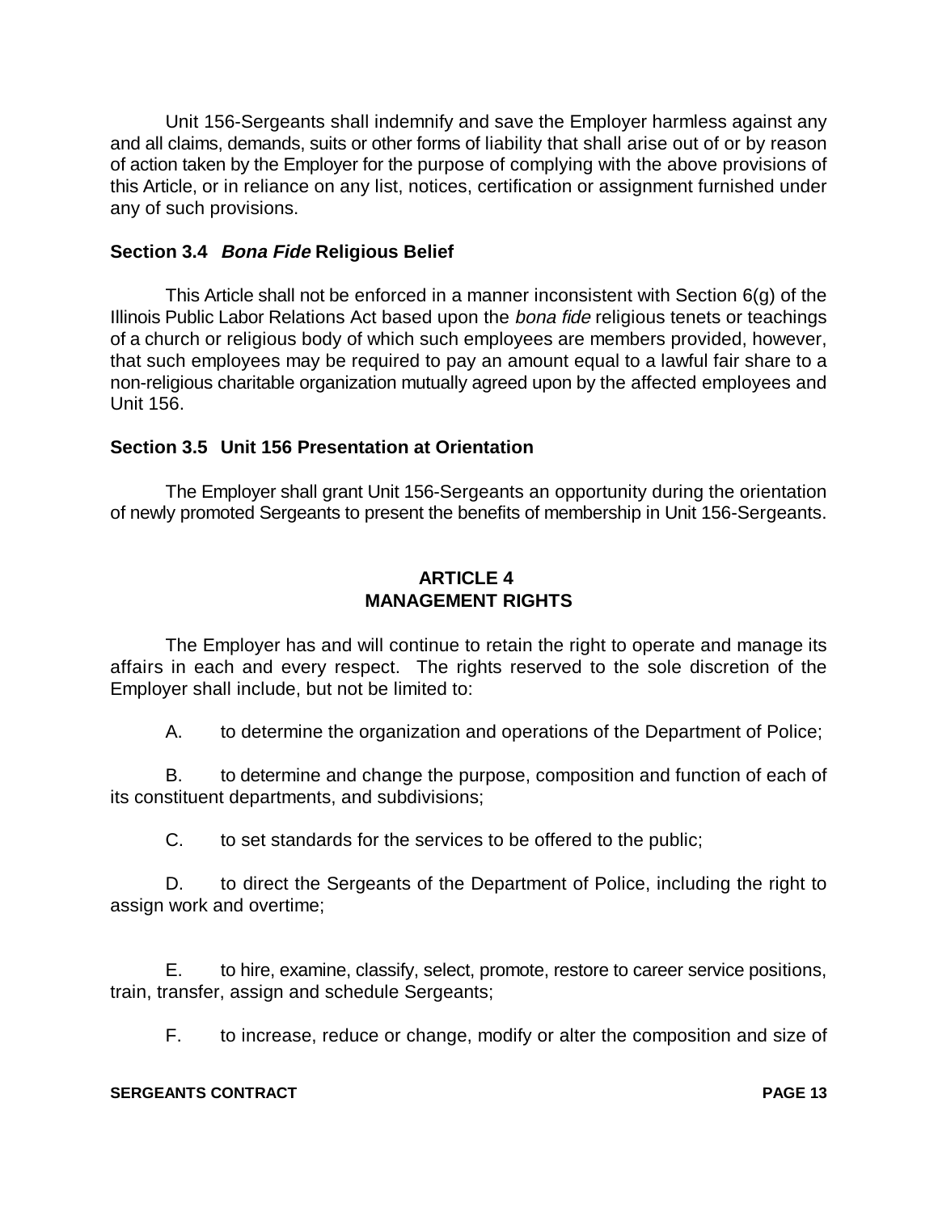Unit 156-Sergeants shall indemnify and save the Employer harmless against any and all claims, demands, suits or other forms of liability that shall arise out of or by reason of action taken by the Employer for the purpose of complying with the above provisions of this Article, or in reliance on any list, notices, certification or assignment furnished under any of such provisions.

### Section 3.4 *Bona Fide* Religious Belief

This Article shall not be enforced in a manner inconsistent with Section 6(g) of the Illinois Public Labor Relations Act based upon the *bona fide* religious tenets or teachings of a church or religious body of which such employees are members provided, however, that such employees may be required to pay an amount equal to a lawful fair share to a non-religious charitable organization mutually agreed upon by the affected employees and Unit 156.

### Section 3.5 Unit 156 Presentation at Orientation

The Employer shall grant Unit 156-Sergeants an opportunity during the orientation of newly promoted Sergeants to present the benefits of membership in Unit 156-Sergeants.

## ARTICLE 4
## MANAGEMENT RIGHTS

The Employer has and will continue to retain the right to operate and manage its affairs in each and every respect. The rights reserved to the sole discretion of the Employer shall include, but not be limited to:

A. to determine the organization and operations of the Department of Police;

B. to determine and change the purpose, composition and function of each of its constituent departments, and subdivisions;

C. to set standards for the services to be offered to the public;

D. to direct the Sergeants of the Department of Police, including the right to assign work and overtime;

E. to hire, examine, classify, select, promote, restore to career service positions, train, transfer, assign and schedule Sergeants;

F. to increase, reduce or change, modify or alter the composition and size of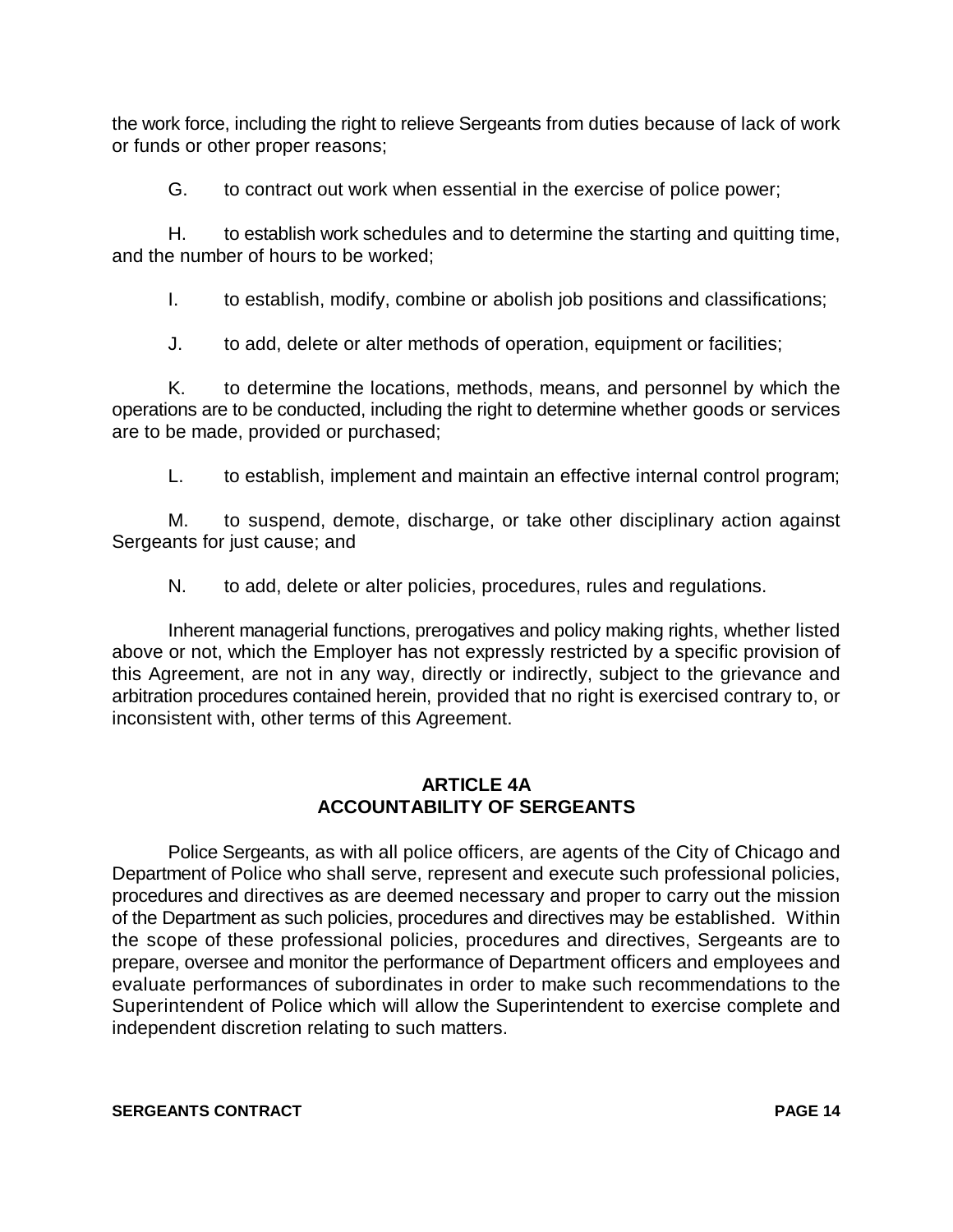the work force, including the right to relieve Sergeants from duties because of lack of work or funds or other proper reasons;

G. to contract out work when essential in the exercise of police power;

H. to establish work schedules and to determine the starting and quitting time, and the number of hours to be worked;

I. to establish, modify, combine or abolish job positions and classifications;

J. to add, delete or alter methods of operation, equipment or facilities;

K. to determine the locations, methods, means, and personnel by which the operations are to be conducted, including the right to determine whether goods or services are to be made, provided or purchased;

L. to establish, implement and maintain an effective internal control program;

M. to suspend, demote, discharge, or take other disciplinary action against Sergeants for just cause; and

N. to add, delete or alter policies, procedures, rules and regulations.

Inherent managerial functions, prerogatives and policy making rights, whether listed above or not, which the Employer has not expressly restricted by a specific provision of this Agreement, are not in any way, directly or indirectly, subject to the grievance and arbitration procedures contained herein, provided that no right is exercised contrary to, or inconsistent with, other terms of this Agreement.

## ARTICLE 4A
## ACCOUNTABILITY OF SERGEANTS

Police Sergeants, as with all police officers, are agents of the City of Chicago and Department of Police who shall serve, represent and execute such professional policies, procedures and directives as are deemed necessary and proper to carry out the mission of the Department as such policies, procedures and directives may be established. Within the scope of these professional policies, procedures and directives, Sergeants are to prepare, oversee and monitor the performance of Department officers and employees and evaluate performances of subordinates in order to make such recommendations to the Superintendent of Police which will allow the Superintendent to exercise complete and independent discretion relating to such matters.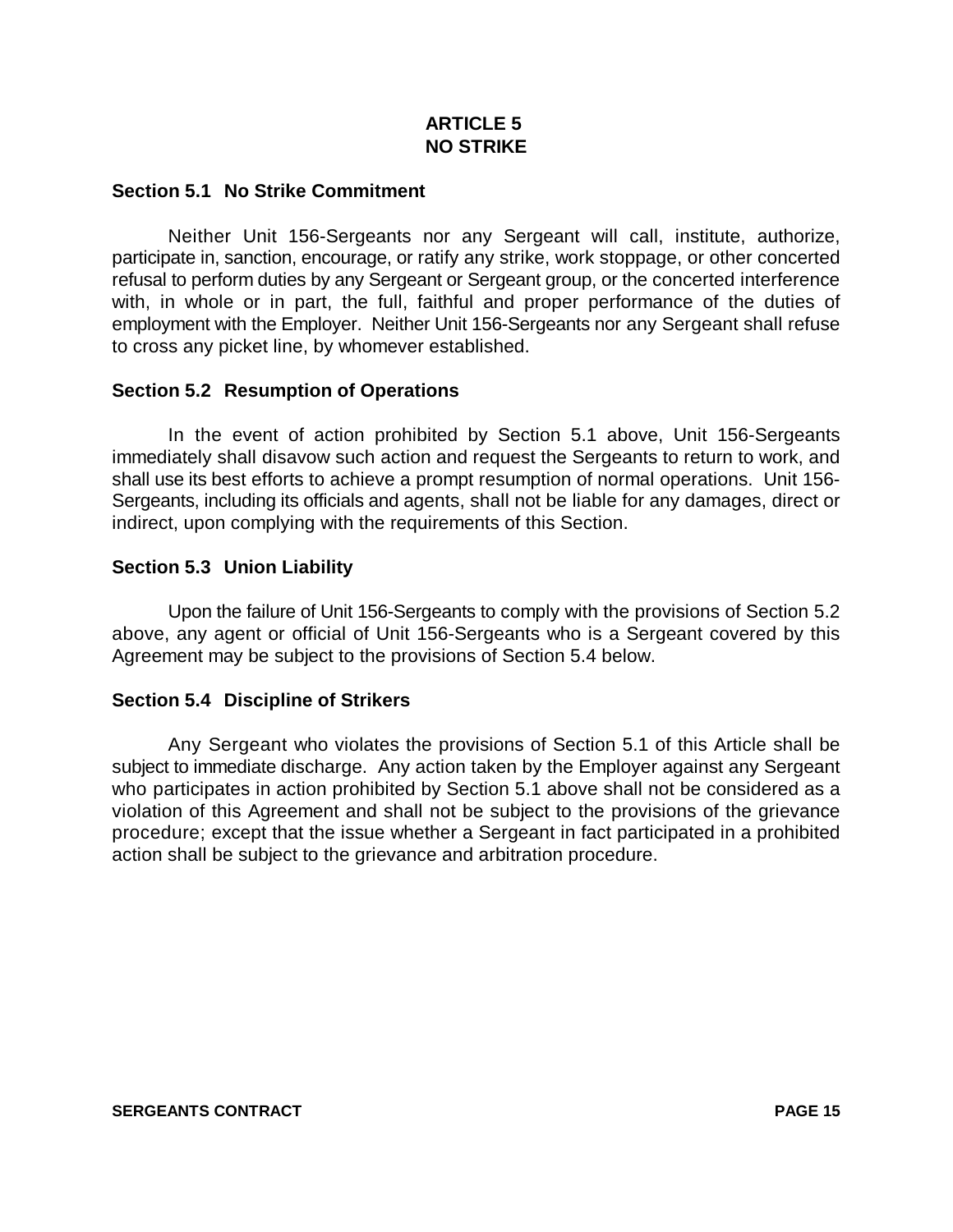# ARTICLE 5
# NO STRIKE

### Section 5.1 No Strike Commitment

Neither Unit 156-Sergeants nor any Sergeant will call, institute, authorize, participate in, sanction, encourage, or ratify any strike, work stoppage, or other concerted refusal to perform duties by any Sergeant or Sergeant group, or the concerted interference with, in whole or in part, the full, faithful and proper performance of the duties of employment with the Employer. Neither Unit 156-Sergeants nor any Sergeant shall refuse to cross any picket line, by whomever established.

### Section 5.2 Resumption of Operations

In the event of action prohibited by Section 5.1 above, Unit 156-Sergeants immediately shall disavow such action and request the Sergeants to return to work, and shall use its best efforts to achieve a prompt resumption of normal operations. Unit 156-Sergeants, including its officials and agents, shall not be liable for any damages, direct or indirect, upon complying with the requirements of this Section.

### Section 5.3 Union Liability

Upon the failure of Unit 156-Sergeants to comply with the provisions of Section 5.2 above, any agent or official of Unit 156-Sergeants who is a Sergeant covered by this Agreement may be subject to the provisions of Section 5.4 below.

### Section 5.4 Discipline of Strikers

Any Sergeant who violates the provisions of Section 5.1 of this Article shall be subject to immediate discharge. Any action taken by the Employer against any Sergeant who participates in action prohibited by Section 5.1 above shall not be considered as a violation of this Agreement and shall not be subject to the provisions of the grievance procedure; except that the issue whether a Sergeant in fact participated in a prohibited action shall be subject to the grievance and arbitration procedure.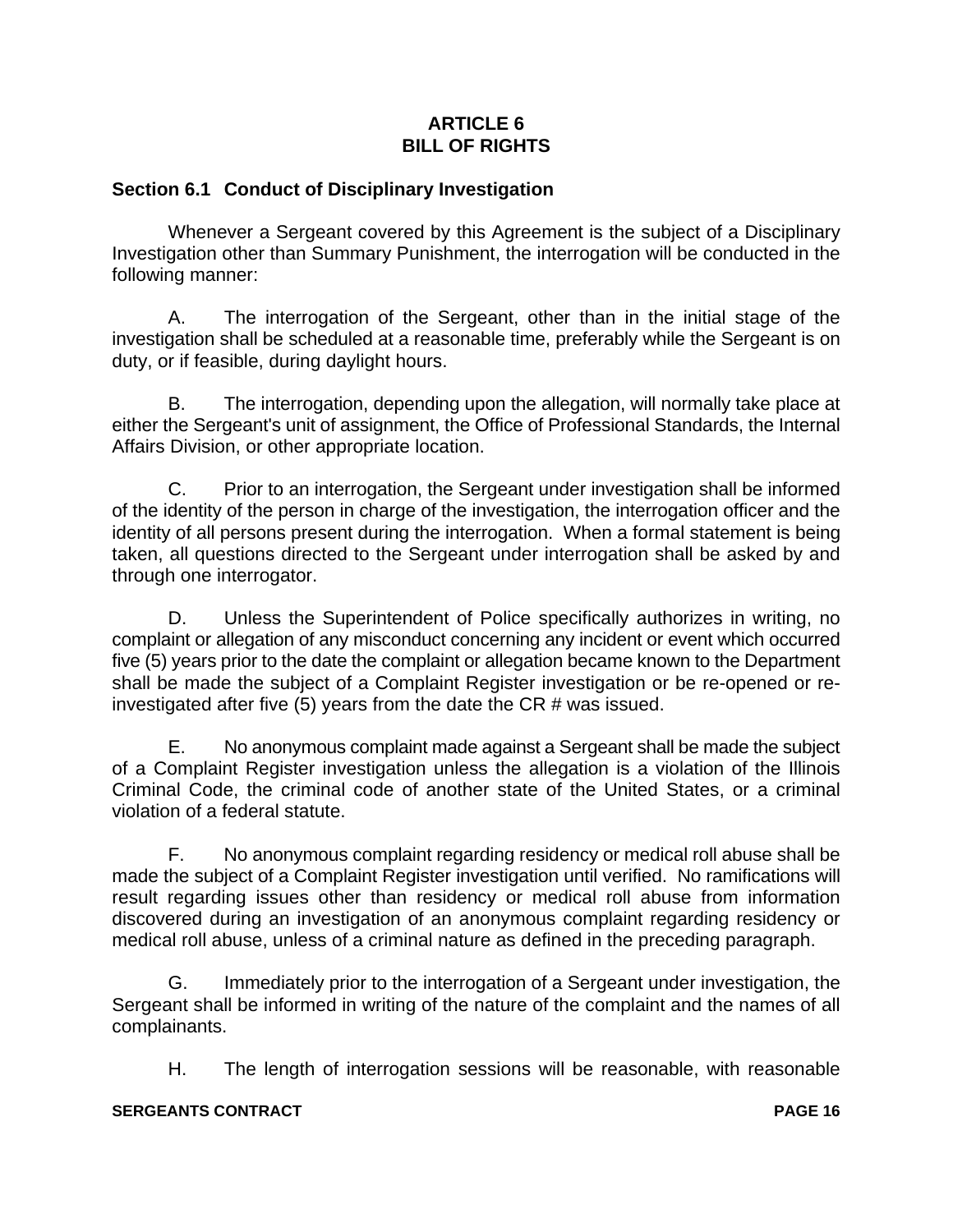# ARTICLE 6
# BILL OF RIGHTS

## Section 6.1 Conduct of Disciplinary Investigation

Whenever a Sergeant covered by this Agreement is the subject of a Disciplinary Investigation other than Summary Punishment, the interrogation will be conducted in the following manner:

A. The interrogation of the Sergeant, other than in the initial stage of the investigation shall be scheduled at a reasonable time, preferably while the Sergeant is on duty, or if feasible, during daylight hours.

B. The interrogation, depending upon the allegation, will normally take place at either the Sergeant's unit of assignment, the Office of Professional Standards, the Internal Affairs Division, or other appropriate location.

C. Prior to an interrogation, the Sergeant under investigation shall be informed of the identity of the person in charge of the investigation, the interrogation officer and the identity of all persons present during the interrogation. When a formal statement is being taken, all questions directed to the Sergeant under interrogation shall be asked by and through one interrogator.

D. Unless the Superintendent of Police specifically authorizes in writing, no complaint or allegation of any misconduct concerning any incident or event which occurred five (5) years prior to the date the complaint or allegation became known to the Department shall be made the subject of a Complaint Register investigation or be re-opened or re-investigated after five (5) years from the date the CR # was issued.

E. No anonymous complaint made against a Sergeant shall be made the subject of a Complaint Register investigation unless the allegation is a violation of the Illinois Criminal Code, the criminal code of another state of the United States, or a criminal violation of a federal statute.

F. No anonymous complaint regarding residency or medical roll abuse shall be made the subject of a Complaint Register investigation until verified. No ramifications will result regarding issues other than residency or medical roll abuse from information discovered during an investigation of an anonymous complaint regarding residency or medical roll abuse, unless of a criminal nature as defined in the preceding paragraph.

G. Immediately prior to the interrogation of a Sergeant under investigation, the Sergeant shall be informed in writing of the nature of the complaint and the names of all complainants.

H. The length of interrogation sessions will be reasonable, with reasonable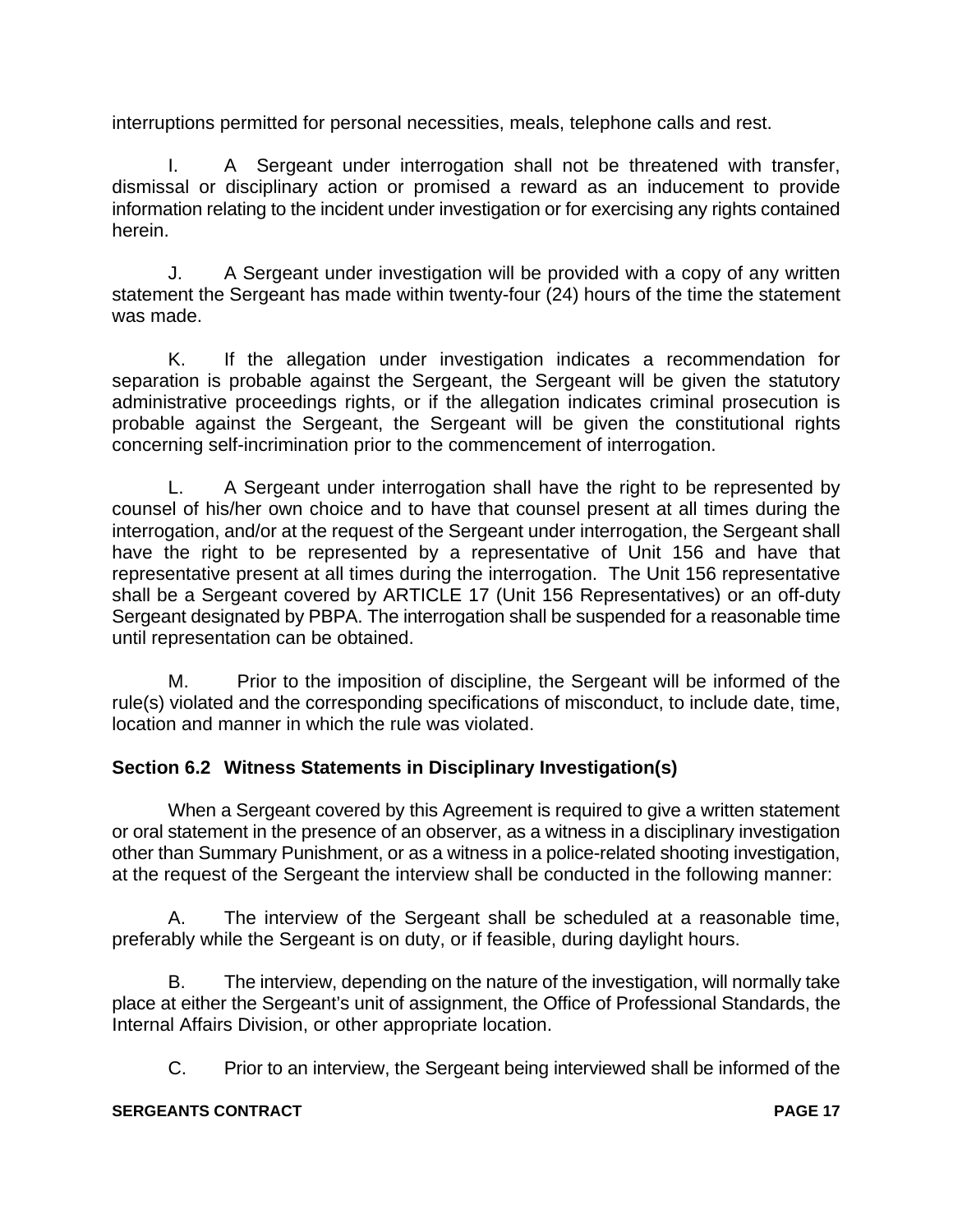interruptions permitted for personal necessities, meals, telephone calls and rest.

I. A Sergeant under interrogation shall not be threatened with transfer, dismissal or disciplinary action or promised a reward as an inducement to provide information relating to the incident under investigation or for exercising any rights contained herein.

J. A Sergeant under investigation will be provided with a copy of any written statement the Sergeant has made within twenty-four (24) hours of the time the statement was made.

K. If the allegation under investigation indicates a recommendation for separation is probable against the Sergeant, the Sergeant will be given the statutory administrative proceedings rights, or if the allegation indicates criminal prosecution is probable against the Sergeant, the Sergeant will be given the constitutional rights concerning self-incrimination prior to the commencement of interrogation.

L. A Sergeant under interrogation shall have the right to be represented by counsel of his/her own choice and to have that counsel present at all times during the interrogation, and/or at the request of the Sergeant under interrogation, the Sergeant shall have the right to be represented by a representative of Unit 156 and have that representative present at all times during the interrogation. The Unit 156 representative shall be a Sergeant covered by ARTICLE 17 (Unit 156 Representatives) or an off-duty Sergeant designated by PBPA. The interrogation shall be suspended for a reasonable time until representation can be obtained.

M. Prior to the imposition of discipline, the Sergeant will be informed of the rule(s) violated and the corresponding specifications of misconduct, to include date, time, location and manner in which the rule was violated.

### Section 6.2 Witness Statements in Disciplinary Investigation(s)

When a Sergeant covered by this Agreement is required to give a written statement or oral statement in the presence of an observer, as a witness in a disciplinary investigation other than Summary Punishment, or as a witness in a police-related shooting investigation, at the request of the Sergeant the interview shall be conducted in the following manner:

A. The interview of the Sergeant shall be scheduled at a reasonable time, preferably while the Sergeant is on duty, or if feasible, during daylight hours.

B. The interview, depending on the nature of the investigation, will normally take place at either the Sergeant's unit of assignment, the Office of Professional Standards, the Internal Affairs Division, or other appropriate location.

C. Prior to an interview, the Sergeant being interviewed shall be informed of the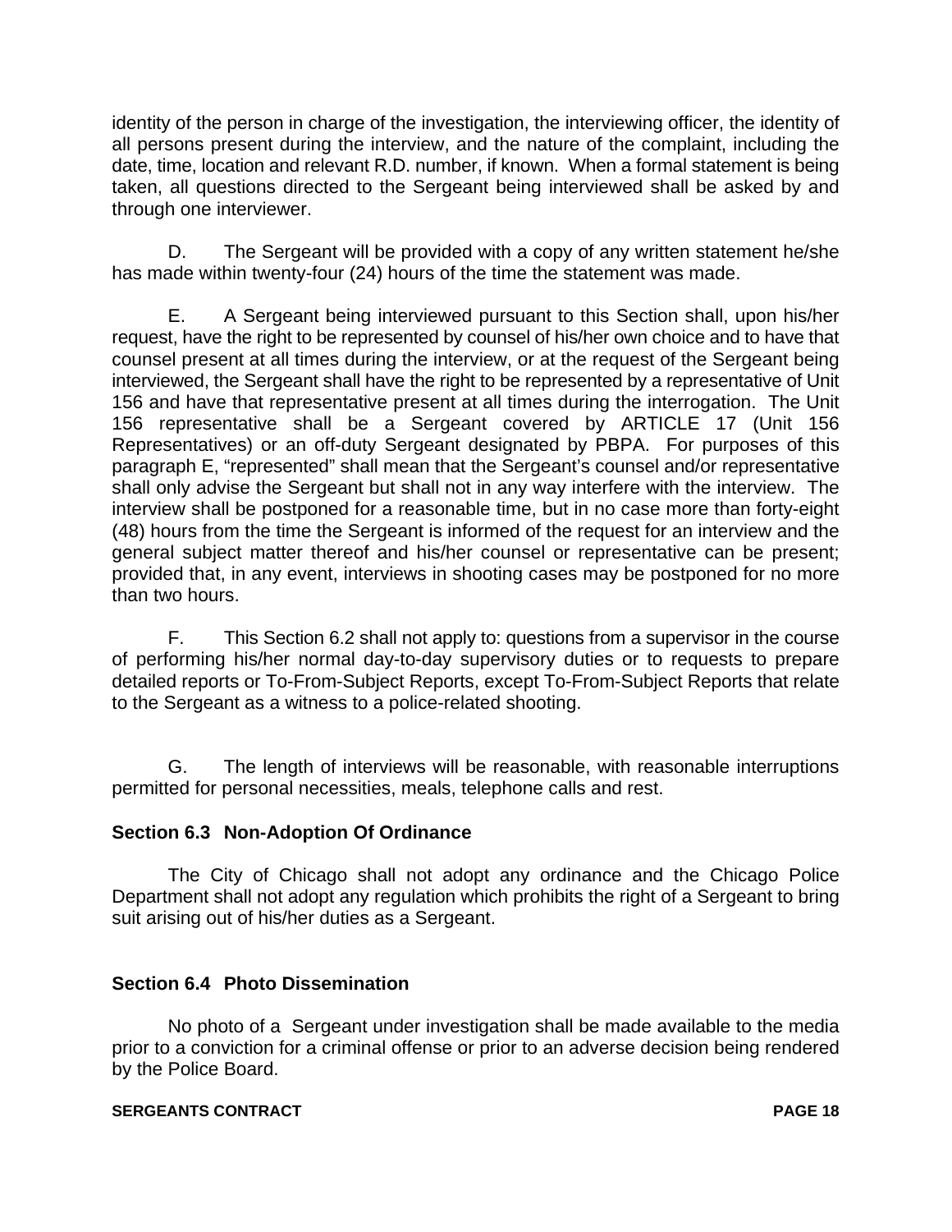identity of the person in charge of the investigation, the interviewing officer, the identity of all persons present during the interview, and the nature of the complaint, including the date, time, location and relevant R.D. number, if known. When a formal statement is being taken, all questions directed to the Sergeant being interviewed shall be asked by and through one interviewer.

D. The Sergeant will be provided with a copy of any written statement he/she has made within twenty-four (24) hours of the time the statement was made.

E. A Sergeant being interviewed pursuant to this Section shall, upon his/her request, have the right to be represented by counsel of his/her own choice and to have that counsel present at all times during the interview, or at the request of the Sergeant being interviewed, the Sergeant shall have the right to be represented by a representative of Unit 156 and have that representative present at all times during the interrogation. The Unit 156 representative shall be a Sergeant covered by ARTICLE 17 (Unit 156 Representatives) or an off-duty Sergeant designated by PBPA. For purposes of this paragraph E, "represented" shall mean that the Sergeant's counsel and/or representative shall only advise the Sergeant but shall not in any way interfere with the interview. The interview shall be postponed for a reasonable time, but in no case more than forty-eight (48) hours from the time the Sergeant is informed of the request for an interview and the general subject matter thereof and his/her counsel or representative can be present; provided that, in any event, interviews in shooting cases may be postponed for no more than two hours.

F. This Section 6.2 shall not apply to: questions from a supervisor in the course of performing his/her normal day-to-day supervisory duties or to requests to prepare detailed reports or To-From-Subject Reports, except To-From-Subject Reports that relate to the Sergeant as a witness to a police-related shooting.

G. The length of interviews will be reasonable, with reasonable interruptions permitted for personal necessities, meals, telephone calls and rest.

**Section 6.3 Non-Adoption Of Ordinance**

The City of Chicago shall not adopt any ordinance and the Chicago Police Department shall not adopt any regulation which prohibits the right of a Sergeant to bring suit arising out of his/her duties as a Sergeant.

**Section 6.4 Photo Dissemination**

No photo of a Sergeant under investigation shall be made available to the media prior to a conviction for a criminal offense or prior to an adverse decision being rendered by the Police Board.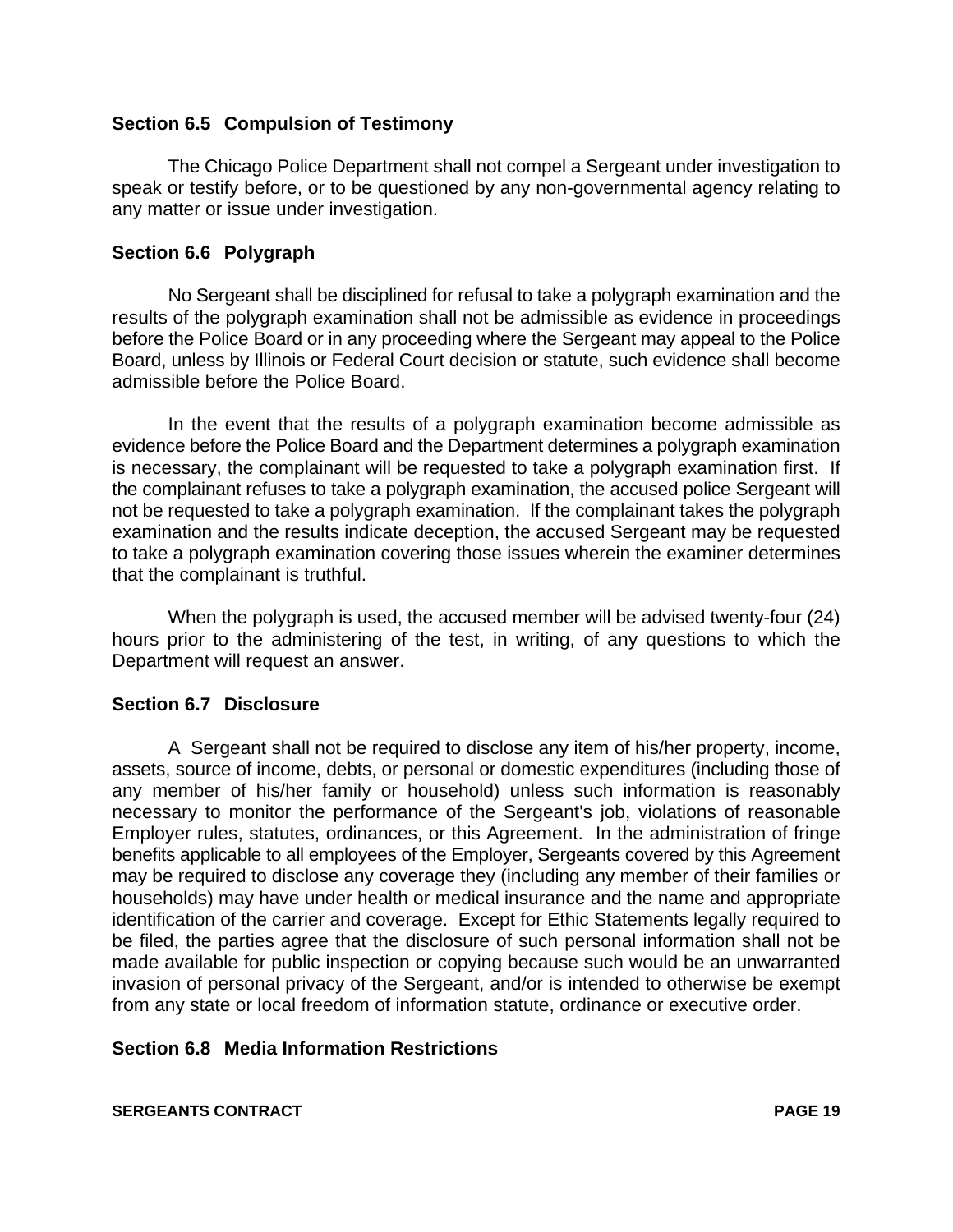### Section 6.5 Compulsion of Testimony

The Chicago Police Department shall not compel a Sergeant under investigation to speak or testify before, or to be questioned by any non-governmental agency relating to any matter or issue under investigation.

### Section 6.6 Polygraph

No Sergeant shall be disciplined for refusal to take a polygraph examination and the results of the polygraph examination shall not be admissible as evidence in proceedings before the Police Board or in any proceeding where the Sergeant may appeal to the Police Board, unless by Illinois or Federal Court decision or statute, such evidence shall become admissible before the Police Board.

In the event that the results of a polygraph examination become admissible as evidence before the Police Board and the Department determines a polygraph examination is necessary, the complainant will be requested to take a polygraph examination first. If the complainant refuses to take a polygraph examination, the accused police Sergeant will not be requested to take a polygraph examination. If the complainant takes the polygraph examination and the results indicate deception, the accused Sergeant may be requested to take a polygraph examination covering those issues wherein the examiner determines that the complainant is truthful.

When the polygraph is used, the accused member will be advised twenty-four (24) hours prior to the administering of the test, in writing, of any questions to which the Department will request an answer.

### Section 6.7 Disclosure

A Sergeant shall not be required to disclose any item of his/her property, income, assets, source of income, debts, or personal or domestic expenditures (including those of any member of his/her family or household) unless such information is reasonably necessary to monitor the performance of the Sergeant's job, violations of reasonable Employer rules, statutes, ordinances, or this Agreement. In the administration of fringe benefits applicable to all employees of the Employer, Sergeants covered by this Agreement may be required to disclose any coverage they (including any member of their families or households) may have under health or medical insurance and the name and appropriate identification of the carrier and coverage. Except for Ethic Statements legally required to be filed, the parties agree that the disclosure of such personal information shall not be made available for public inspection or copying because such would be an unwarranted invasion of personal privacy of the Sergeant, and/or is intended to otherwise be exempt from any state or local freedom of information statute, ordinance or executive order.

### Section 6.8 Media Information Restrictions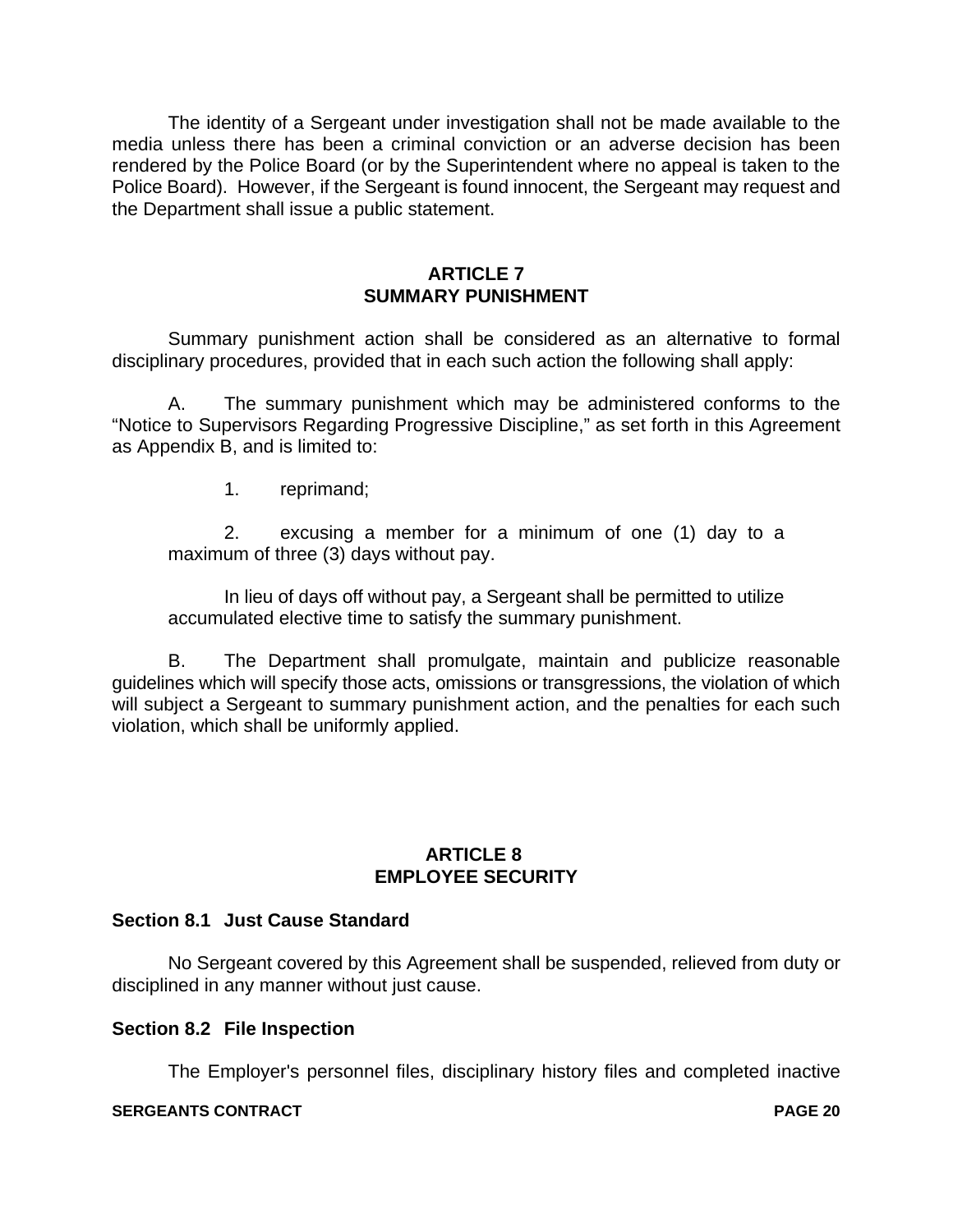The identity of a Sergeant under investigation shall not be made available to the media unless there has been a criminal conviction or an adverse decision has been rendered by the Police Board (or by the Superintendent where no appeal is taken to the Police Board). However, if the Sergeant is found innocent, the Sergeant may request and the Department shall issue a public statement.

## ARTICLE 7
## SUMMARY PUNISHMENT

Summary punishment action shall be considered as an alternative to formal disciplinary procedures, provided that in each such action the following shall apply:

A. The summary punishment which may be administered conforms to the "Notice to Supervisors Regarding Progressive Discipline," as set forth in this Agreement as Appendix B, and is limited to:

1. reprimand;

2. excusing a member for a minimum of one (1) day to a maximum of three (3) days without pay.

In lieu of days off without pay, a Sergeant shall be permitted to utilize accumulated elective time to satisfy the summary punishment.

B. The Department shall promulgate, maintain and publicize reasonable guidelines which will specify those acts, omissions or transgressions, the violation of which will subject a Sergeant to summary punishment action, and the penalties for each such violation, which shall be uniformly applied.

## ARTICLE 8
## EMPLOYEE SECURITY

### Section 8.1 Just Cause Standard

No Sergeant covered by this Agreement shall be suspended, relieved from duty or disciplined in any manner without just cause.

### Section 8.2 File Inspection

The Employer's personnel files, disciplinary history files and completed inactive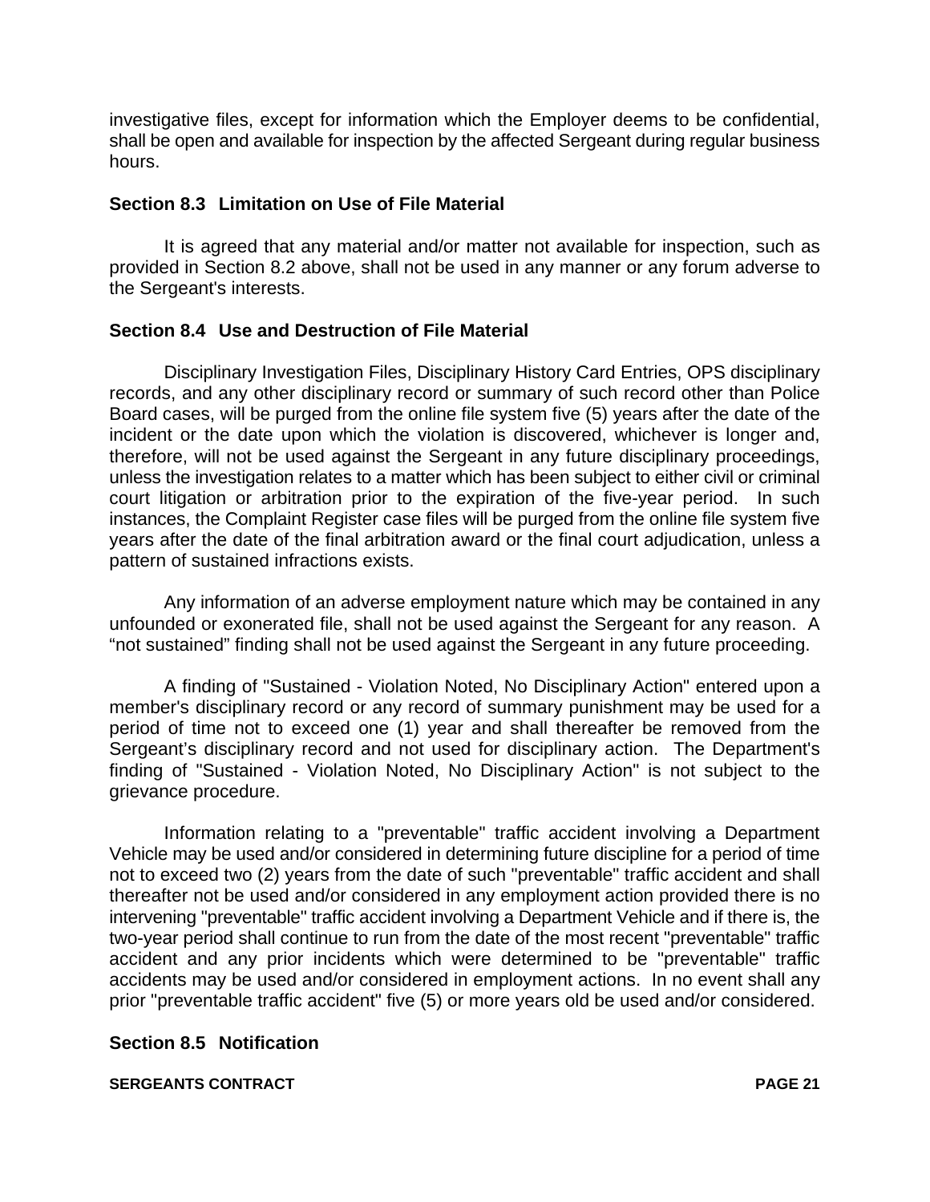investigative files, except for information which the Employer deems to be confidential, shall be open and available for inspection by the affected Sergeant during regular business hours.

### Section 8.3 Limitation on Use of File Material

It is agreed that any material and/or matter not available for inspection, such as provided in Section 8.2 above, shall not be used in any manner or any forum adverse to the Sergeant's interests.

### Section 8.4 Use and Destruction of File Material

Disciplinary Investigation Files, Disciplinary History Card Entries, OPS disciplinary records, and any other disciplinary record or summary of such record other than Police Board cases, will be purged from the online file system five (5) years after the date of the incident or the date upon which the violation is discovered, whichever is longer and, therefore, will not be used against the Sergeant in any future disciplinary proceedings, unless the investigation relates to a matter which has been subject to either civil or criminal court litigation or arbitration prior to the expiration of the five-year period. In such instances, the Complaint Register case files will be purged from the online file system five years after the date of the final arbitration award or the final court adjudication, unless a pattern of sustained infractions exists.

Any information of an adverse employment nature which may be contained in any unfounded or exonerated file, shall not be used against the Sergeant for any reason. A “not sustained” finding shall not be used against the Sergeant in any future proceeding.

A finding of "Sustained - Violation Noted, No Disciplinary Action" entered upon a member's disciplinary record or any record of summary punishment may be used for a period of time not to exceed one (1) year and shall thereafter be removed from the Sergeant’s disciplinary record and not used for disciplinary action. The Department's finding of "Sustained - Violation Noted, No Disciplinary Action" is not subject to the grievance procedure.

Information relating to a "preventable" traffic accident involving a Department Vehicle may be used and/or considered in determining future discipline for a period of time not to exceed two (2) years from the date of such "preventable" traffic accident and shall thereafter not be used and/or considered in any employment action provided there is no intervening "preventable" traffic accident involving a Department Vehicle and if there is, the two-year period shall continue to run from the date of the most recent "preventable" traffic accident and any prior incidents which were determined to be "preventable" traffic accidents may be used and/or considered in employment actions. In no event shall any prior "preventable traffic accident" five (5) or more years old be used and/or considered.

### Section 8.5 Notification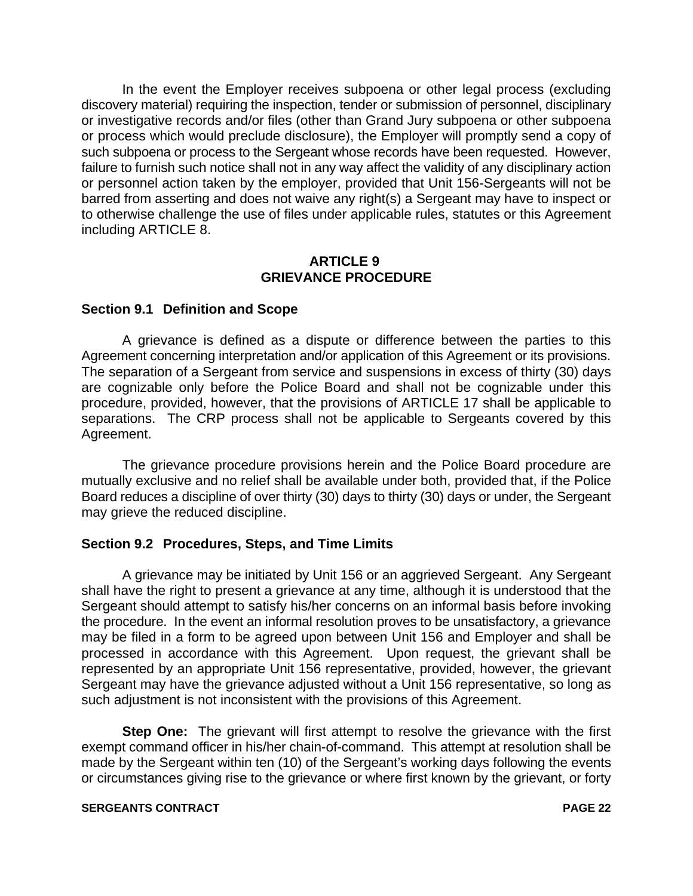In the event the Employer receives subpoena or other legal process (excluding discovery material) requiring the inspection, tender or submission of personnel, disciplinary or investigative records and/or files (other than Grand Jury subpoena or other subpoena or process which would preclude disclosure), the Employer will promptly send a copy of such subpoena or process to the Sergeant whose records have been requested. However, failure to furnish such notice shall not in any way affect the validity of any disciplinary action or personnel action taken by the employer, provided that Unit 156-Sergeants will not be barred from asserting and does not waive any right(s) a Sergeant may have to inspect or to otherwise challenge the use of files under applicable rules, statutes or this Agreement including ARTICLE 8.

## ARTICLE 9
## GRIEVANCE PROCEDURE

### Section 9.1 Definition and Scope

A grievance is defined as a dispute or difference between the parties to this Agreement concerning interpretation and/or application of this Agreement or its provisions. The separation of a Sergeant from service and suspensions in excess of thirty (30) days are cognizable only before the Police Board and shall not be cognizable under this procedure, provided, however, that the provisions of ARTICLE 17 shall be applicable to separations. The CRP process shall not be applicable to Sergeants covered by this Agreement.

The grievance procedure provisions herein and the Police Board procedure are mutually exclusive and no relief shall be available under both, provided that, if the Police Board reduces a discipline of over thirty (30) days to thirty (30) days or under, the Sergeant may grieve the reduced discipline.

### Section 9.2 Procedures, Steps, and Time Limits

A grievance may be initiated by Unit 156 or an aggrieved Sergeant. Any Sergeant shall have the right to present a grievance at any time, although it is understood that the Sergeant should attempt to satisfy his/her concerns on an informal basis before invoking the procedure. In the event an informal resolution proves to be unsatisfactory, a grievance may be filed in a form to be agreed upon between Unit 156 and Employer and shall be processed in accordance with this Agreement. Upon request, the grievant shall be represented by an appropriate Unit 156 representative, provided, however, the grievant Sergeant may have the grievance adjusted without a Unit 156 representative, so long as such adjustment is not inconsistent with the provisions of this Agreement.

**Step One:** The grievant will first attempt to resolve the grievance with the first exempt command officer in his/her chain-of-command. This attempt at resolution shall be made by the Sergeant within ten (10) of the Sergeant's working days following the events or circumstances giving rise to the grievance or where first known by the grievant, or forty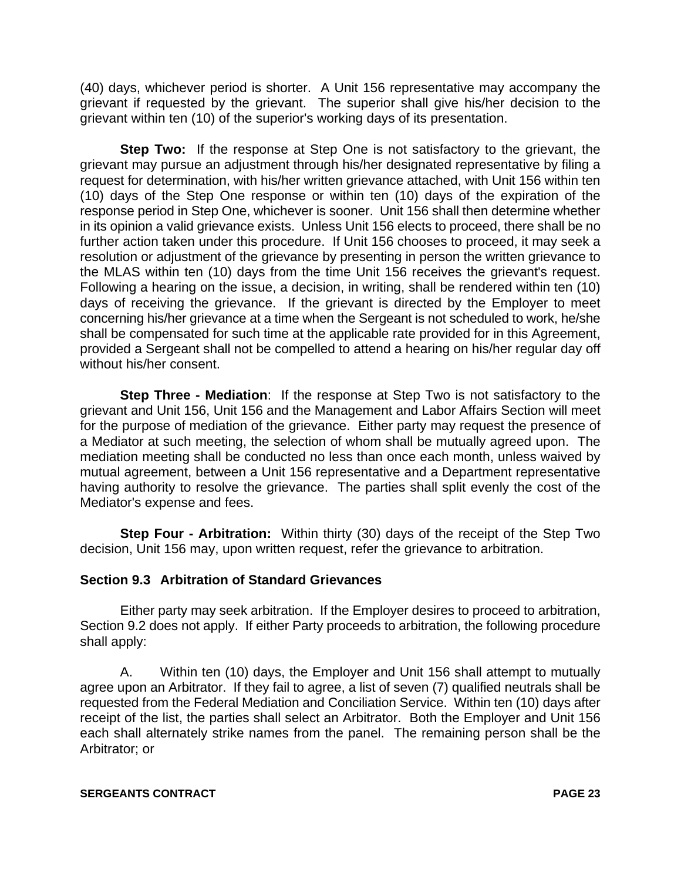(40) days, whichever period is shorter. A Unit 156 representative may accompany the grievant if requested by the grievant. The superior shall give his/her decision to the grievant within ten (10) of the superior's working days of its presentation.

**Step Two:** If the response at Step One is not satisfactory to the grievant, the grievant may pursue an adjustment through his/her designated representative by filing a request for determination, with his/her written grievance attached, with Unit 156 within ten (10) days of the Step One response or within ten (10) days of the expiration of the response period in Step One, whichever is sooner. Unit 156 shall then determine whether in its opinion a valid grievance exists. Unless Unit 156 elects to proceed, there shall be no further action taken under this procedure. If Unit 156 chooses to proceed, it may seek a resolution or adjustment of the grievance by presenting in person the written grievance to the MLAS within ten (10) days from the time Unit 156 receives the grievant's request. Following a hearing on the issue, a decision, in writing, shall be rendered within ten (10) days of receiving the grievance. If the grievant is directed by the Employer to meet concerning his/her grievance at a time when the Sergeant is not scheduled to work, he/she shall be compensated for such time at the applicable rate provided for in this Agreement, provided a Sergeant shall not be compelled to attend a hearing on his/her regular day off without his/her consent.

**Step Three - Mediation**: If the response at Step Two is not satisfactory to the grievant and Unit 156, Unit 156 and the Management and Labor Affairs Section will meet for the purpose of mediation of the grievance. Either party may request the presence of a Mediator at such meeting, the selection of whom shall be mutually agreed upon. The mediation meeting shall be conducted no less than once each month, unless waived by mutual agreement, between a Unit 156 representative and a Department representative having authority to resolve the grievance. The parties shall split evenly the cost of the Mediator's expense and fees.

**Step Four - Arbitration:** Within thirty (30) days of the receipt of the Step Two decision, Unit 156 may, upon written request, refer the grievance to arbitration.

### Section 9.3 Arbitration of Standard Grievances

Either party may seek arbitration. If the Employer desires to proceed to arbitration, Section 9.2 does not apply. If either Party proceeds to arbitration, the following procedure shall apply:

A. Within ten (10) days, the Employer and Unit 156 shall attempt to mutually agree upon an Arbitrator. If they fail to agree, a list of seven (7) qualified neutrals shall be requested from the Federal Mediation and Conciliation Service. Within ten (10) days after receipt of the list, the parties shall select an Arbitrator. Both the Employer and Unit 156 each shall alternately strike names from the panel. The remaining person shall be the Arbitrator; or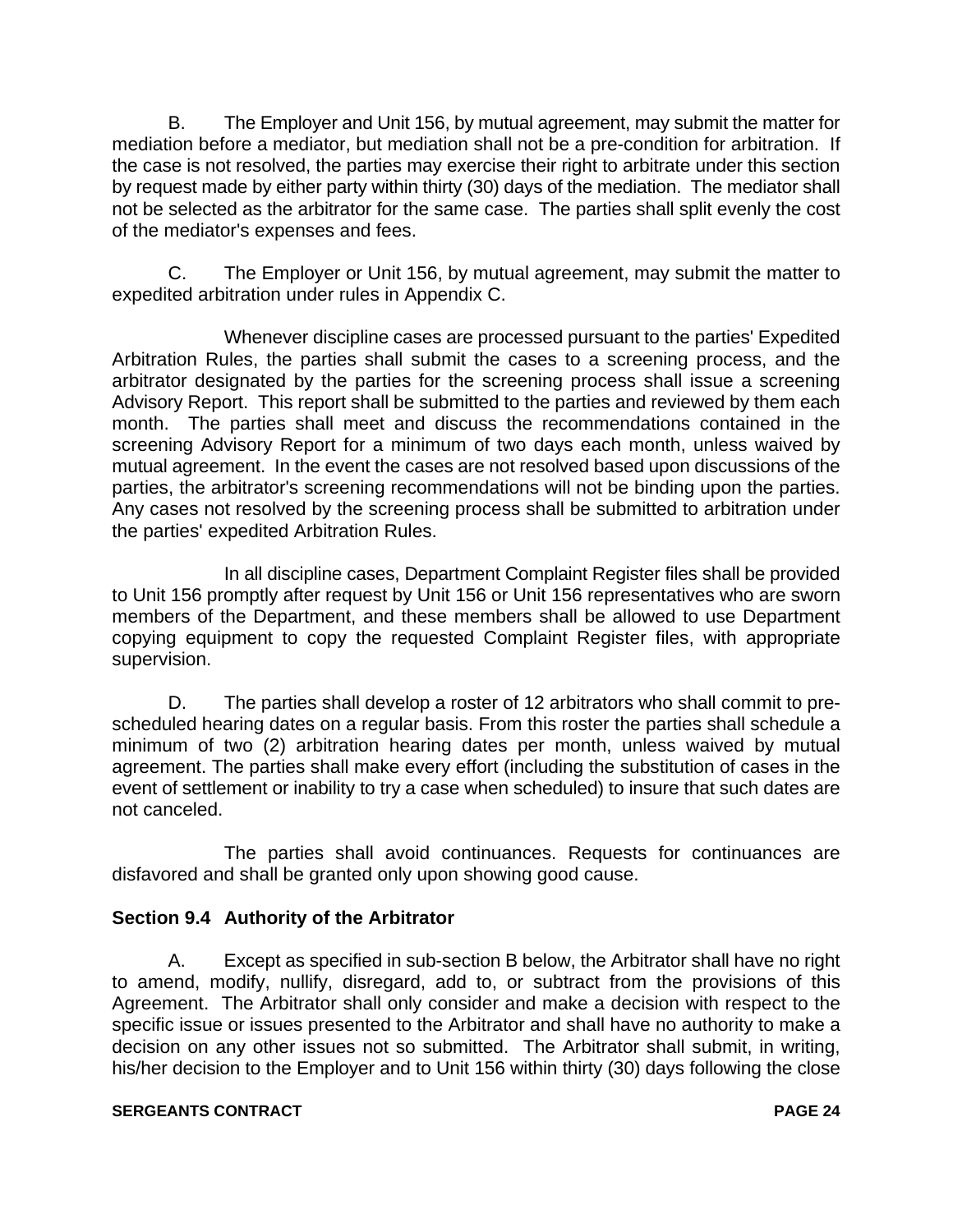B. The Employer and Unit 156, by mutual agreement, may submit the matter for mediation before a mediator, but mediation shall not be a pre-condition for arbitration. If the case is not resolved, the parties may exercise their right to arbitrate under this section by request made by either party within thirty (30) days of the mediation. The mediator shall not be selected as the arbitrator for the same case. The parties shall split evenly the cost of the mediator's expenses and fees.

C. The Employer or Unit 156, by mutual agreement, may submit the matter to expedited arbitration under rules in Appendix C.

Whenever discipline cases are processed pursuant to the parties' Expedited Arbitration Rules, the parties shall submit the cases to a screening process, and the arbitrator designated by the parties for the screening process shall issue a screening Advisory Report. This report shall be submitted to the parties and reviewed by them each month. The parties shall meet and discuss the recommendations contained in the screening Advisory Report for a minimum of two days each month, unless waived by mutual agreement. In the event the cases are not resolved based upon discussions of the parties, the arbitrator's screening recommendations will not be binding upon the parties. Any cases not resolved by the screening process shall be submitted to arbitration under the parties' expedited Arbitration Rules.

In all discipline cases, Department Complaint Register files shall be provided to Unit 156 promptly after request by Unit 156 or Unit 156 representatives who are sworn members of the Department, and these members shall be allowed to use Department copying equipment to copy the requested Complaint Register files, with appropriate supervision.

D. The parties shall develop a roster of 12 arbitrators who shall commit to pre-scheduled hearing dates on a regular basis. From this roster the parties shall schedule a minimum of two (2) arbitration hearing dates per month, unless waived by mutual agreement. The parties shall make every effort (including the substitution of cases in the event of settlement or inability to try a case when scheduled) to insure that such dates are not canceled.

The parties shall avoid continuances. Requests for continuances are disfavored and shall be granted only upon showing good cause.

### Section 9.4 Authority of the Arbitrator

A. Except as specified in sub-section B below, the Arbitrator shall have no right to amend, modify, nullify, disregard, add to, or subtract from the provisions of this Agreement. The Arbitrator shall only consider and make a decision with respect to the specific issue or issues presented to the Arbitrator and shall have no authority to make a decision on any other issues not so submitted. The Arbitrator shall submit, in writing, his/her decision to the Employer and to Unit 156 within thirty (30) days following the close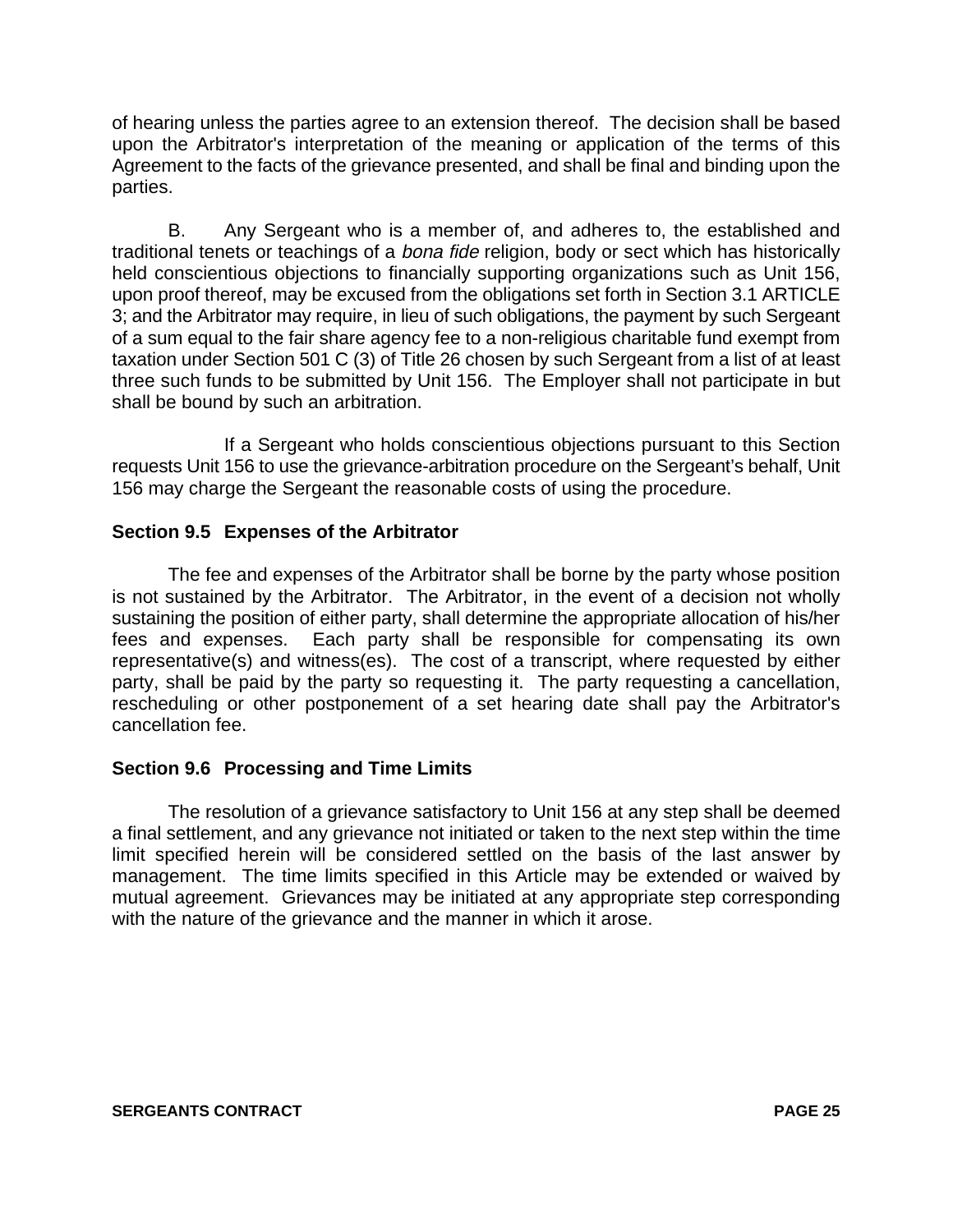of hearing unless the parties agree to an extension thereof. The decision shall be based upon the Arbitrator's interpretation of the meaning or application of the terms of this Agreement to the facts of the grievance presented, and shall be final and binding upon the parties.

B. Any Sergeant who is a member of, and adheres to, the established and traditional tenets or teachings of a *bona fide* religion, body or sect which has historically held conscientious objections to financially supporting organizations such as Unit 156, upon proof thereof, may be excused from the obligations set forth in Section 3.1 ARTICLE 3; and the Arbitrator may require, in lieu of such obligations, the payment by such Sergeant of a sum equal to the fair share agency fee to a non-religious charitable fund exempt from taxation under Section 501 C (3) of Title 26 chosen by such Sergeant from a list of at least three such funds to be submitted by Unit 156. The Employer shall not participate in but shall be bound by such an arbitration.

If a Sergeant who holds conscientious objections pursuant to this Section requests Unit 156 to use the grievance-arbitration procedure on the Sergeant's behalf, Unit 156 may charge the Sergeant the reasonable costs of using the procedure.

### Section 9.5 Expenses of the Arbitrator

The fee and expenses of the Arbitrator shall be borne by the party whose position is not sustained by the Arbitrator. The Arbitrator, in the event of a decision not wholly sustaining the position of either party, shall determine the appropriate allocation of his/her fees and expenses. Each party shall be responsible for compensating its own representative(s) and witness(es). The cost of a transcript, where requested by either party, shall be paid by the party so requesting it. The party requesting a cancellation, rescheduling or other postponement of a set hearing date shall pay the Arbitrator's cancellation fee.

### Section 9.6 Processing and Time Limits

The resolution of a grievance satisfactory to Unit 156 at any step shall be deemed a final settlement, and any grievance not initiated or taken to the next step within the time limit specified herein will be considered settled on the basis of the last answer by management. The time limits specified in this Article may be extended or waived by mutual agreement. Grievances may be initiated at any appropriate step corresponding with the nature of the grievance and the manner in which it arose.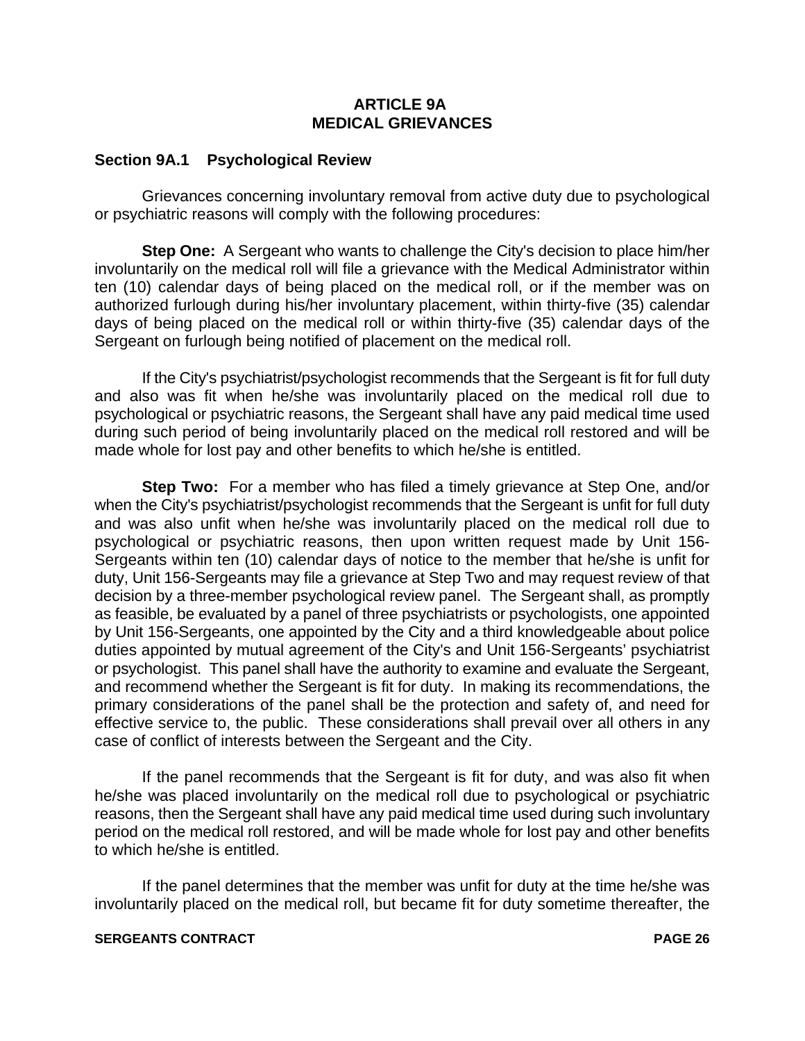# ARTICLE 9A
# MEDICAL GRIEVANCES

## Section 9A.1 Psychological Review

Grievances concerning involuntary removal from active duty due to psychological or psychiatric reasons will comply with the following procedures:

**Step One:** A Sergeant who wants to challenge the City's decision to place him/her involuntarily on the medical roll will file a grievance with the Medical Administrator within ten (10) calendar days of being placed on the medical roll, or if the member was on authorized furlough during his/her involuntary placement, within thirty-five (35) calendar days of being placed on the medical roll or within thirty-five (35) calendar days of the Sergeant on furlough being notified of placement on the medical roll.

If the City's psychiatrist/psychologist recommends that the Sergeant is fit for full duty and also was fit when he/she was involuntarily placed on the medical roll due to psychological or psychiatric reasons, the Sergeant shall have any paid medical time used during such period of being involuntarily placed on the medical roll restored and will be made whole for lost pay and other benefits to which he/she is entitled.

**Step Two:** For a member who has filed a timely grievance at Step One, and/or when the City's psychiatrist/psychologist recommends that the Sergeant is unfit for full duty and was also unfit when he/she was involuntarily placed on the medical roll due to psychological or psychiatric reasons, then upon written request made by Unit 156-Sergeants within ten (10) calendar days of notice to the member that he/she is unfit for duty, Unit 156-Sergeants may file a grievance at Step Two and may request review of that decision by a three-member psychological review panel. The Sergeant shall, as promptly as feasible, be evaluated by a panel of three psychiatrists or psychologists, one appointed by Unit 156-Sergeants, one appointed by the City and a third knowledgeable about police duties appointed by mutual agreement of the City's and Unit 156-Sergeants' psychiatrist or psychologist. This panel shall have the authority to examine and evaluate the Sergeant, and recommend whether the Sergeant is fit for duty. In making its recommendations, the primary considerations of the panel shall be the protection and safety of, and need for effective service to, the public. These considerations shall prevail over all others in any case of conflict of interests between the Sergeant and the City.

If the panel recommends that the Sergeant is fit for duty, and was also fit when he/she was placed involuntarily on the medical roll due to psychological or psychiatric reasons, then the Sergeant shall have any paid medical time used during such involuntary period on the medical roll restored, and will be made whole for lost pay and other benefits to which he/she is entitled.

If the panel determines that the member was unfit for duty at the time he/she was involuntarily placed on the medical roll, but became fit for duty sometime thereafter, the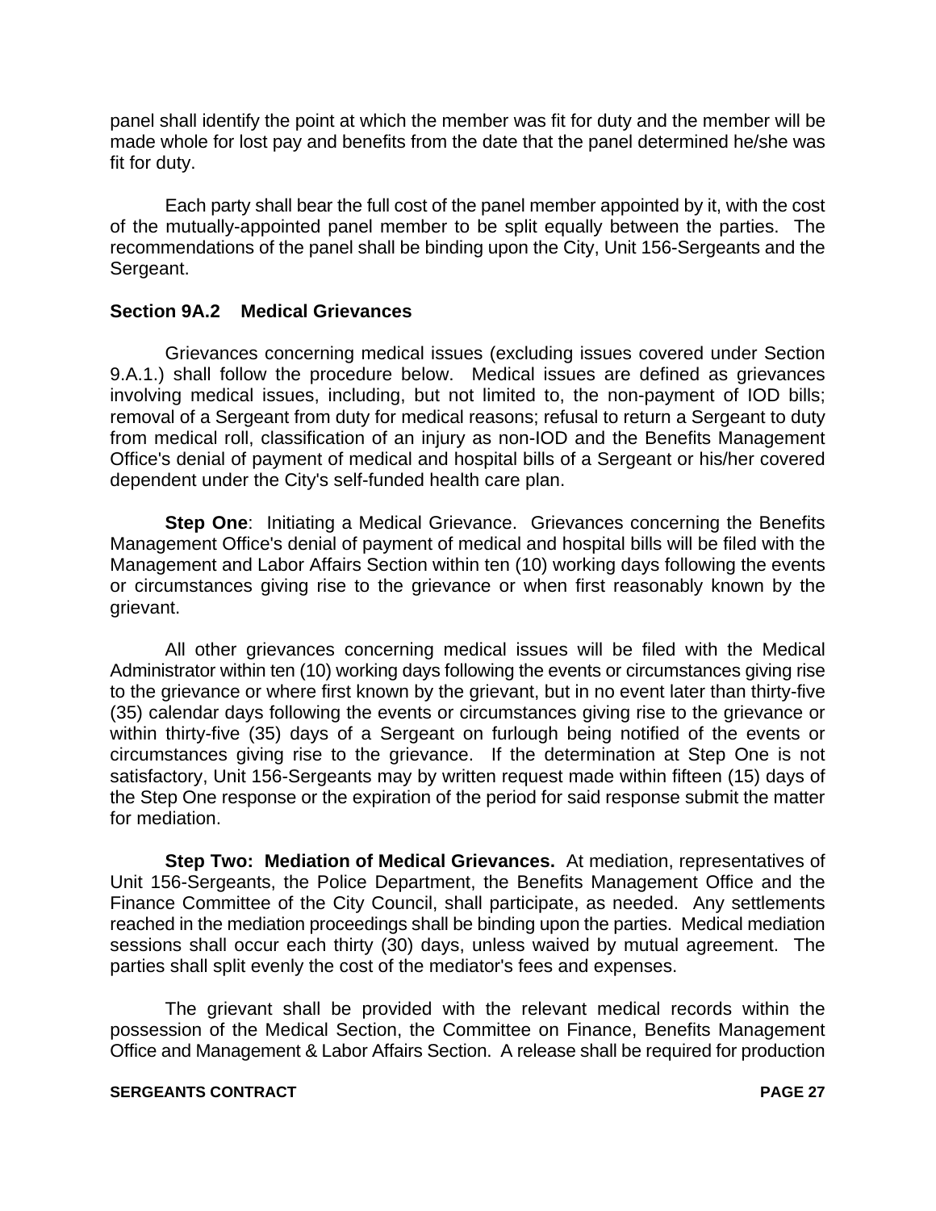panel shall identify the point at which the member was fit for duty and the member will be made whole for lost pay and benefits from the date that the panel determined he/she was fit for duty.

Each party shall bear the full cost of the panel member appointed by it, with the cost of the mutually-appointed panel member to be split equally between the parties. The recommendations of the panel shall be binding upon the City, Unit 156-Sergeants and the Sergeant.

### Section 9A.2 Medical Grievances

Grievances concerning medical issues (excluding issues covered under Section 9.A.1.) shall follow the procedure below. Medical issues are defined as grievances involving medical issues, including, but not limited to, the non-payment of IOD bills; removal of a Sergeant from duty for medical reasons; refusal to return a Sergeant to duty from medical roll, classification of an injury as non-IOD and the Benefits Management Office's denial of payment of medical and hospital bills of a Sergeant or his/her covered dependent under the City's self-funded health care plan.

**Step One**: Initiating a Medical Grievance. Grievances concerning the Benefits Management Office's denial of payment of medical and hospital bills will be filed with the Management and Labor Affairs Section within ten (10) working days following the events or circumstances giving rise to the grievance or when first reasonably known by the grievant.

All other grievances concerning medical issues will be filed with the Medical Administrator within ten (10) working days following the events or circumstances giving rise to the grievance or where first known by the grievant, but in no event later than thirty-five (35) calendar days following the events or circumstances giving rise to the grievance or within thirty-five (35) days of a Sergeant on furlough being notified of the events or circumstances giving rise to the grievance. If the determination at Step One is not satisfactory, Unit 156-Sergeants may by written request made within fifteen (15) days of the Step One response or the expiration of the period for said response submit the matter for mediation.

**Step Two: Mediation of Medical Grievances.** At mediation, representatives of Unit 156-Sergeants, the Police Department, the Benefits Management Office and the Finance Committee of the City Council, shall participate, as needed. Any settlements reached in the mediation proceedings shall be binding upon the parties. Medical mediation sessions shall occur each thirty (30) days, unless waived by mutual agreement. The parties shall split evenly the cost of the mediator's fees and expenses.

The grievant shall be provided with the relevant medical records within the possession of the Medical Section, the Committee on Finance, Benefits Management Office and Management & Labor Affairs Section. A release shall be required for production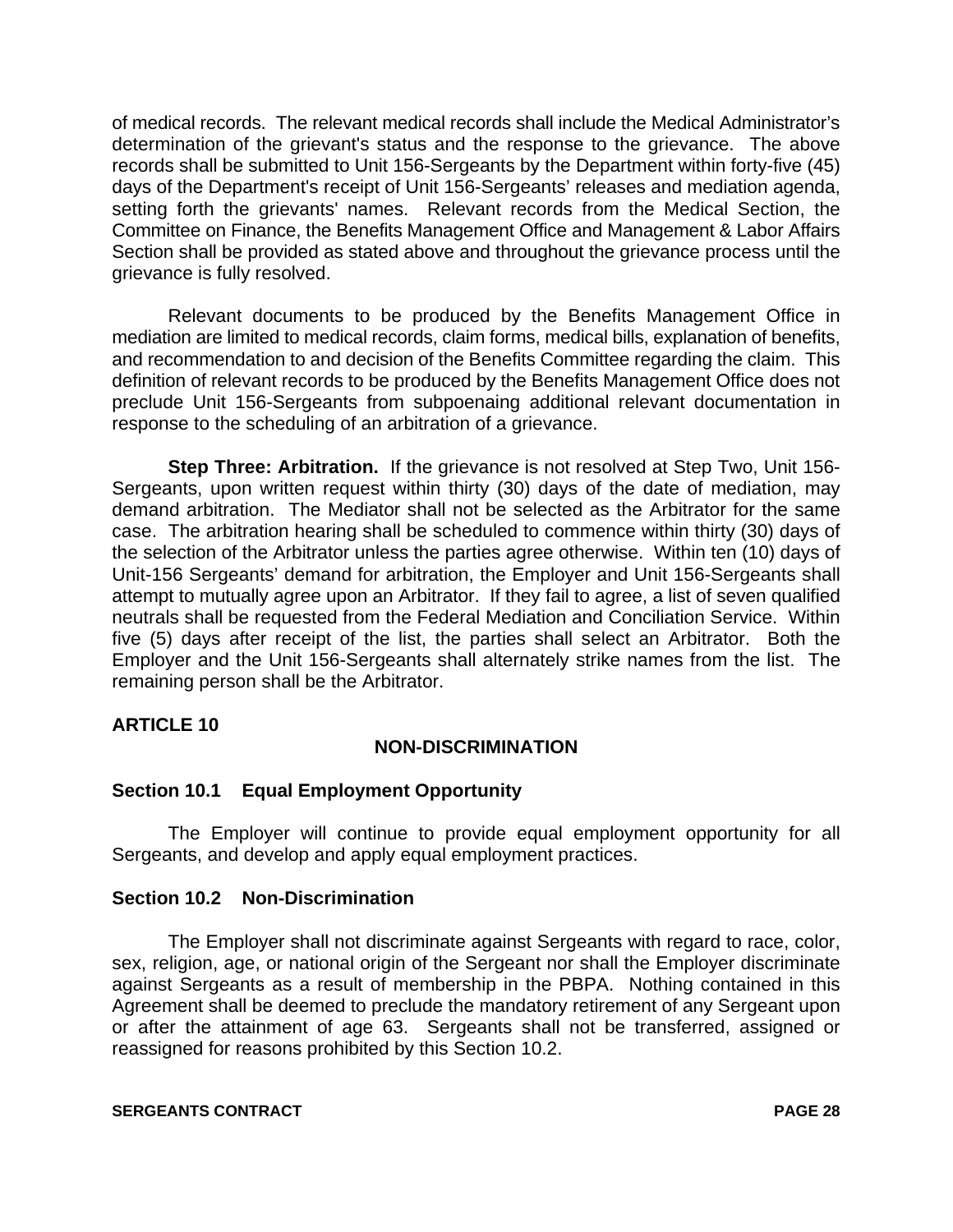of medical records. The relevant medical records shall include the Medical Administrator's determination of the grievant's status and the response to the grievance. The above records shall be submitted to Unit 156-Sergeants by the Department within forty-five (45) days of the Department's receipt of Unit 156-Sergeants' releases and mediation agenda, setting forth the grievants' names. Relevant records from the Medical Section, the Committee on Finance, the Benefits Management Office and Management & Labor Affairs Section shall be provided as stated above and throughout the grievance process until the grievance is fully resolved.

Relevant documents to be produced by the Benefits Management Office in mediation are limited to medical records, claim forms, medical bills, explanation of benefits, and recommendation to and decision of the Benefits Committee regarding the claim. This definition of relevant records to be produced by the Benefits Management Office does not preclude Unit 156-Sergeants from subpoenaing additional relevant documentation in response to the scheduling of an arbitration of a grievance.

**Step Three: Arbitration.** If the grievance is not resolved at Step Two, Unit 156-Sergeants, upon written request within thirty (30) days of the date of mediation, may demand arbitration. The Mediator shall not be selected as the Arbitrator for the same case. The arbitration hearing shall be scheduled to commence within thirty (30) days of the selection of the Arbitrator unless the parties agree otherwise. Within ten (10) days of Unit-156 Sergeants' demand for arbitration, the Employer and Unit 156-Sergeants shall attempt to mutually agree upon an Arbitrator. If they fail to agree, a list of seven qualified neutrals shall be requested from the Federal Mediation and Conciliation Service. Within five (5) days after receipt of the list, the parties shall select an Arbitrator. Both the Employer and the Unit 156-Sergeants shall alternately strike names from the list. The remaining person shall be the Arbitrator.

## ARTICLE 10

## NON-DISCRIMINATION

### Section 10.1 Equal Employment Opportunity

The Employer will continue to provide equal employment opportunity for all Sergeants, and develop and apply equal employment practices.

### Section 10.2 Non-Discrimination

The Employer shall not discriminate against Sergeants with regard to race, color, sex, religion, age, or national origin of the Sergeant nor shall the Employer discriminate against Sergeants as a result of membership in the PBPA. Nothing contained in this Agreement shall be deemed to preclude the mandatory retirement of any Sergeant upon or after the attainment of age 63. Sergeants shall not be transferred, assigned or reassigned for reasons prohibited by this Section 10.2.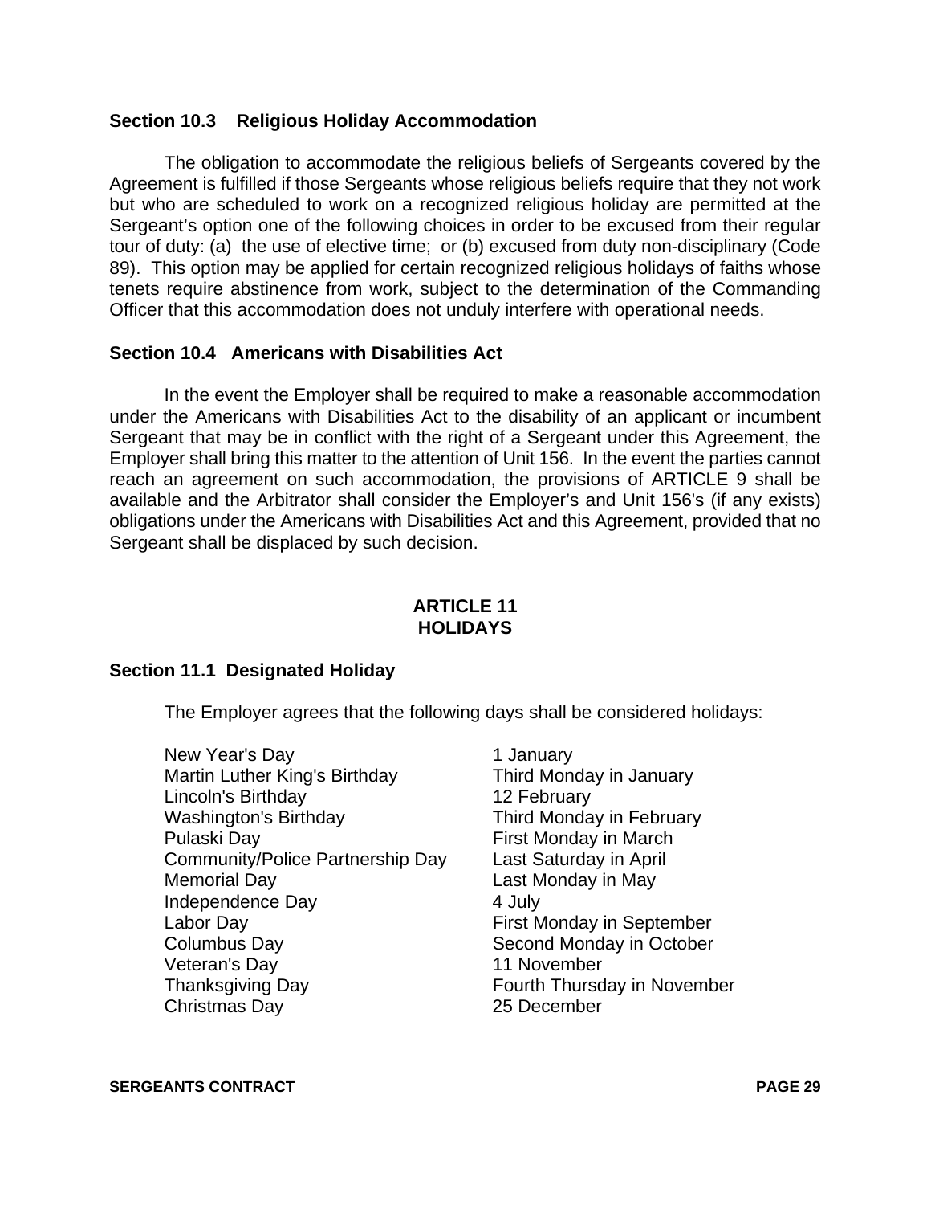### Section 10.3 Religious Holiday Accommodation

The obligation to accommodate the religious beliefs of Sergeants covered by the Agreement is fulfilled if those Sergeants whose religious beliefs require that they not work but who are scheduled to work on a recognized religious holiday are permitted at the Sergeant's option one of the following choices in order to be excused from their regular tour of duty: (a) the use of elective time; or (b) excused from duty non-disciplinary (Code 89). This option may be applied for certain recognized religious holidays of faiths whose tenets require abstinence from work, subject to the determination of the Commanding Officer that this accommodation does not unduly interfere with operational needs.

### Section 10.4 Americans with Disabilities Act

In the event the Employer shall be required to make a reasonable accommodation under the Americans with Disabilities Act to the disability of an applicant or incumbent Sergeant that may be in conflict with the right of a Sergeant under this Agreement, the Employer shall bring this matter to the attention of Unit 156. In the event the parties cannot reach an agreement on such accommodation, the provisions of ARTICLE 9 shall be available and the Arbitrator shall consider the Employer's and Unit 156's (if any exists) obligations under the Americans with Disabilities Act and this Agreement, provided that no Sergeant shall be displaced by such decision.

## ARTICLE 11
## HOLIDAYS

### Section 11.1 Designated Holiday

The Employer agrees that the following days shall be considered holidays:

| | |
|---|---|
| New Year's Day | 1 January |
| Martin Luther King's Birthday | Third Monday in January |
| Lincoln's Birthday | 12 February |
| Washington's Birthday | Third Monday in February |
| Pulaski Day | First Monday in March |
| Community/Police Partnership Day | Last Saturday in April |
| Memorial Day | Last Monday in May |
| Independence Day | 4 July |
| Labor Day | First Monday in September |
| Columbus Day | Second Monday in October |
| Veteran's Day | 11 November |
| Thanksgiving Day | Fourth Thursday in November |
| Christmas Day | 25 December |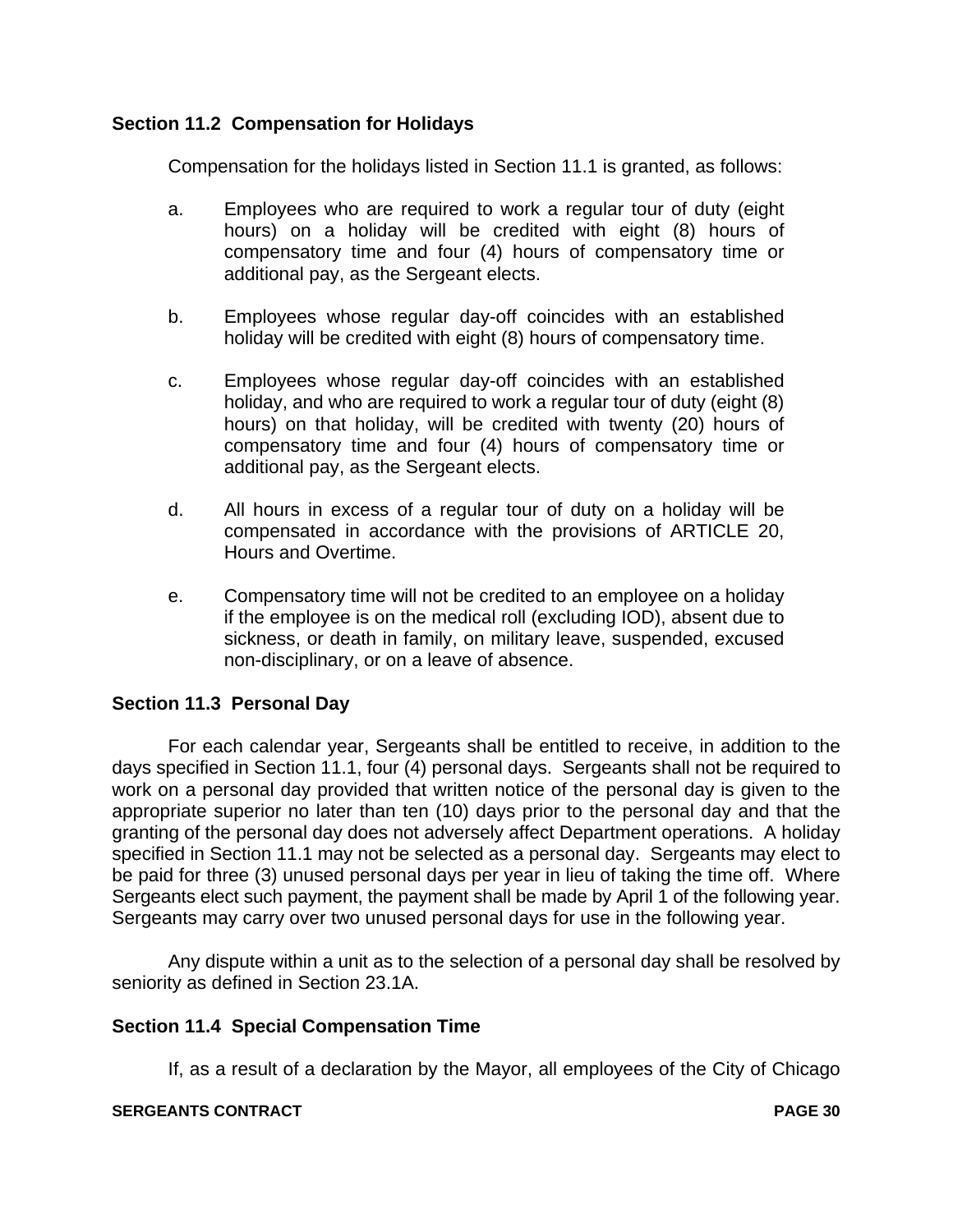### Section 11.2 Compensation for Holidays

Compensation for the holidays listed in Section 11.1 is granted, as follows:

a. Employees who are required to work a regular tour of duty (eight hours) on a holiday will be credited with eight (8) hours of compensatory time and four (4) hours of compensatory time or additional pay, as the Sergeant elects.

b. Employees whose regular day-off coincides with an established holiday will be credited with eight (8) hours of compensatory time.

c. Employees whose regular day-off coincides with an established holiday, and who are required to work a regular tour of duty (eight (8) hours) on that holiday, will be credited with twenty (20) hours of compensatory time and four (4) hours of compensatory time or additional pay, as the Sergeant elects.

d. All hours in excess of a regular tour of duty on a holiday will be compensated in accordance with the provisions of ARTICLE 20, Hours and Overtime.

e. Compensatory time will not be credited to an employee on a holiday if the employee is on the medical roll (excluding IOD), absent due to sickness, or death in family, on military leave, suspended, excused non-disciplinary, or on a leave of absence.

### Section 11.3 Personal Day

For each calendar year, Sergeants shall be entitled to receive, in addition to the days specified in Section 11.1, four (4) personal days. Sergeants shall not be required to work on a personal day provided that written notice of the personal day is given to the appropriate superior no later than ten (10) days prior to the personal day and that the granting of the personal day does not adversely affect Department operations. A holiday specified in Section 11.1 may not be selected as a personal day. Sergeants may elect to be paid for three (3) unused personal days per year in lieu of taking the time off. Where Sergeants elect such payment, the payment shall be made by April 1 of the following year. Sergeants may carry over two unused personal days for use in the following year.

Any dispute within a unit as to the selection of a personal day shall be resolved by seniority as defined in Section 23.1A.

### Section 11.4 Special Compensation Time

If, as a result of a declaration by the Mayor, all employees of the City of Chicago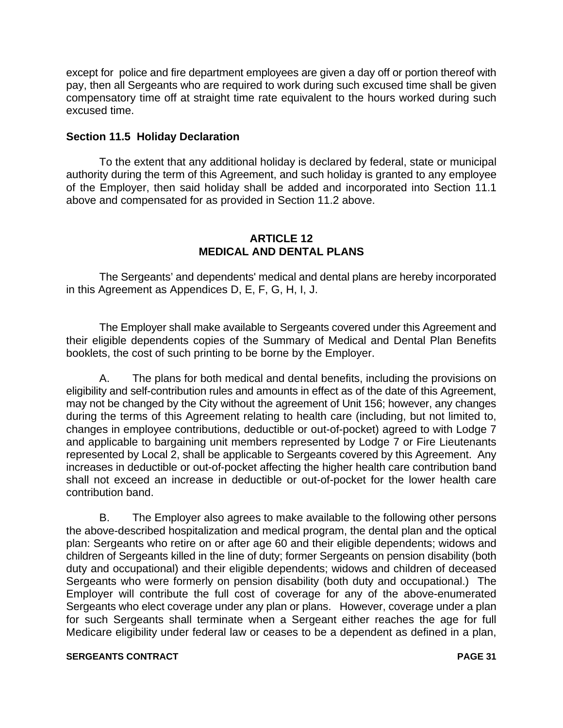except for police and fire department employees are given a day off or portion thereof with pay, then all Sergeants who are required to work during such excused time shall be given compensatory time off at straight time rate equivalent to the hours worked during such excused time.

**Section 11.5 Holiday Declaration**

To the extent that any additional holiday is declared by federal, state or municipal authority during the term of this Agreement, and such holiday is granted to any employee of the Employer, then said holiday shall be added and incorporated into Section 11.1 above and compensated for as provided in Section 11.2 above.

## ARTICLE 12
## MEDICAL AND DENTAL PLANS

The Sergeants' and dependents' medical and dental plans are hereby incorporated in this Agreement as Appendices D, E, F, G, H, I, J.

The Employer shall make available to Sergeants covered under this Agreement and their eligible dependents copies of the Summary of Medical and Dental Plan Benefits booklets, the cost of such printing to be borne by the Employer.

A. The plans for both medical and dental benefits, including the provisions on eligibility and self-contribution rules and amounts in effect as of the date of this Agreement, may not be changed by the City without the agreement of Unit 156; however, any changes during the terms of this Agreement relating to health care (including, but not limited to, changes in employee contributions, deductible or out-of-pocket) agreed to with Lodge 7 and applicable to bargaining unit members represented by Lodge 7 or Fire Lieutenants represented by Local 2, shall be applicable to Sergeants covered by this Agreement. Any increases in deductible or out-of-pocket affecting the higher health care contribution band shall not exceed an increase in deductible or out-of-pocket for the lower health care contribution band.

B. The Employer also agrees to make available to the following other persons the above-described hospitalization and medical program, the dental plan and the optical plan: Sergeants who retire on or after age 60 and their eligible dependents; widows and children of Sergeants killed in the line of duty; former Sergeants on pension disability (both duty and occupational) and their eligible dependents; widows and children of deceased Sergeants who were formerly on pension disability (both duty and occupational.) The Employer will contribute the full cost of coverage for any of the above-enumerated Sergeants who elect coverage under any plan or plans. However, coverage under a plan for such Sergeants shall terminate when a Sergeant either reaches the age for full Medicare eligibility under federal law or ceases to be a dependent as defined in a plan,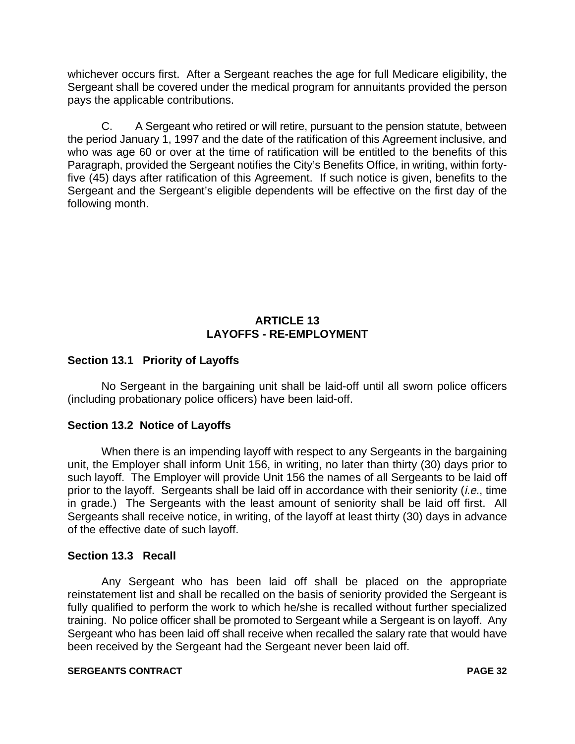whichever occurs first. After a Sergeant reaches the age for full Medicare eligibility, the Sergeant shall be covered under the medical program for annuitants provided the person pays the applicable contributions.

C. A Sergeant who retired or will retire, pursuant to the pension statute, between the period January 1, 1997 and the date of the ratification of this Agreement inclusive, and who was age 60 or over at the time of ratification will be entitled to the benefits of this Paragraph, provided the Sergeant notifies the City's Benefits Office, in writing, within forty-five (45) days after ratification of this Agreement. If such notice is given, benefits to the Sergeant and the Sergeant's eligible dependents will be effective on the first day of the following month.

## ARTICLE 13
## LAYOFFS - RE-EMPLOYMENT

### Section 13.1 Priority of Layoffs

No Sergeant in the bargaining unit shall be laid-off until all sworn police officers (including probationary police officers) have been laid-off.

### Section 13.2 Notice of Layoffs

When there is an impending layoff with respect to any Sergeants in the bargaining unit, the Employer shall inform Unit 156, in writing, no later than thirty (30) days prior to such layoff. The Employer will provide Unit 156 the names of all Sergeants to be laid off prior to the layoff. Sergeants shall be laid off in accordance with their seniority (*i.e.*, time in grade.) The Sergeants with the least amount of seniority shall be laid off first. All Sergeants shall receive notice, in writing, of the layoff at least thirty (30) days in advance of the effective date of such layoff.

### Section 13.3 Recall

Any Sergeant who has been laid off shall be placed on the appropriate reinstatement list and shall be recalled on the basis of seniority provided the Sergeant is fully qualified to perform the work to which he/she is recalled without further specialized training. No police officer shall be promoted to Sergeant while a Sergeant is on layoff. Any Sergeant who has been laid off shall receive when recalled the salary rate that would have been received by the Sergeant had the Sergeant never been laid off.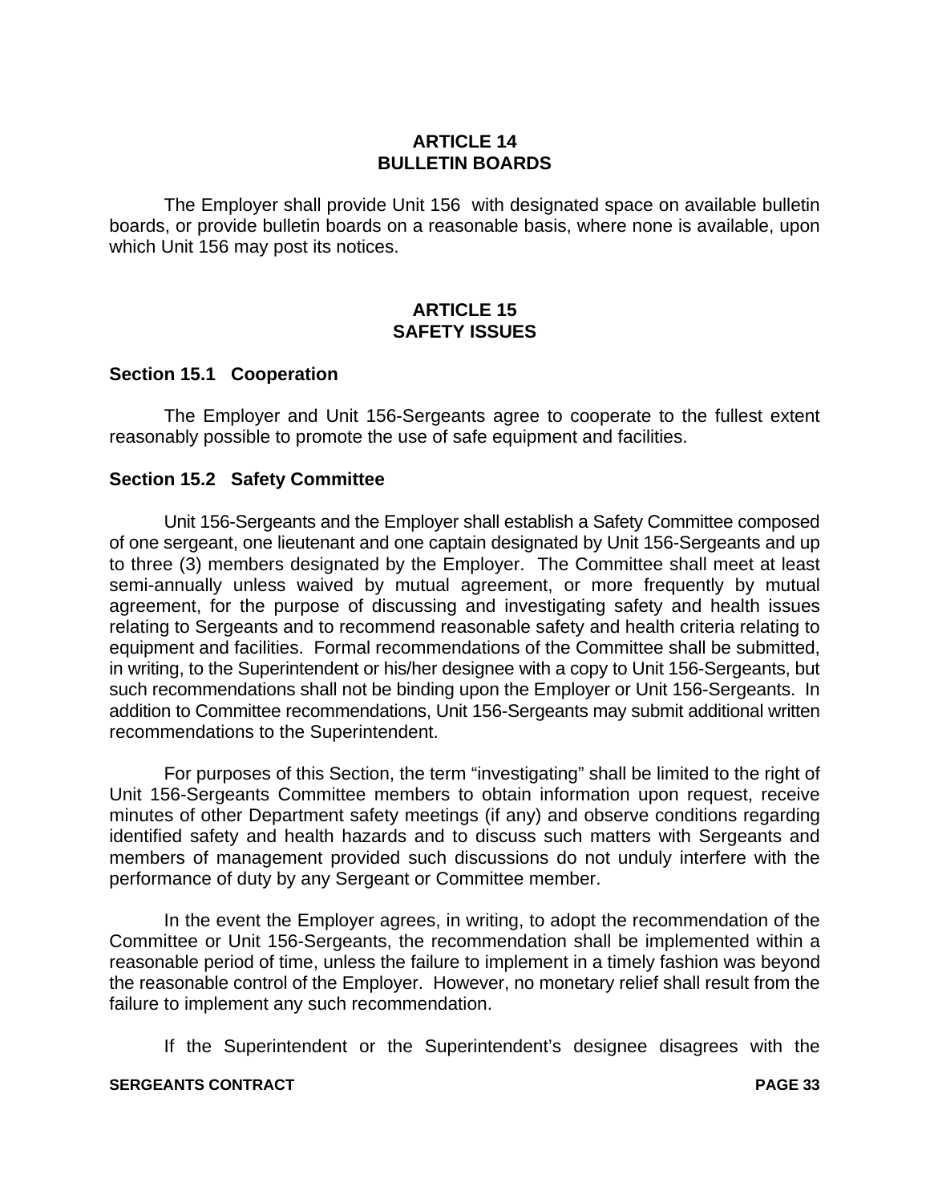## ARTICLE 14
## BULLETIN BOARDS

The Employer shall provide Unit 156 with designated space on available bulletin boards, or provide bulletin boards on a reasonable basis, where none is available, upon which Unit 156 may post its notices.

## ARTICLE 15
## SAFETY ISSUES

### Section 15.1 Cooperation

The Employer and Unit 156-Sergeants agree to cooperate to the fullest extent reasonably possible to promote the use of safe equipment and facilities.

### Section 15.2 Safety Committee

Unit 156-Sergeants and the Employer shall establish a Safety Committee composed of one sergeant, one lieutenant and one captain designated by Unit 156-Sergeants and up to three (3) members designated by the Employer. The Committee shall meet at least semi-annually unless waived by mutual agreement, or more frequently by mutual agreement, for the purpose of discussing and investigating safety and health issues relating to Sergeants and to recommend reasonable safety and health criteria relating to equipment and facilities. Formal recommendations of the Committee shall be submitted, in writing, to the Superintendent or his/her designee with a copy to Unit 156-Sergeants, but such recommendations shall not be binding upon the Employer or Unit 156-Sergeants. In addition to Committee recommendations, Unit 156-Sergeants may submit additional written recommendations to the Superintendent.

For purposes of this Section, the term "investigating" shall be limited to the right of Unit 156-Sergeants Committee members to obtain information upon request, receive minutes of other Department safety meetings (if any) and observe conditions regarding identified safety and health hazards and to discuss such matters with Sergeants and members of management provided such discussions do not unduly interfere with the performance of duty by any Sergeant or Committee member.

In the event the Employer agrees, in writing, to adopt the recommendation of the Committee or Unit 156-Sergeants, the recommendation shall be implemented within a reasonable period of time, unless the failure to implement in a timely fashion was beyond the reasonable control of the Employer. However, no monetary relief shall result from the failure to implement any such recommendation.

If the Superintendent or the Superintendent's designee disagrees with the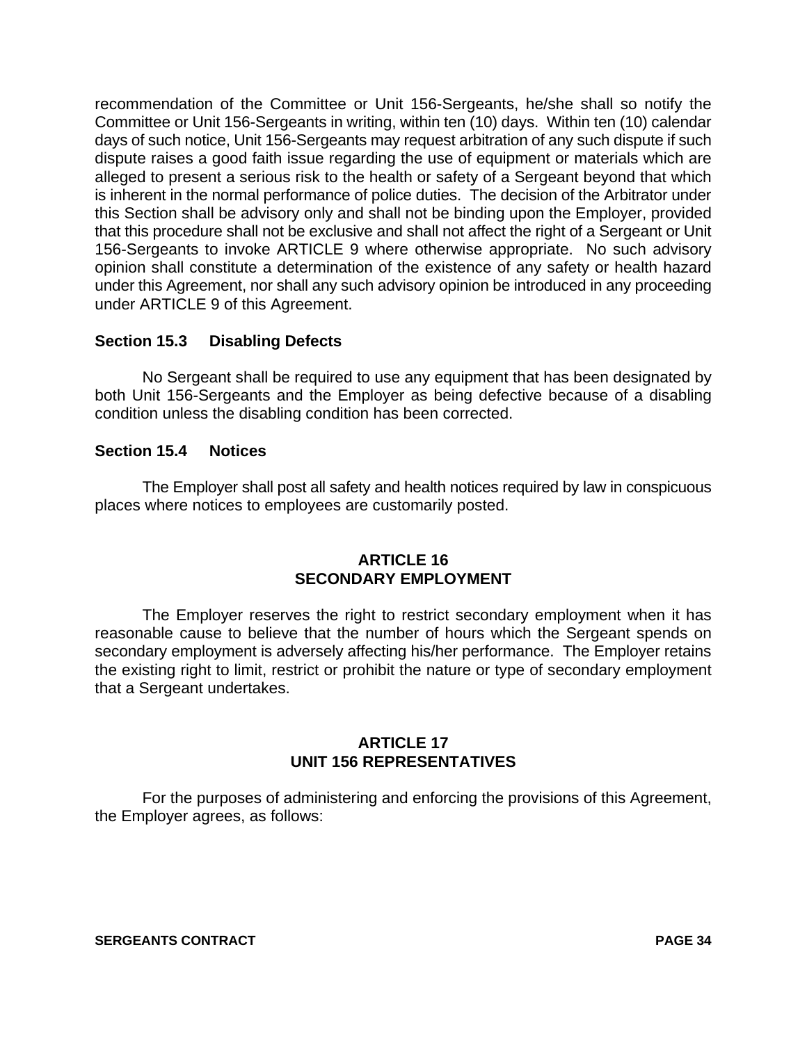recommendation of the Committee or Unit 156-Sergeants, he/she shall so notify the Committee or Unit 156-Sergeants in writing, within ten (10) days. Within ten (10) calendar days of such notice, Unit 156-Sergeants may request arbitration of any such dispute if such dispute raises a good faith issue regarding the use of equipment or materials which are alleged to present a serious risk to the health or safety of a Sergeant beyond that which is inherent in the normal performance of police duties. The decision of the Arbitrator under this Section shall be advisory only and shall not be binding upon the Employer, provided that this procedure shall not be exclusive and shall not affect the right of a Sergeant or Unit 156-Sergeants to invoke ARTICLE 9 where otherwise appropriate. No such advisory opinion shall constitute a determination of the existence of any safety or health hazard under this Agreement, nor shall any such advisory opinion be introduced in any proceeding under ARTICLE 9 of this Agreement.

### Section 15.3 Disabling Defects

No Sergeant shall be required to use any equipment that has been designated by both Unit 156-Sergeants and the Employer as being defective because of a disabling condition unless the disabling condition has been corrected.

### Section 15.4 Notices

The Employer shall post all safety and health notices required by law in conspicuous places where notices to employees are customarily posted.

## ARTICLE 16
## SECONDARY EMPLOYMENT

The Employer reserves the right to restrict secondary employment when it has reasonable cause to believe that the number of hours which the Sergeant spends on secondary employment is adversely affecting his/her performance. The Employer retains the existing right to limit, restrict or prohibit the nature or type of secondary employment that a Sergeant undertakes.

## ARTICLE 17
## UNIT 156 REPRESENTATIVES

For the purposes of administering and enforcing the provisions of this Agreement, the Employer agrees, as follows: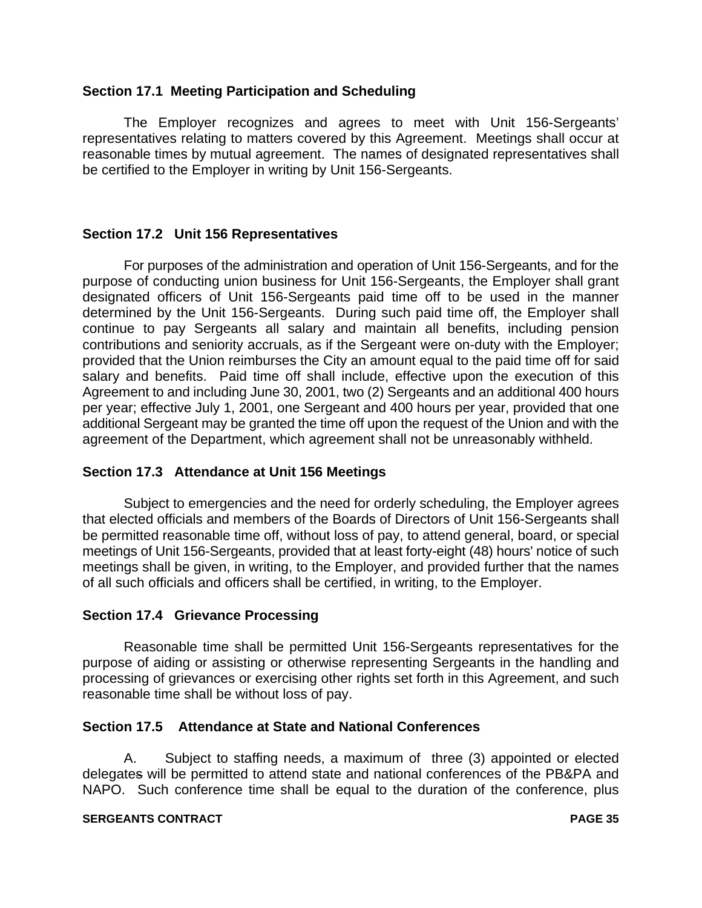**Section 17.1 Meeting Participation and Scheduling**

The Employer recognizes and agrees to meet with Unit 156-Sergeants' representatives relating to matters covered by this Agreement. Meetings shall occur at reasonable times by mutual agreement. The names of designated representatives shall be certified to the Employer in writing by Unit 156-Sergeants.

**Section 17.2 Unit 156 Representatives**

For purposes of the administration and operation of Unit 156-Sergeants, and for the purpose of conducting union business for Unit 156-Sergeants, the Employer shall grant designated officers of Unit 156-Sergeants paid time off to be used in the manner determined by the Unit 156-Sergeants. During such paid time off, the Employer shall continue to pay Sergeants all salary and maintain all benefits, including pension contributions and seniority accruals, as if the Sergeant were on-duty with the Employer; provided that the Union reimburses the City an amount equal to the paid time off for said salary and benefits. Paid time off shall include, effective upon the execution of this Agreement to and including June 30, 2001, two (2) Sergeants and an additional 400 hours per year; effective July 1, 2001, one Sergeant and 400 hours per year, provided that one additional Sergeant may be granted the time off upon the request of the Union and with the agreement of the Department, which agreement shall not be unreasonably withheld.

**Section 17.3 Attendance at Unit 156 Meetings**

Subject to emergencies and the need for orderly scheduling, the Employer agrees that elected officials and members of the Boards of Directors of Unit 156-Sergeants shall be permitted reasonable time off, without loss of pay, to attend general, board, or special meetings of Unit 156-Sergeants, provided that at least forty-eight (48) hours' notice of such meetings shall be given, in writing, to the Employer, and provided further that the names of all such officials and officers shall be certified, in writing, to the Employer.

**Section 17.4 Grievance Processing**

Reasonable time shall be permitted Unit 156-Sergeants representatives for the purpose of aiding or assisting or otherwise representing Sergeants in the handling and processing of grievances or exercising other rights set forth in this Agreement, and such reasonable time shall be without loss of pay.

**Section 17.5 Attendance at State and National Conferences**

A. Subject to staffing needs, a maximum of three (3) appointed or elected delegates will be permitted to attend state and national conferences of the PB&PA and NAPO. Such conference time shall be equal to the duration of the conference, plus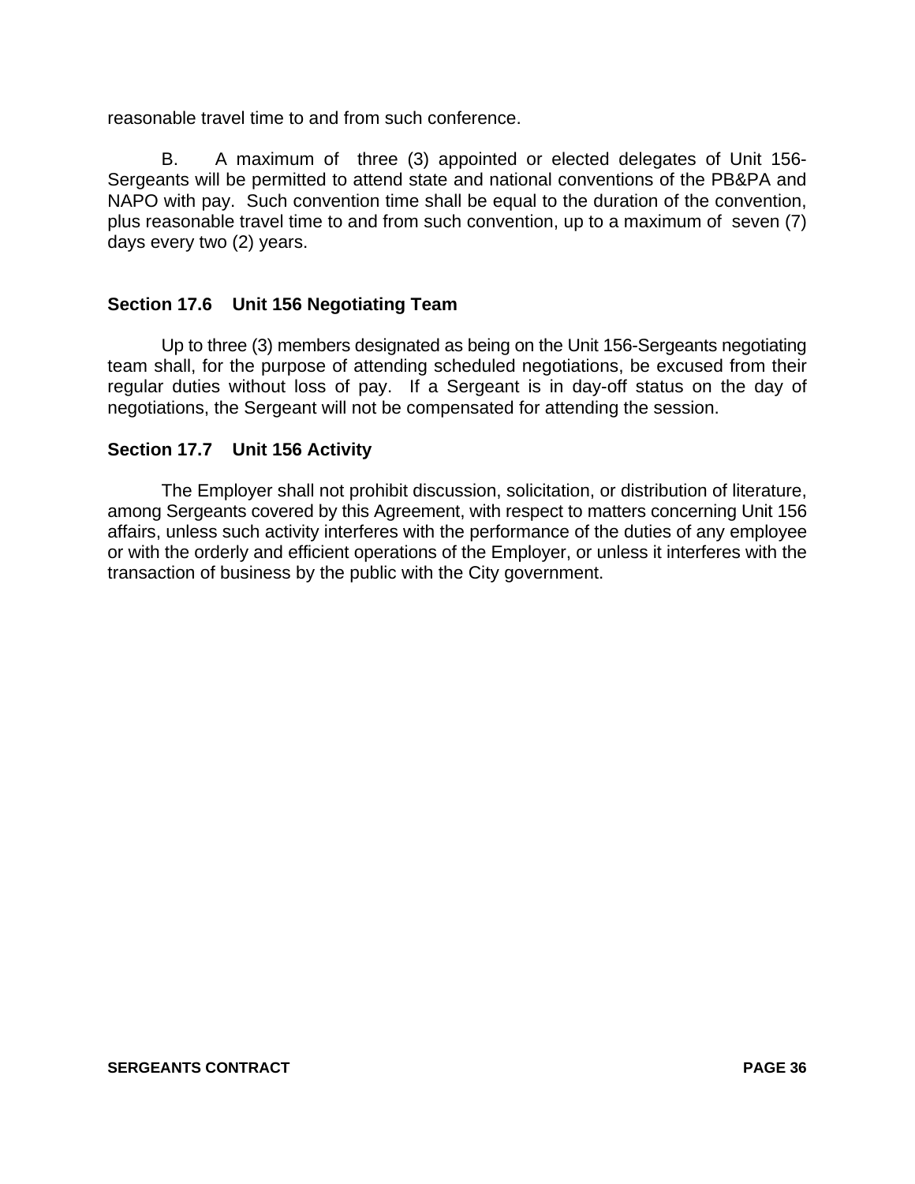reasonable travel time to and from such conference.

B. A maximum of three (3) appointed or elected delegates of Unit 156-Sergeants will be permitted to attend state and national conventions of the PB&PA and NAPO with pay. Such convention time shall be equal to the duration of the convention, plus reasonable travel time to and from such convention, up to a maximum of seven (7) days every two (2) years.

### Section 17.6 Unit 156 Negotiating Team

Up to three (3) members designated as being on the Unit 156-Sergeants negotiating team shall, for the purpose of attending scheduled negotiations, be excused from their regular duties without loss of pay. If a Sergeant is in day-off status on the day of negotiations, the Sergeant will not be compensated for attending the session.

### Section 17.7 Unit 156 Activity

The Employer shall not prohibit discussion, solicitation, or distribution of literature, among Sergeants covered by this Agreement, with respect to matters concerning Unit 156 affairs, unless such activity interferes with the performance of the duties of any employee or with the orderly and efficient operations of the Employer, or unless it interferes with the transaction of business by the public with the City government.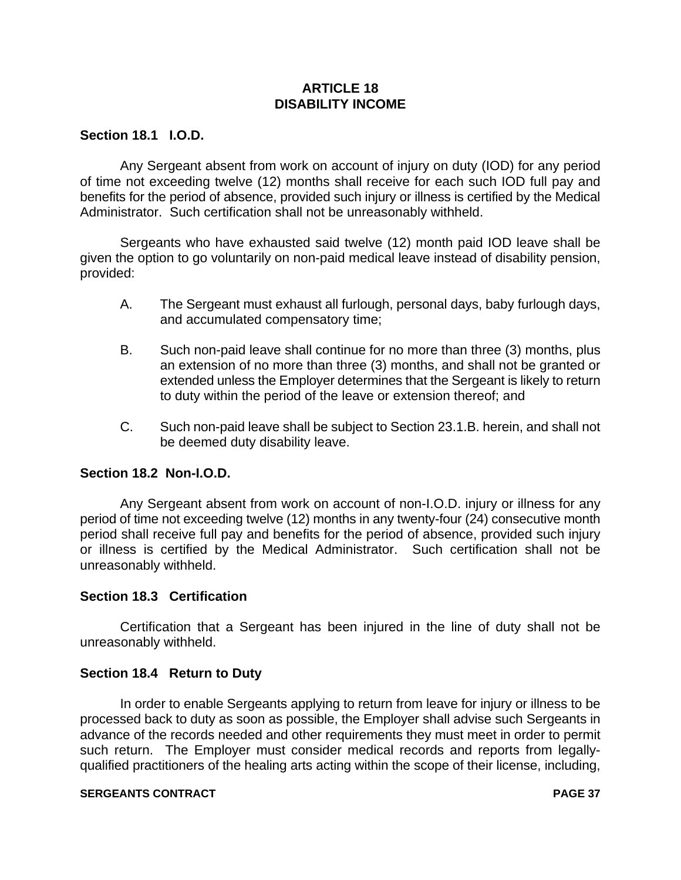# ARTICLE 18
# DISABILITY INCOME

### Section 18.1 I.O.D.

Any Sergeant absent from work on account of injury on duty (IOD) for any period of time not exceeding twelve (12) months shall receive for each such IOD full pay and benefits for the period of absence, provided such injury or illness is certified by the Medical Administrator. Such certification shall not be unreasonably withheld.

Sergeants who have exhausted said twelve (12) month paid IOD leave shall be given the option to go voluntarily on non-paid medical leave instead of disability pension, provided:

A. The Sergeant must exhaust all furlough, personal days, baby furlough days, and accumulated compensatory time;

B. Such non-paid leave shall continue for no more than three (3) months, plus an extension of no more than three (3) months, and shall not be granted or extended unless the Employer determines that the Sergeant is likely to return to duty within the period of the leave or extension thereof; and

C. Such non-paid leave shall be subject to Section 23.1.B. herein, and shall not be deemed duty disability leave.

### Section 18.2 Non-I.O.D.

Any Sergeant absent from work on account of non-I.O.D. injury or illness for any period of time not exceeding twelve (12) months in any twenty-four (24) consecutive month period shall receive full pay and benefits for the period of absence, provided such injury or illness is certified by the Medical Administrator. Such certification shall not be unreasonably withheld.

### Section 18.3 Certification

Certification that a Sergeant has been injured in the line of duty shall not be unreasonably withheld.

### Section 18.4 Return to Duty

In order to enable Sergeants applying to return from leave for injury or illness to be processed back to duty as soon as possible, the Employer shall advise such Sergeants in advance of the records needed and other requirements they must meet in order to permit such return. The Employer must consider medical records and reports from legally-qualified practitioners of the healing arts acting within the scope of their license, including,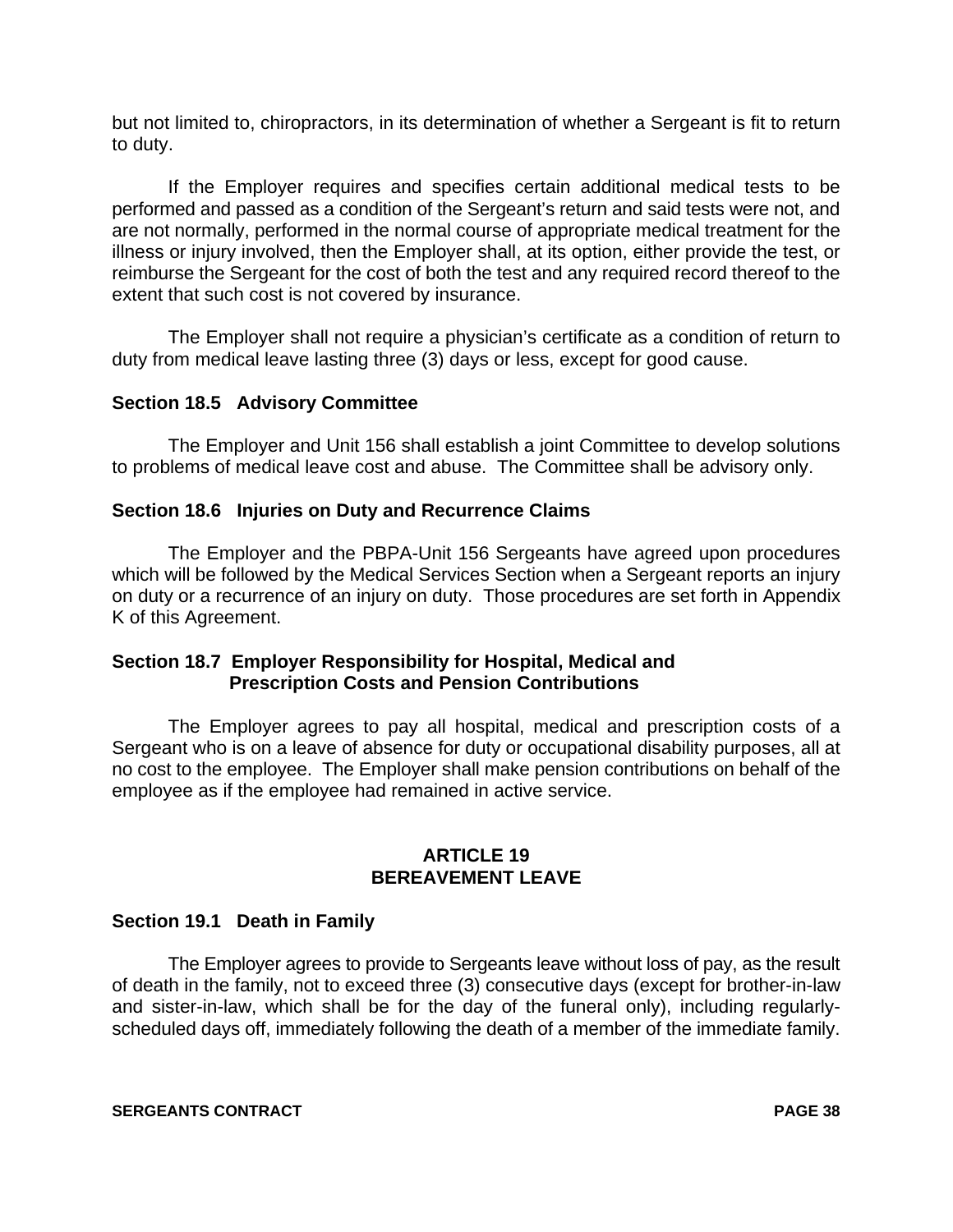but not limited to, chiropractors, in its determination of whether a Sergeant is fit to return to duty.

If the Employer requires and specifies certain additional medical tests to be performed and passed as a condition of the Sergeant's return and said tests were not, and are not normally, performed in the normal course of appropriate medical treatment for the illness or injury involved, then the Employer shall, at its option, either provide the test, or reimburse the Sergeant for the cost of both the test and any required record thereof to the extent that such cost is not covered by insurance.

The Employer shall not require a physician's certificate as a condition of return to duty from medical leave lasting three (3) days or less, except for good cause.

### Section 18.5 Advisory Committee

The Employer and Unit 156 shall establish a joint Committee to develop solutions to problems of medical leave cost and abuse. The Committee shall be advisory only.

### Section 18.6 Injuries on Duty and Recurrence Claims

The Employer and the PBPA-Unit 156 Sergeants have agreed upon procedures which will be followed by the Medical Services Section when a Sergeant reports an injury on duty or a recurrence of an injury on duty. Those procedures are set forth in Appendix K of this Agreement.

### Section 18.7 Employer Responsibility for Hospital, Medical and Prescription Costs and Pension Contributions

The Employer agrees to pay all hospital, medical and prescription costs of a Sergeant who is on a leave of absence for duty or occupational disability purposes, all at no cost to the employee. The Employer shall make pension contributions on behalf of the employee as if the employee had remained in active service.

## ARTICLE 19
## BEREAVEMENT LEAVE

### Section 19.1 Death in Family

The Employer agrees to provide to Sergeants leave without loss of pay, as the result of death in the family, not to exceed three (3) consecutive days (except for brother-in-law and sister-in-law, which shall be for the day of the funeral only), including regularly-scheduled days off, immediately following the death of a member of the immediate family.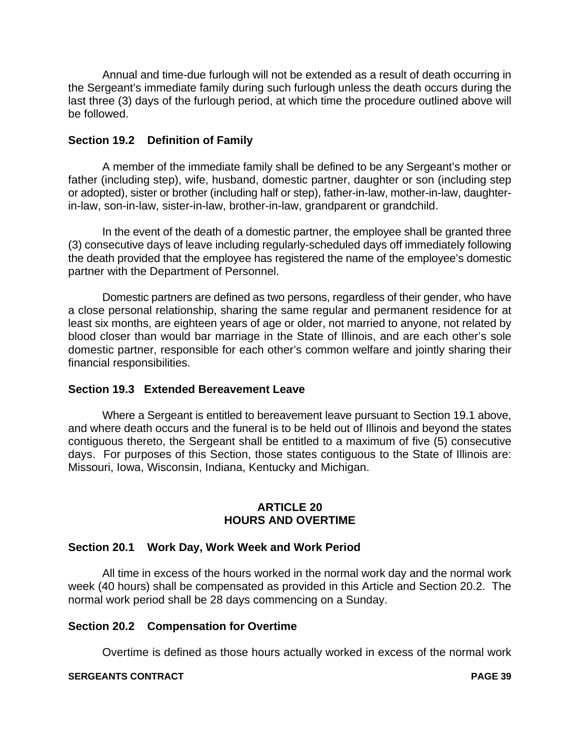Annual and time-due furlough will not be extended as a result of death occurring in the Sergeant's immediate family during such furlough unless the death occurs during the last three (3) days of the furlough period, at which time the procedure outlined above will be followed.

### Section 19.2 Definition of Family

A member of the immediate family shall be defined to be any Sergeant's mother or father (including step), wife, husband, domestic partner, daughter or son (including step or adopted), sister or brother (including half or step), father-in-law, mother-in-law, daughter-in-law, son-in-law, sister-in-law, brother-in-law, grandparent or grandchild.

In the event of the death of a domestic partner, the employee shall be granted three (3) consecutive days of leave including regularly-scheduled days off immediately following the death provided that the employee has registered the name of the employee's domestic partner with the Department of Personnel.

Domestic partners are defined as two persons, regardless of their gender, who have a close personal relationship, sharing the same regular and permanent residence for at least six months, are eighteen years of age or older, not married to anyone, not related by blood closer than would bar marriage in the State of Illinois, and are each other's sole domestic partner, responsible for each other's common welfare and jointly sharing their financial responsibilities.

### Section 19.3 Extended Bereavement Leave

Where a Sergeant is entitled to bereavement leave pursuant to Section 19.1 above, and where death occurs and the funeral is to be held out of Illinois and beyond the states contiguous thereto, the Sergeant shall be entitled to a maximum of five (5) consecutive days. For purposes of this Section, those states contiguous to the State of Illinois are: Missouri, Iowa, Wisconsin, Indiana, Kentucky and Michigan.

## ARTICLE 20
## HOURS AND OVERTIME

### Section 20.1 Work Day, Work Week and Work Period

All time in excess of the hours worked in the normal work day and the normal work week (40 hours) shall be compensated as provided in this Article and Section 20.2. The normal work period shall be 28 days commencing on a Sunday.

### Section 20.2 Compensation for Overtime

Overtime is defined as those hours actually worked in excess of the normal work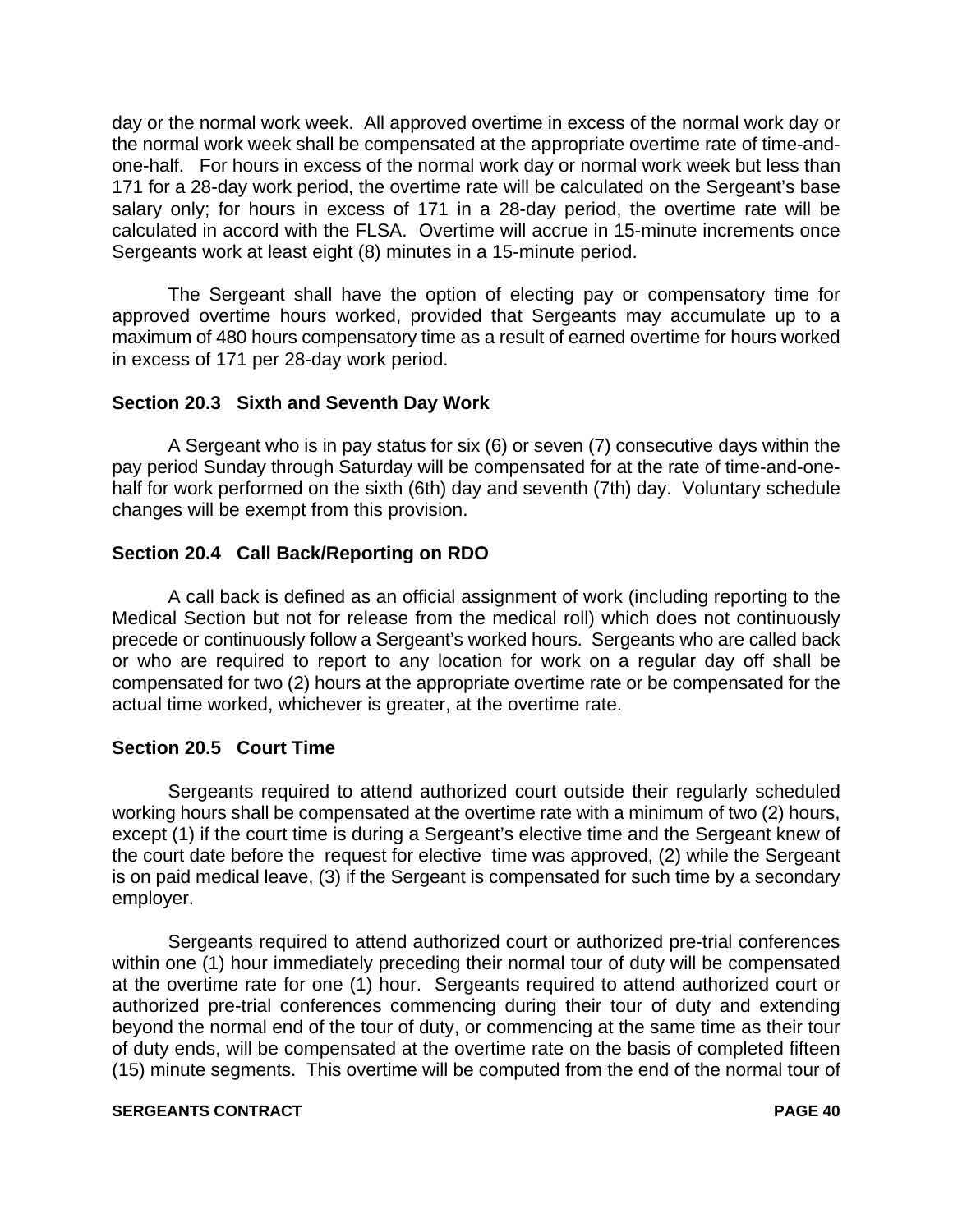day or the normal work week. All approved overtime in excess of the normal work day or the normal work week shall be compensated at the appropriate overtime rate of time-and-one-half. For hours in excess of the normal work day or normal work week but less than 171 for a 28-day work period, the overtime rate will be calculated on the Sergeant's base salary only; for hours in excess of 171 in a 28-day period, the overtime rate will be calculated in accord with the FLSA. Overtime will accrue in 15-minute increments once Sergeants work at least eight (8) minutes in a 15-minute period.

The Sergeant shall have the option of electing pay or compensatory time for approved overtime hours worked, provided that Sergeants may accumulate up to a maximum of 480 hours compensatory time as a result of earned overtime for hours worked in excess of 171 per 28-day work period.

### Section 20.3 Sixth and Seventh Day Work

A Sergeant who is in pay status for six (6) or seven (7) consecutive days within the pay period Sunday through Saturday will be compensated for at the rate of time-and-one-half for work performed on the sixth (6th) day and seventh (7th) day. Voluntary schedule changes will be exempt from this provision.

### Section 20.4 Call Back/Reporting on RDO

A call back is defined as an official assignment of work (including reporting to the Medical Section but not for release from the medical roll) which does not continuously precede or continuously follow a Sergeant's worked hours. Sergeants who are called back or who are required to report to any location for work on a regular day off shall be compensated for two (2) hours at the appropriate overtime rate or be compensated for the actual time worked, whichever is greater, at the overtime rate.

### Section 20.5 Court Time

Sergeants required to attend authorized court outside their regularly scheduled working hours shall be compensated at the overtime rate with a minimum of two (2) hours, except (1) if the court time is during a Sergeant's elective time and the Sergeant knew of the court date before the request for elective time was approved, (2) while the Sergeant is on paid medical leave, (3) if the Sergeant is compensated for such time by a secondary employer.

Sergeants required to attend authorized court or authorized pre-trial conferences within one (1) hour immediately preceding their normal tour of duty will be compensated at the overtime rate for one (1) hour. Sergeants required to attend authorized court or authorized pre-trial conferences commencing during their tour of duty and extending beyond the normal end of the tour of duty, or commencing at the same time as their tour of duty ends, will be compensated at the overtime rate on the basis of completed fifteen (15) minute segments. This overtime will be computed from the end of the normal tour of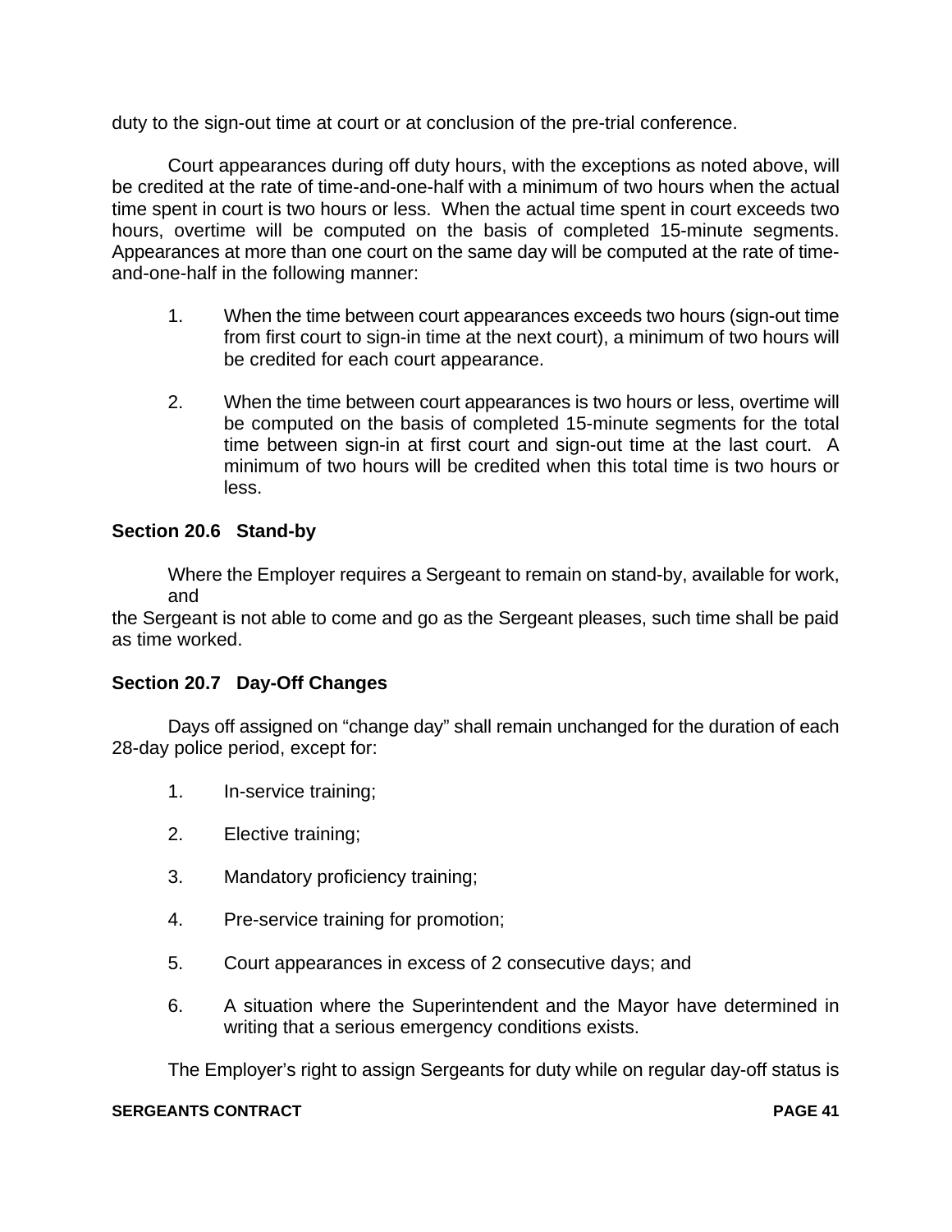duty to the sign-out time at court or at conclusion of the pre-trial conference.

Court appearances during off duty hours, with the exceptions as noted above, will be credited at the rate of time-and-one-half with a minimum of two hours when the actual time spent in court is two hours or less. When the actual time spent in court exceeds two hours, overtime will be computed on the basis of completed 15-minute segments. Appearances at more than one court on the same day will be computed at the rate of time-and-one-half in the following manner:

1. When the time between court appearances exceeds two hours (sign-out time from first court to sign-in time at the next court), a minimum of two hours will be credited for each court appearance.

2. When the time between court appearances is two hours or less, overtime will be computed on the basis of completed 15-minute segments for the total time between sign-in at first court and sign-out time at the last court. A minimum of two hours will be credited when this total time is two hours or less.

**Section 20.6 Stand-by**

Where the Employer requires a Sergeant to remain on stand-by, available for work, and
the Sergeant is not able to come and go as the Sergeant pleases, such time shall be paid as time worked.

**Section 20.7 Day-Off Changes**

Days off assigned on "change day" shall remain unchanged for the duration of each 28-day police period, except for:

1. In-service training;

2. Elective training;

3. Mandatory proficiency training;

4. Pre-service training for promotion;

5. Court appearances in excess of 2 consecutive days; and

6. A situation where the Superintendent and the Mayor have determined in writing that a serious emergency conditions exists.

The Employer's right to assign Sergeants for duty while on regular day-off status is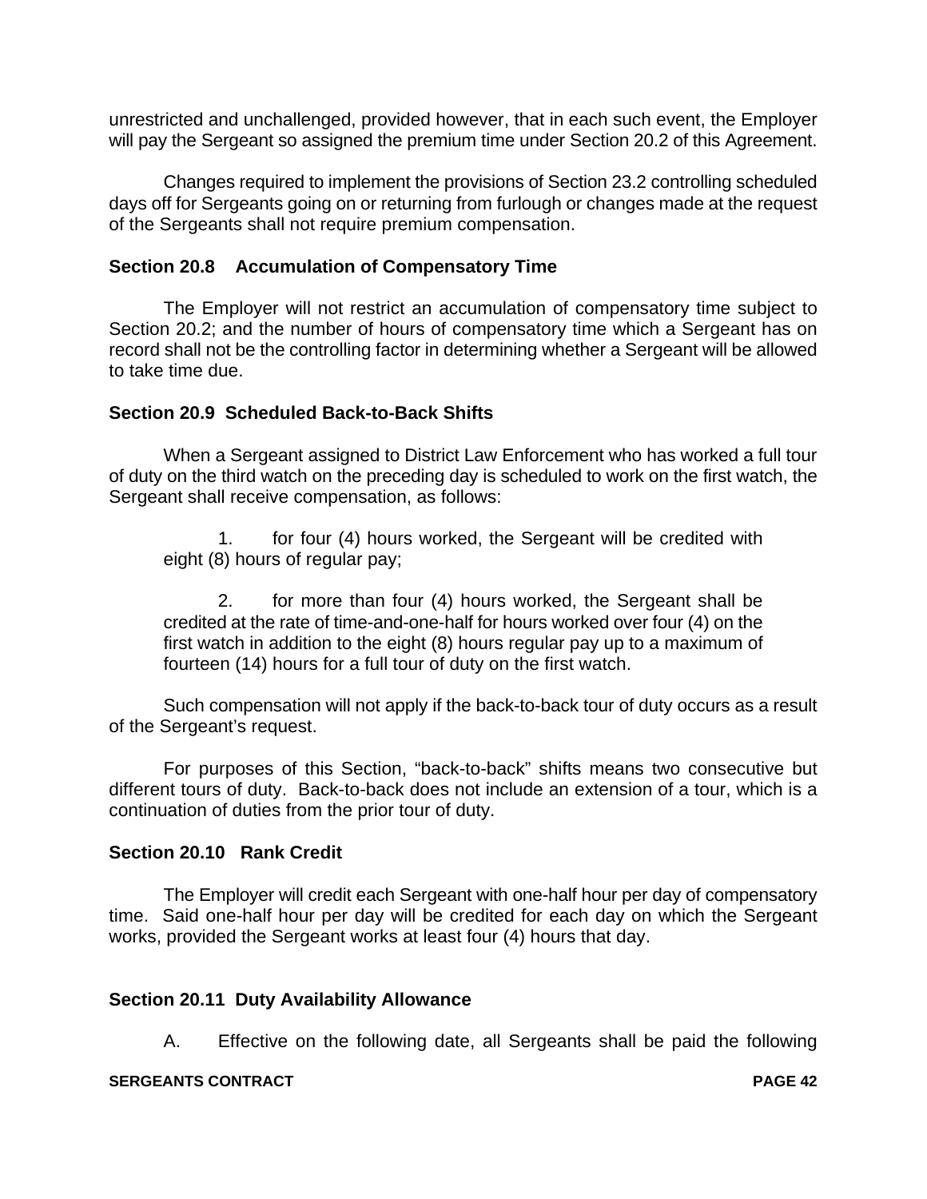unrestricted and unchallenged, provided however, that in each such event, the Employer will pay the Sergeant so assigned the premium time under Section 20.2 of this Agreement.

Changes required to implement the provisions of Section 23.2 controlling scheduled days off for Sergeants going on or returning from furlough or changes made at the request of the Sergeants shall not require premium compensation.

### Section 20.8 Accumulation of Compensatory Time

The Employer will not restrict an accumulation of compensatory time subject to Section 20.2; and the number of hours of compensatory time which a Sergeant has on record shall not be the controlling factor in determining whether a Sergeant will be allowed to take time due.

### Section 20.9 Scheduled Back-to-Back Shifts

When a Sergeant assigned to District Law Enforcement who has worked a full tour of duty on the third watch on the preceding day is scheduled to work on the first watch, the Sergeant shall receive compensation, as follows:

1. for four (4) hours worked, the Sergeant will be credited with eight (8) hours of regular pay;

2. for more than four (4) hours worked, the Sergeant shall be credited at the rate of time-and-one-half for hours worked over four (4) on the first watch in addition to the eight (8) hours regular pay up to a maximum of fourteen (14) hours for a full tour of duty on the first watch.

Such compensation will not apply if the back-to-back tour of duty occurs as a result of the Sergeant's request.

For purposes of this Section, "back-to-back" shifts means two consecutive but different tours of duty. Back-to-back does not include an extension of a tour, which is a continuation of duties from the prior tour of duty.

### Section 20.10 Rank Credit

The Employer will credit each Sergeant with one-half hour per day of compensatory time. Said one-half hour per day will be credited for each day on which the Sergeant works, provided the Sergeant works at least four (4) hours that day.

### Section 20.11 Duty Availability Allowance

A. Effective on the following date, all Sergeants shall be paid the following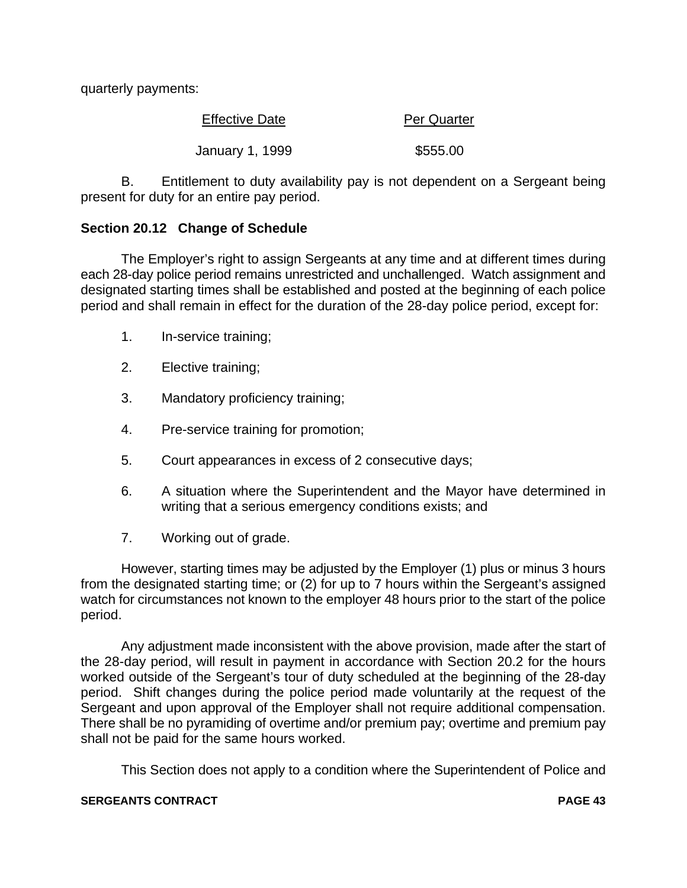quarterly payments:

| Effective Date | Per Quarter |
|---|---|
| January 1, 1999 | $555.00 |

B. Entitlement to duty availability pay is not dependent on a Sergeant being present for duty for an entire pay period.

### Section 20.12 Change of Schedule

The Employer's right to assign Sergeants at any time and at different times during each 28-day police period remains unrestricted and unchallenged. Watch assignment and designated starting times shall be established and posted at the beginning of each police period and shall remain in effect for the duration of the 28-day police period, except for:

1. In-service training;

2. Elective training;

3. Mandatory proficiency training;

4. Pre-service training for promotion;

5. Court appearances in excess of 2 consecutive days;

6. A situation where the Superintendent and the Mayor have determined in writing that a serious emergency conditions exists; and

7. Working out of grade.

However, starting times may be adjusted by the Employer (1) plus or minus 3 hours from the designated starting time; or (2) for up to 7 hours within the Sergeant's assigned watch for circumstances not known to the employer 48 hours prior to the start of the police period.

Any adjustment made inconsistent with the above provision, made after the start of the 28-day period, will result in payment in accordance with Section 20.2 for the hours worked outside of the Sergeant's tour of duty scheduled at the beginning of the 28-day period. Shift changes during the police period made voluntarily at the request of the Sergeant and upon approval of the Employer shall not require additional compensation. There shall be no pyramiding of overtime and/or premium pay; overtime and premium pay shall not be paid for the same hours worked.

This Section does not apply to a condition where the Superintendent of Police and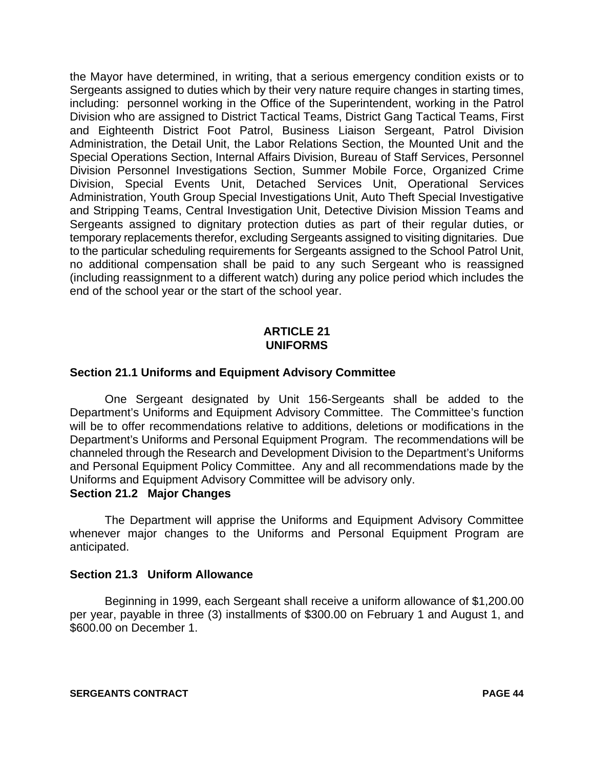the Mayor have determined, in writing, that a serious emergency condition exists or to Sergeants assigned to duties which by their very nature require changes in starting times, including: personnel working in the Office of the Superintendent, working in the Patrol Division who are assigned to District Tactical Teams, District Gang Tactical Teams, First and Eighteenth District Foot Patrol, Business Liaison Sergeant, Patrol Division Administration, the Detail Unit, the Labor Relations Section, the Mounted Unit and the Special Operations Section, Internal Affairs Division, Bureau of Staff Services, Personnel Division Personnel Investigations Section, Summer Mobile Force, Organized Crime Division, Special Events Unit, Detached Services Unit, Operational Services Administration, Youth Group Special Investigations Unit, Auto Theft Special Investigative and Stripping Teams, Central Investigation Unit, Detective Division Mission Teams and Sergeants assigned to dignitary protection duties as part of their regular duties, or temporary replacements therefor, excluding Sergeants assigned to visiting dignitaries. Due to the particular scheduling requirements for Sergeants assigned to the School Patrol Unit, no additional compensation shall be paid to any such Sergeant who is reassigned (including reassignment to a different watch) during any police period which includes the end of the school year or the start of the school year.

## ARTICLE 21
## UNIFORMS

### Section 21.1 Uniforms and Equipment Advisory Committee

One Sergeant designated by Unit 156-Sergeants shall be added to the Department's Uniforms and Equipment Advisory Committee. The Committee's function will be to offer recommendations relative to additions, deletions or modifications in the Department's Uniforms and Personal Equipment Program. The recommendations will be channeled through the Research and Development Division to the Department's Uniforms and Personal Equipment Policy Committee. Any and all recommendations made by the Uniforms and Equipment Advisory Committee will be advisory only.

### Section 21.2 Major Changes

The Department will apprise the Uniforms and Equipment Advisory Committee whenever major changes to the Uniforms and Personal Equipment Program are anticipated.

### Section 21.3 Uniform Allowance

Beginning in 1999, each Sergeant shall receive a uniform allowance of $1,200.00 per year, payable in three (3) installments of $300.00 on February 1 and August 1, and $600.00 on December 1.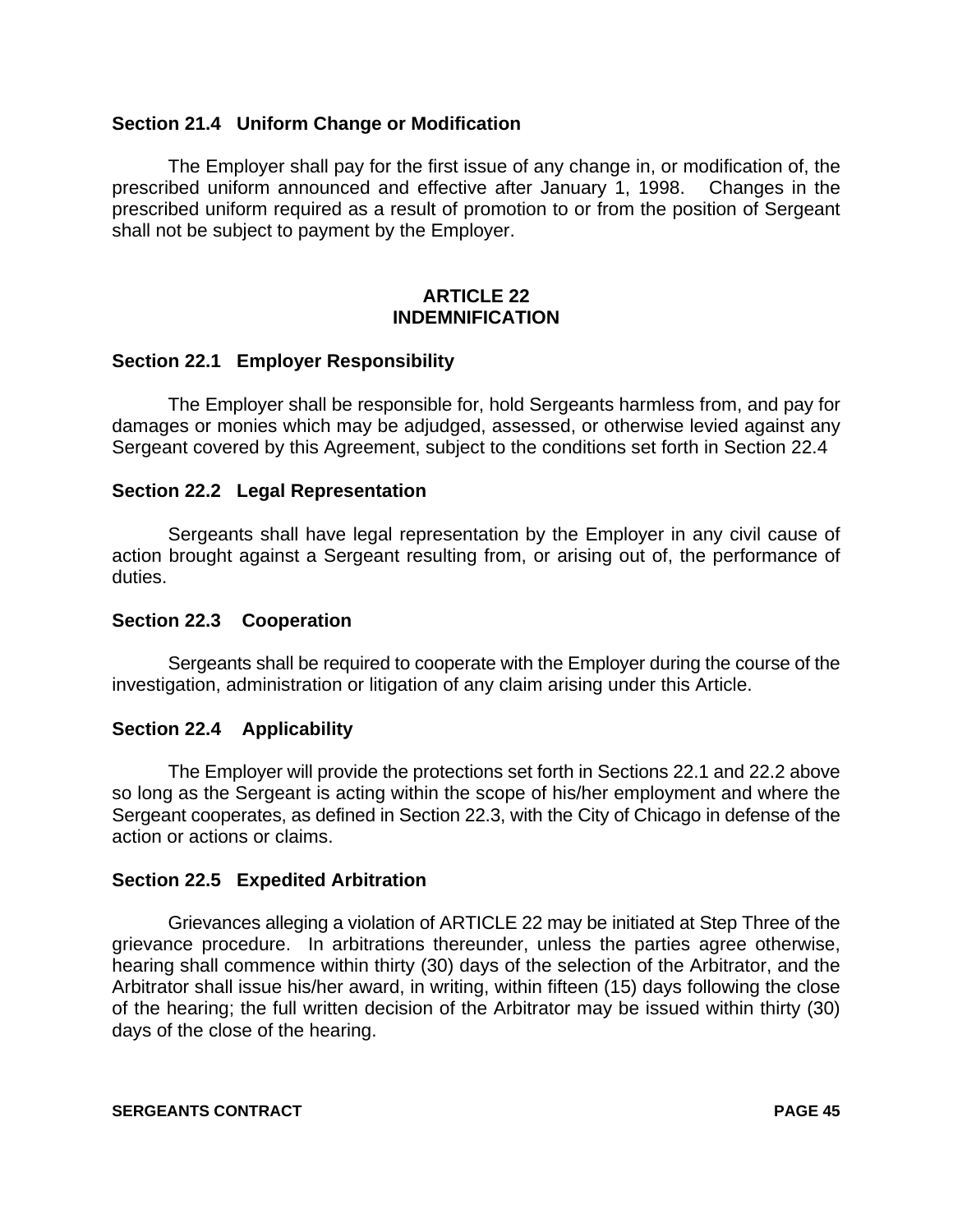### Section 21.4 Uniform Change or Modification

The Employer shall pay for the first issue of any change in, or modification of, the prescribed uniform announced and effective after January 1, 1998. Changes in the prescribed uniform required as a result of promotion to or from the position of Sergeant shall not be subject to payment by the Employer.

## ARTICLE 22
## INDEMNIFICATION

### Section 22.1 Employer Responsibility

The Employer shall be responsible for, hold Sergeants harmless from, and pay for damages or monies which may be adjudged, assessed, or otherwise levied against any Sergeant covered by this Agreement, subject to the conditions set forth in Section 22.4

### Section 22.2 Legal Representation

Sergeants shall have legal representation by the Employer in any civil cause of action brought against a Sergeant resulting from, or arising out of, the performance of duties.

### Section 22.3 Cooperation

Sergeants shall be required to cooperate with the Employer during the course of the investigation, administration or litigation of any claim arising under this Article.

### Section 22.4 Applicability

The Employer will provide the protections set forth in Sections 22.1 and 22.2 above so long as the Sergeant is acting within the scope of his/her employment and where the Sergeant cooperates, as defined in Section 22.3, with the City of Chicago in defense of the action or actions or claims.

### Section 22.5 Expedited Arbitration

Grievances alleging a violation of ARTICLE 22 may be initiated at Step Three of the grievance procedure. In arbitrations thereunder, unless the parties agree otherwise, hearing shall commence within thirty (30) days of the selection of the Arbitrator, and the Arbitrator shall issue his/her award, in writing, within fifteen (15) days following the close of the hearing; the full written decision of the Arbitrator may be issued within thirty (30) days of the close of the hearing.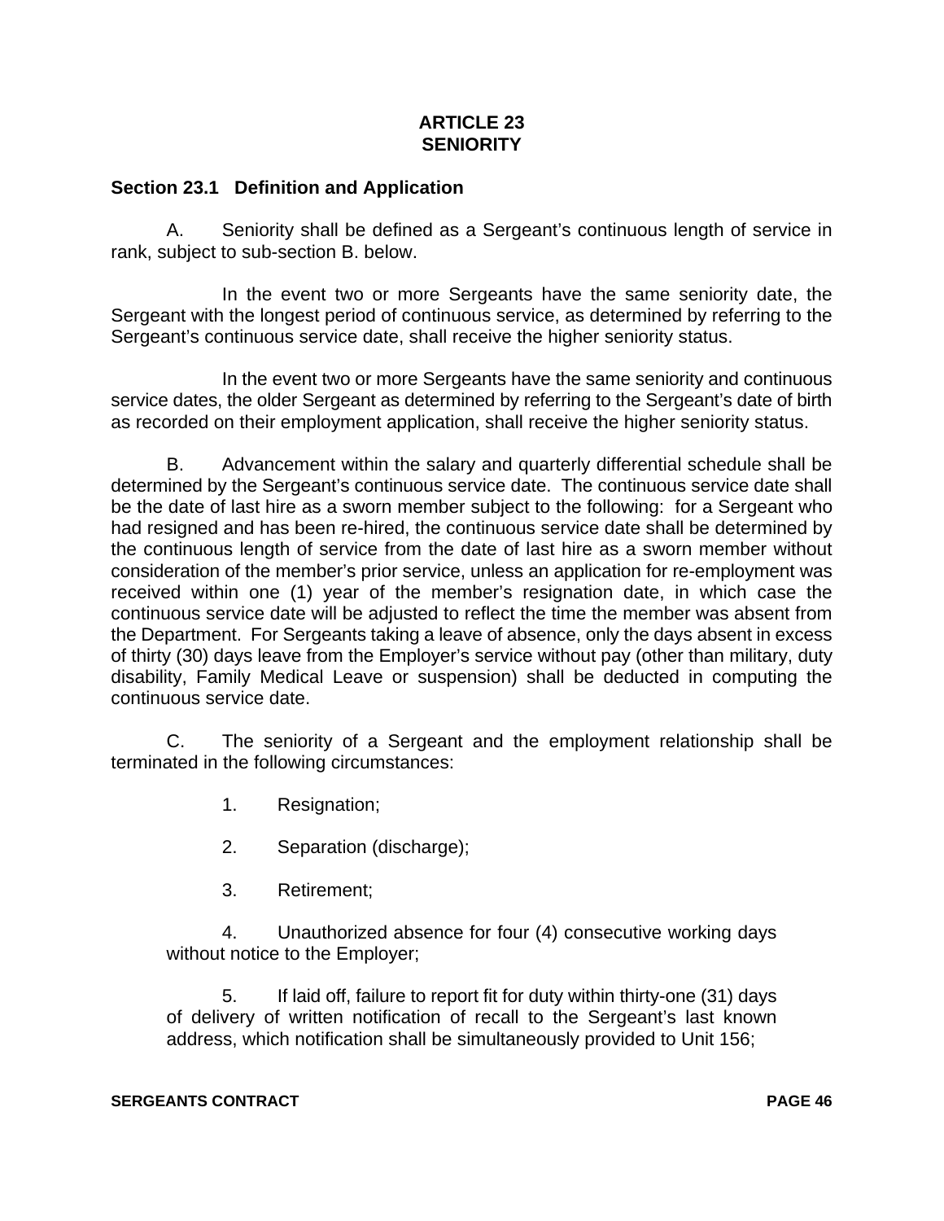# ARTICLE 23
# SENIORITY

## Section 23.1 Definition and Application

A. Seniority shall be defined as a Sergeant's continuous length of service in rank, subject to sub-section B. below.

In the event two or more Sergeants have the same seniority date, the Sergeant with the longest period of continuous service, as determined by referring to the Sergeant's continuous service date, shall receive the higher seniority status.

In the event two or more Sergeants have the same seniority and continuous service dates, the older Sergeant as determined by referring to the Sergeant's date of birth as recorded on their employment application, shall receive the higher seniority status.

B. Advancement within the salary and quarterly differential schedule shall be determined by the Sergeant's continuous service date. The continuous service date shall be the date of last hire as a sworn member subject to the following: for a Sergeant who had resigned and has been re-hired, the continuous service date shall be determined by the continuous length of service from the date of last hire as a sworn member without consideration of the member's prior service, unless an application for re-employment was received within one (1) year of the member's resignation date, in which case the continuous service date will be adjusted to reflect the time the member was absent from the Department. For Sergeants taking a leave of absence, only the days absent in excess of thirty (30) days leave from the Employer's service without pay (other than military, duty disability, Family Medical Leave or suspension) shall be deducted in computing the continuous service date.

C. The seniority of a Sergeant and the employment relationship shall be terminated in the following circumstances:

1. Resignation;

2. Separation (discharge);

3. Retirement;

4. Unauthorized absence for four (4) consecutive working days without notice to the Employer;

5. If laid off, failure to report fit for duty within thirty-one (31) days of delivery of written notification of recall to the Sergeant's last known address, which notification shall be simultaneously provided to Unit 156;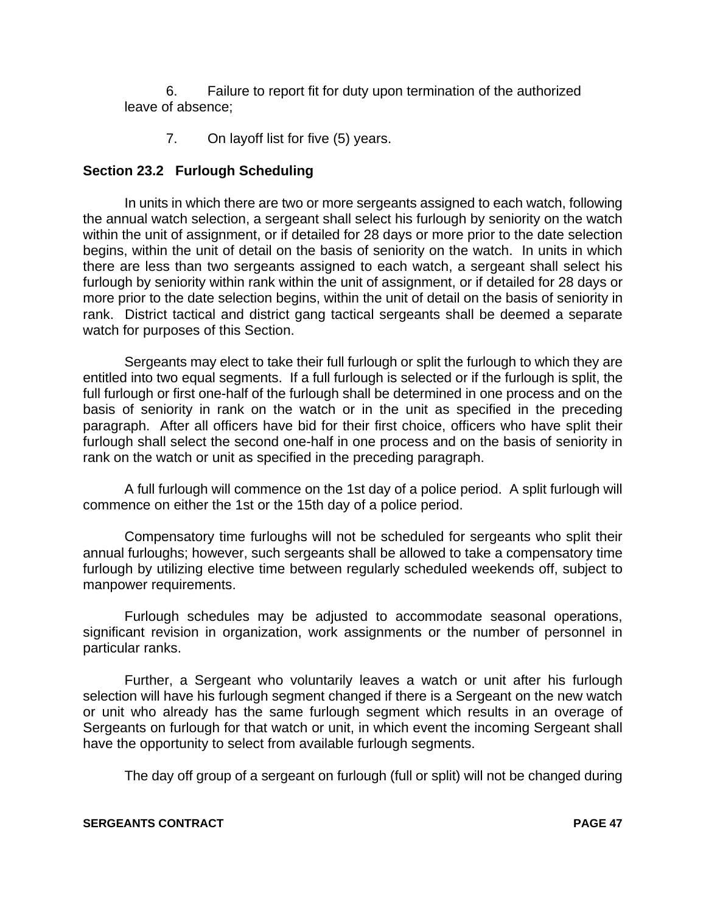6. Failure to report fit for duty upon termination of the authorized leave of absence;

7. On layoff list for five (5) years.

### Section 23.2 Furlough Scheduling

In units in which there are two or more sergeants assigned to each watch, following the annual watch selection, a sergeant shall select his furlough by seniority on the watch within the unit of assignment, or if detailed for 28 days or more prior to the date selection begins, within the unit of detail on the basis of seniority on the watch. In units in which there are less than two sergeants assigned to each watch, a sergeant shall select his furlough by seniority within rank within the unit of assignment, or if detailed for 28 days or more prior to the date selection begins, within the unit of detail on the basis of seniority in rank. District tactical and district gang tactical sergeants shall be deemed a separate watch for purposes of this Section.

Sergeants may elect to take their full furlough or split the furlough to which they are entitled into two equal segments. If a full furlough is selected or if the furlough is split, the full furlough or first one-half of the furlough shall be determined in one process and on the basis of seniority in rank on the watch or in the unit as specified in the preceding paragraph. After all officers have bid for their first choice, officers who have split their furlough shall select the second one-half in one process and on the basis of seniority in rank on the watch or unit as specified in the preceding paragraph.

A full furlough will commence on the 1st day of a police period. A split furlough will commence on either the 1st or the 15th day of a police period.

Compensatory time furloughs will not be scheduled for sergeants who split their annual furloughs; however, such sergeants shall be allowed to take a compensatory time furlough by utilizing elective time between regularly scheduled weekends off, subject to manpower requirements.

Furlough schedules may be adjusted to accommodate seasonal operations, significant revision in organization, work assignments or the number of personnel in particular ranks.

Further, a Sergeant who voluntarily leaves a watch or unit after his furlough selection will have his furlough segment changed if there is a Sergeant on the new watch or unit who already has the same furlough segment which results in an overage of Sergeants on furlough for that watch or unit, in which event the incoming Sergeant shall have the opportunity to select from available furlough segments.

The day off group of a sergeant on furlough (full or split) will not be changed during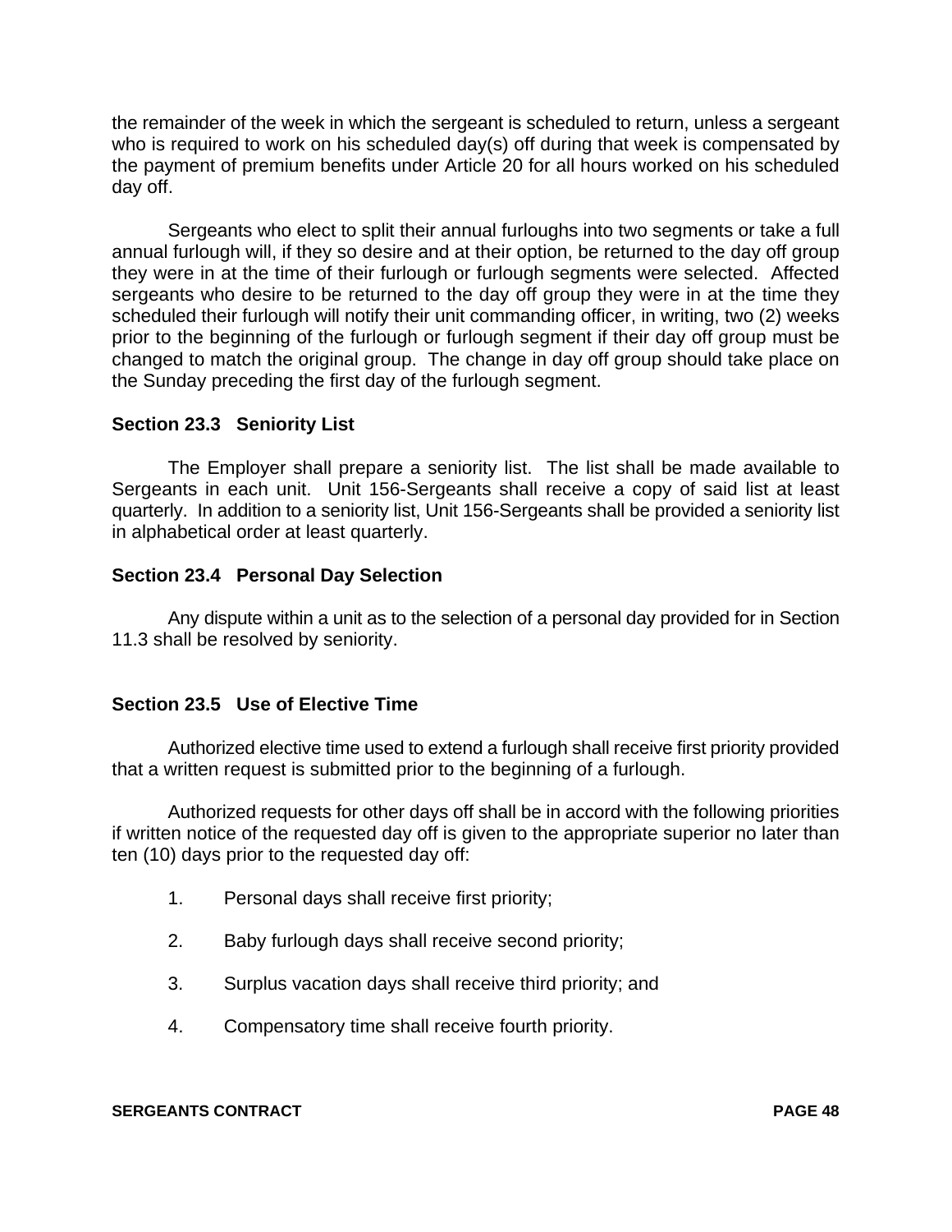the remainder of the week in which the sergeant is scheduled to return, unless a sergeant who is required to work on his scheduled day(s) off during that week is compensated by the payment of premium benefits under Article 20 for all hours worked on his scheduled day off.

Sergeants who elect to split their annual furloughs into two segments or take a full annual furlough will, if they so desire and at their option, be returned to the day off group they were in at the time of their furlough or furlough segments were selected. Affected sergeants who desire to be returned to the day off group they were in at the time they scheduled their furlough will notify their unit commanding officer, in writing, two (2) weeks prior to the beginning of the furlough or furlough segment if their day off group must be changed to match the original group. The change in day off group should take place on the Sunday preceding the first day of the furlough segment.

### Section 23.3 Seniority List

The Employer shall prepare a seniority list. The list shall be made available to Sergeants in each unit. Unit 156-Sergeants shall receive a copy of said list at least quarterly. In addition to a seniority list, Unit 156-Sergeants shall be provided a seniority list in alphabetical order at least quarterly.

### Section 23.4 Personal Day Selection

Any dispute within a unit as to the selection of a personal day provided for in Section 11.3 shall be resolved by seniority.

### Section 23.5 Use of Elective Time

Authorized elective time used to extend a furlough shall receive first priority provided that a written request is submitted prior to the beginning of a furlough.

Authorized requests for other days off shall be in accord with the following priorities if written notice of the requested day off is given to the appropriate superior no later than ten (10) days prior to the requested day off:

1. Personal days shall receive first priority;

2. Baby furlough days shall receive second priority;

3. Surplus vacation days shall receive third priority; and

4. Compensatory time shall receive fourth priority.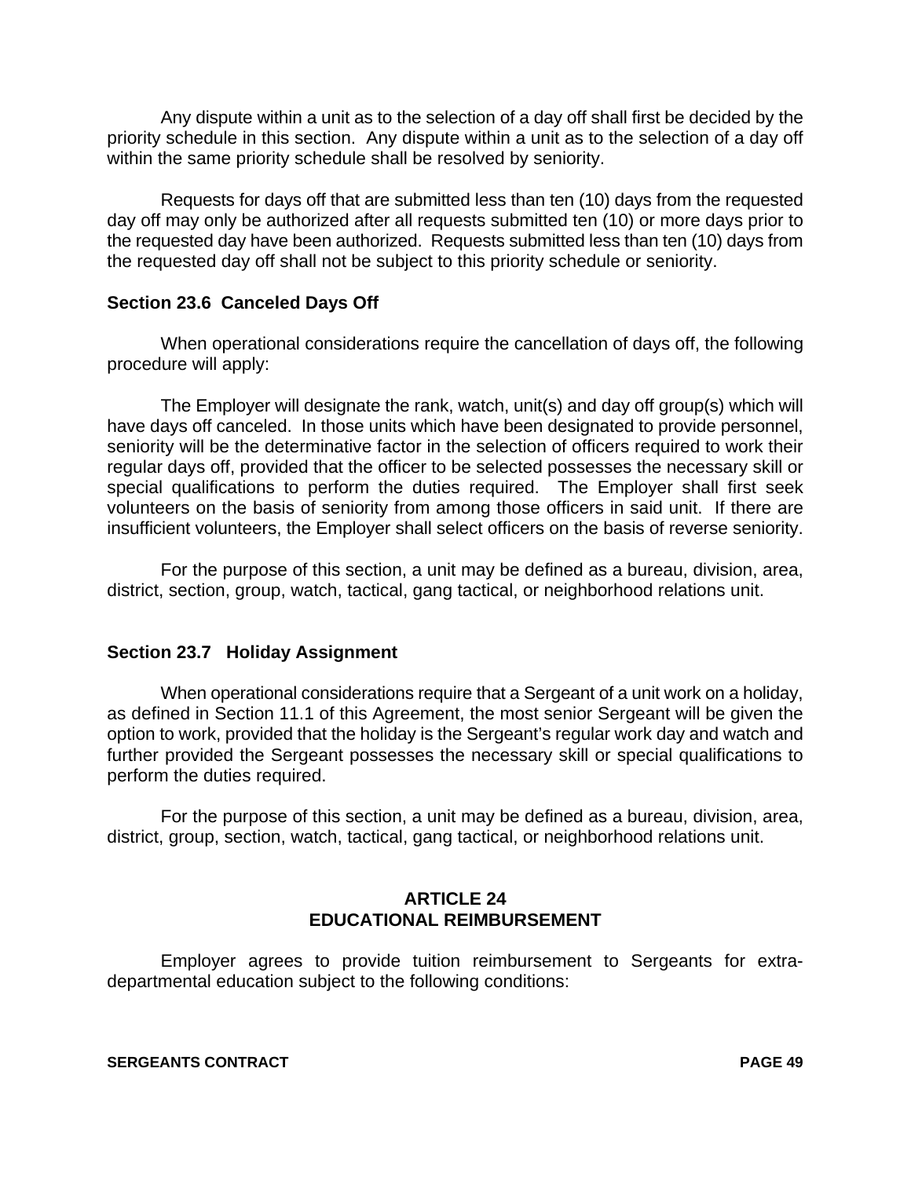Any dispute within a unit as to the selection of a day off shall first be decided by the priority schedule in this section. Any dispute within a unit as to the selection of a day off within the same priority schedule shall be resolved by seniority.

Requests for days off that are submitted less than ten (10) days from the requested day off may only be authorized after all requests submitted ten (10) or more days prior to the requested day have been authorized. Requests submitted less than ten (10) days from the requested day off shall not be subject to this priority schedule or seniority.

### Section 23.6 Canceled Days Off

When operational considerations require the cancellation of days off, the following procedure will apply:

The Employer will designate the rank, watch, unit(s) and day off group(s) which will have days off canceled. In those units which have been designated to provide personnel, seniority will be the determinative factor in the selection of officers required to work their regular days off, provided that the officer to be selected possesses the necessary skill or special qualifications to perform the duties required. The Employer shall first seek volunteers on the basis of seniority from among those officers in said unit. If there are insufficient volunteers, the Employer shall select officers on the basis of reverse seniority.

For the purpose of this section, a unit may be defined as a bureau, division, area, district, section, group, watch, tactical, gang tactical, or neighborhood relations unit.

### Section 23.7 Holiday Assignment

When operational considerations require that a Sergeant of a unit work on a holiday, as defined in Section 11.1 of this Agreement, the most senior Sergeant will be given the option to work, provided that the holiday is the Sergeant's regular work day and watch and further provided the Sergeant possesses the necessary skill or special qualifications to perform the duties required.

For the purpose of this section, a unit may be defined as a bureau, division, area, district, group, section, watch, tactical, gang tactical, or neighborhood relations unit.

## ARTICLE 24
## EDUCATIONAL REIMBURSEMENT

Employer agrees to provide tuition reimbursement to Sergeants for extra-departmental education subject to the following conditions: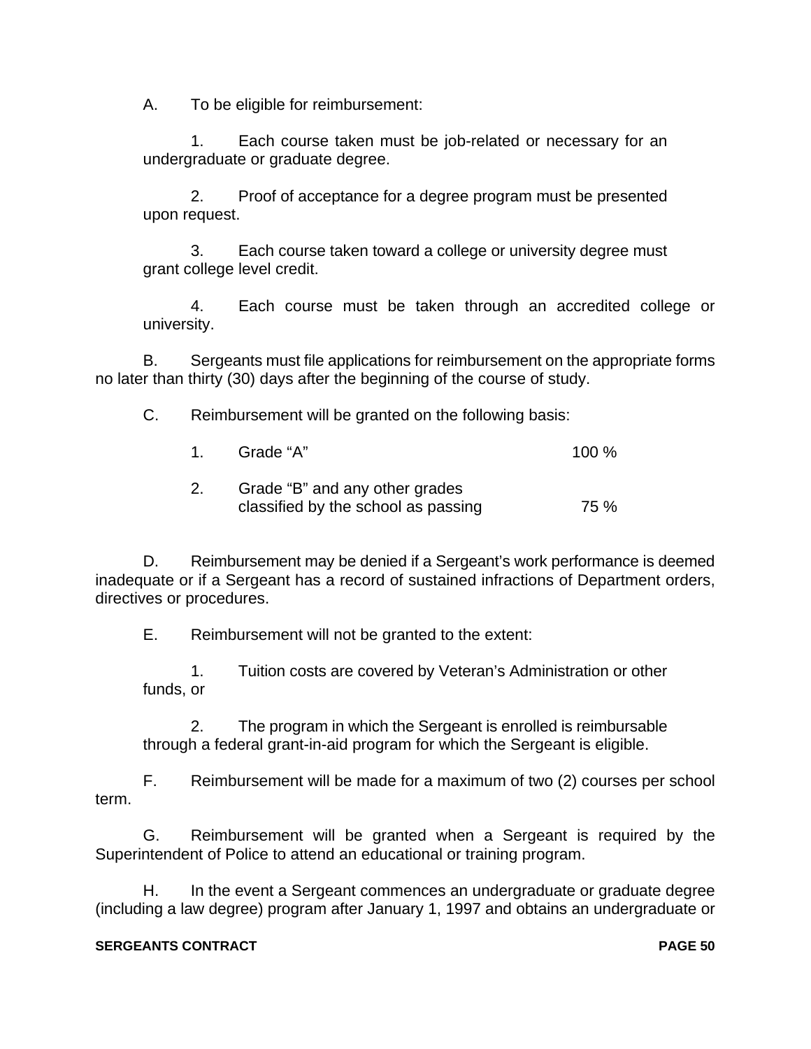A. To be eligible for reimbursement:

1. Each course taken must be job-related or necessary for an undergraduate or graduate degree.

2. Proof of acceptance for a degree program must be presented upon request.

3. Each course taken toward a college or university degree must grant college level credit.

4. Each course must be taken through an accredited college or university.

B. Sergeants must file applications for reimbursement on the appropriate forms no later than thirty (30) days after the beginning of the course of study.

C. Reimbursement will be granted on the following basis:

| | | |
|---|---|---|
| 1. | Grade "A" | 100 % |
| 2. | Grade "B" and any other grades classified by the school as passing | 75 % |

D. Reimbursement may be denied if a Sergeant's work performance is deemed inadequate or if a Sergeant has a record of sustained infractions of Department orders, directives or procedures.

E. Reimbursement will not be granted to the extent:

1. Tuition costs are covered by Veteran's Administration or other funds, or

2. The program in which the Sergeant is enrolled is reimbursable through a federal grant-in-aid program for which the Sergeant is eligible.

F. Reimbursement will be made for a maximum of two (2) courses per school term.

G. Reimbursement will be granted when a Sergeant is required by the Superintendent of Police to attend an educational or training program.

H. In the event a Sergeant commences an undergraduate or graduate degree (including a law degree) program after January 1, 1997 and obtains an undergraduate or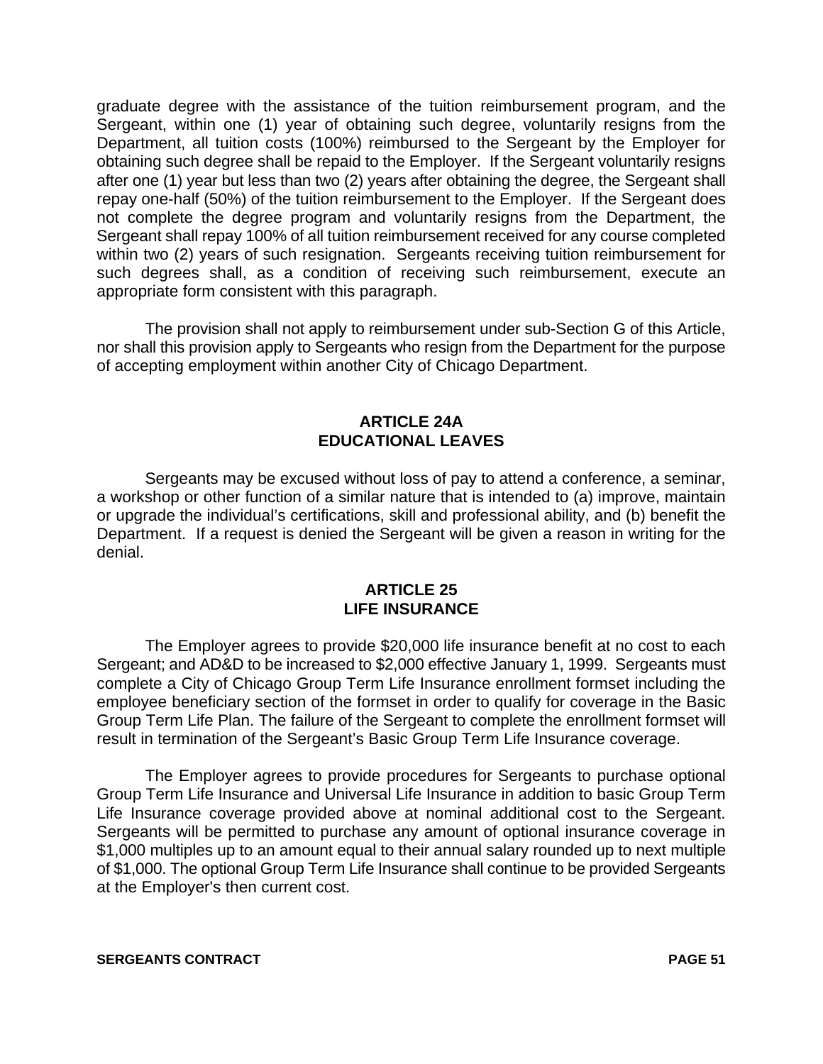graduate degree with the assistance of the tuition reimbursement program, and the Sergeant, within one (1) year of obtaining such degree, voluntarily resigns from the Department, all tuition costs (100%) reimbursed to the Sergeant by the Employer for obtaining such degree shall be repaid to the Employer. If the Sergeant voluntarily resigns after one (1) year but less than two (2) years after obtaining the degree, the Sergeant shall repay one-half (50%) of the tuition reimbursement to the Employer. If the Sergeant does not complete the degree program and voluntarily resigns from the Department, the Sergeant shall repay 100% of all tuition reimbursement received for any course completed within two (2) years of such resignation. Sergeants receiving tuition reimbursement for such degrees shall, as a condition of receiving such reimbursement, execute an appropriate form consistent with this paragraph.

The provision shall not apply to reimbursement under sub-Section G of this Article, nor shall this provision apply to Sergeants who resign from the Department for the purpose of accepting employment within another City of Chicago Department.

## ARTICLE 24A
## EDUCATIONAL LEAVES

Sergeants may be excused without loss of pay to attend a conference, a seminar, a workshop or other function of a similar nature that is intended to (a) improve, maintain or upgrade the individual's certifications, skill and professional ability, and (b) benefit the Department. If a request is denied the Sergeant will be given a reason in writing for the denial.

## ARTICLE 25
## LIFE INSURANCE

The Employer agrees to provide $20,000 life insurance benefit at no cost to each Sergeant; and AD&D to be increased to $2,000 effective January 1, 1999. Sergeants must complete a City of Chicago Group Term Life Insurance enrollment formset including the employee beneficiary section of the formset in order to qualify for coverage in the Basic Group Term Life Plan. The failure of the Sergeant to complete the enrollment formset will result in termination of the Sergeant's Basic Group Term Life Insurance coverage.

The Employer agrees to provide procedures for Sergeants to purchase optional Group Term Life Insurance and Universal Life Insurance in addition to basic Group Term Life Insurance coverage provided above at nominal additional cost to the Sergeant. Sergeants will be permitted to purchase any amount of optional insurance coverage in $1,000 multiples up to an amount equal to their annual salary rounded up to next multiple of $1,000. The optional Group Term Life Insurance shall continue to be provided Sergeants at the Employer's then current cost.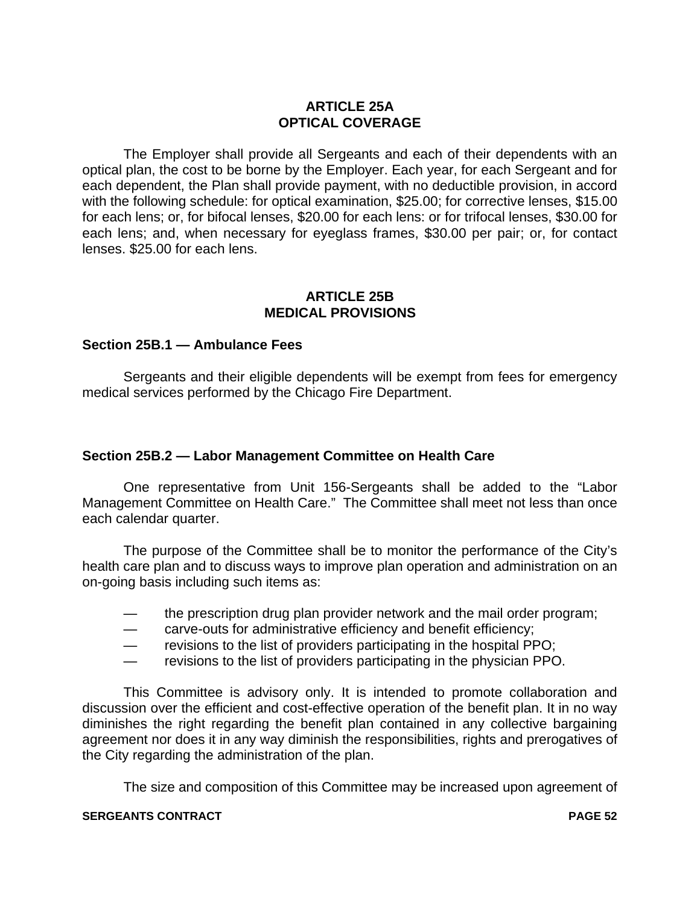## ARTICLE 25A
## OPTICAL COVERAGE

The Employer shall provide all Sergeants and each of their dependents with an optical plan, the cost to be borne by the Employer. Each year, for each Sergeant and for each dependent, the Plan shall provide payment, with no deductible provision, in accord with the following schedule: for optical examination, $25.00; for corrective lenses, $15.00 for each lens; or, for bifocal lenses, $20.00 for each lens: or for trifocal lenses, $30.00 for each lens; and, when necessary for eyeglass frames, $30.00 per pair; or, for contact lenses. $25.00 for each lens.

## ARTICLE 25B
## MEDICAL PROVISIONS

### Section 25B.1 — Ambulance Fees

Sergeants and their eligible dependents will be exempt from fees for emergency medical services performed by the Chicago Fire Department.

### Section 25B.2 — Labor Management Committee on Health Care

One representative from Unit 156-Sergeants shall be added to the "Labor Management Committee on Health Care." The Committee shall meet not less than once each calendar quarter.

The purpose of the Committee shall be to monitor the performance of the City's health care plan and to discuss ways to improve plan operation and administration on an on-going basis including such items as:

— the prescription drug plan provider network and the mail order program;
— carve-outs for administrative efficiency and benefit efficiency;
— revisions to the list of providers participating in the hospital PPO;
— revisions to the list of providers participating in the physician PPO.

This Committee is advisory only. It is intended to promote collaboration and discussion over the efficient and cost-effective operation of the benefit plan. It in no way diminishes the right regarding the benefit plan contained in any collective bargaining agreement nor does it in any way diminish the responsibilities, rights and prerogatives of the City regarding the administration of the plan.

The size and composition of this Committee may be increased upon agreement of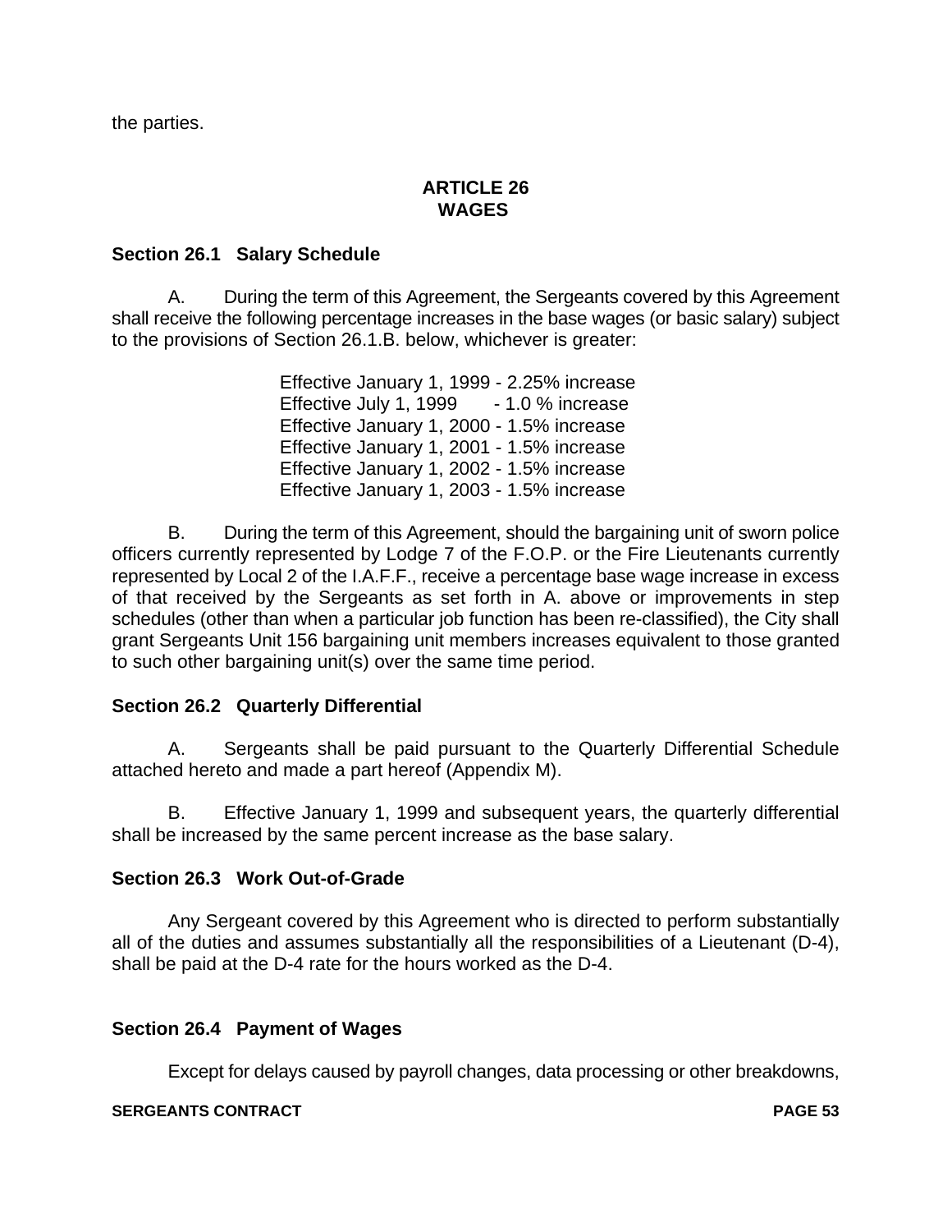the parties.

## ARTICLE 26
## WAGES

### Section 26.1 Salary Schedule

A. During the term of this Agreement, the Sergeants covered by this Agreement shall receive the following percentage increases in the base wages (or basic salary) subject to the provisions of Section 26.1.B. below, whichever is greater:

Effective January 1, 1999 - 2.25% increase
Effective July 1, 1999 - 1.0 % increase
Effective January 1, 2000 - 1.5% increase
Effective January 1, 2001 - 1.5% increase
Effective January 1, 2002 - 1.5% increase
Effective January 1, 2003 - 1.5% increase

B. During the term of this Agreement, should the bargaining unit of sworn police officers currently represented by Lodge 7 of the F.O.P. or the Fire Lieutenants currently represented by Local 2 of the I.A.F.F., receive a percentage base wage increase in excess of that received by the Sergeants as set forth in A. above or improvements in step schedules (other than when a particular job function has been re-classified), the City shall grant Sergeants Unit 156 bargaining unit members increases equivalent to those granted to such other bargaining unit(s) over the same time period.

### Section 26.2 Quarterly Differential

A. Sergeants shall be paid pursuant to the Quarterly Differential Schedule attached hereto and made a part hereof (Appendix M).

B. Effective January 1, 1999 and subsequent years, the quarterly differential shall be increased by the same percent increase as the base salary.

### Section 26.3 Work Out-of-Grade

Any Sergeant covered by this Agreement who is directed to perform substantially all of the duties and assumes substantially all the responsibilities of a Lieutenant (D-4), shall be paid at the D-4 rate for the hours worked as the D-4.

### Section 26.4 Payment of Wages

Except for delays caused by payroll changes, data processing or other breakdowns,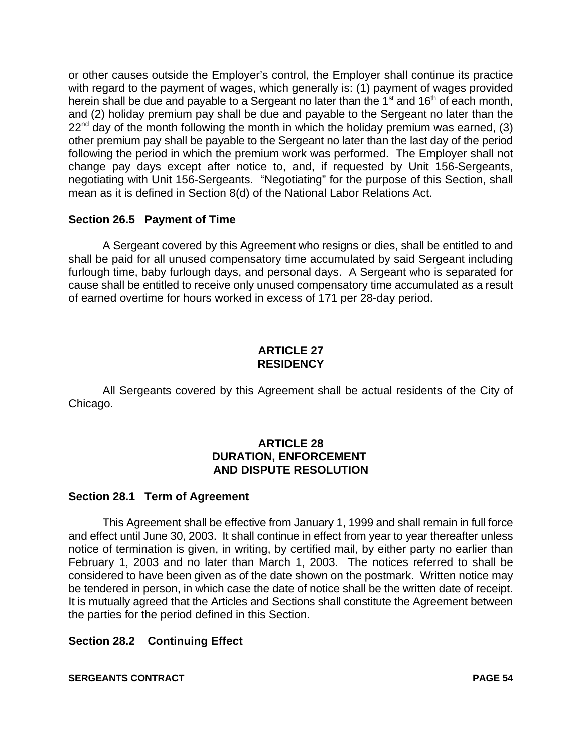or other causes outside the Employer's control, the Employer shall continue its practice with regard to the payment of wages, which generally is: (1) payment of wages provided herein shall be due and payable to a Sergeant no later than the 1st and 16th of each month, and (2) holiday premium pay shall be due and payable to the Sergeant no later than the 22nd day of the month following the month in which the holiday premium was earned, (3) other premium pay shall be payable to the Sergeant no later than the last day of the period following the period in which the premium work was performed. The Employer shall not change pay days except after notice to, and, if requested by Unit 156-Sergeants, negotiating with Unit 156-Sergeants. "Negotiating" for the purpose of this Section, shall mean as it is defined in Section 8(d) of the National Labor Relations Act.

### Section 26.5 Payment of Time

A Sergeant covered by this Agreement who resigns or dies, shall be entitled to and shall be paid for all unused compensatory time accumulated by said Sergeant including furlough time, baby furlough days, and personal days. A Sergeant who is separated for cause shall be entitled to receive only unused compensatory time accumulated as a result of earned overtime for hours worked in excess of 171 per 28-day period.

## ARTICLE 27
## RESIDENCY

All Sergeants covered by this Agreement shall be actual residents of the City of Chicago.

## ARTICLE 28
## DURATION, ENFORCEMENT AND DISPUTE RESOLUTION

### Section 28.1 Term of Agreement

This Agreement shall be effective from January 1, 1999 and shall remain in full force and effect until June 30, 2003. It shall continue in effect from year to year thereafter unless notice of termination is given, in writing, by certified mail, by either party no earlier than February 1, 2003 and no later than March 1, 2003. The notices referred to shall be considered to have been given as of the date shown on the postmark. Written notice may be tendered in person, in which case the date of notice shall be the written date of receipt. It is mutually agreed that the Articles and Sections shall constitute the Agreement between the parties for the period defined in this Section.

### Section 28.2 Continuing Effect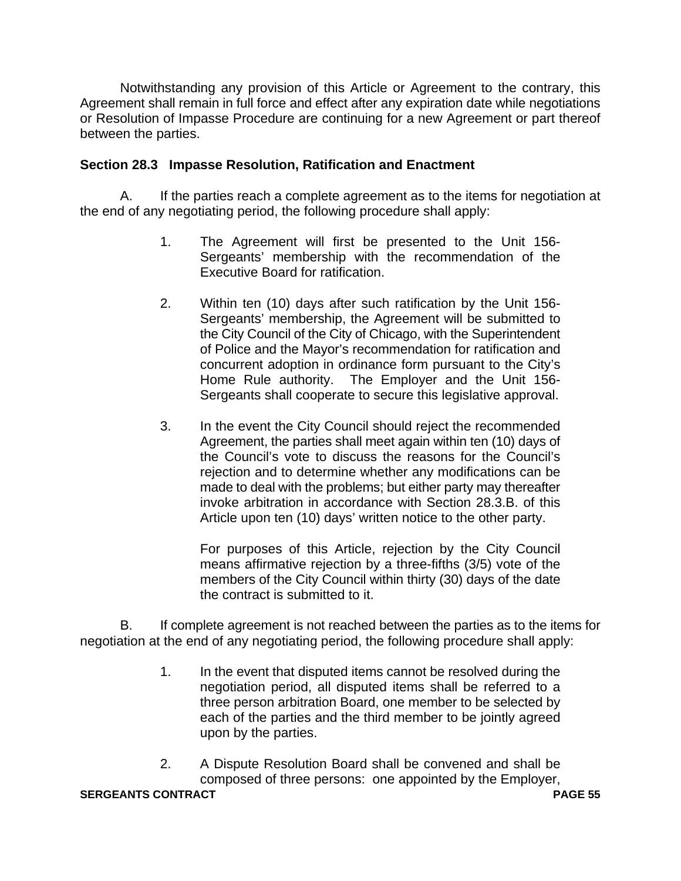Notwithstanding any provision of this Article or Agreement to the contrary, this Agreement shall remain in full force and effect after any expiration date while negotiations or Resolution of Impasse Procedure are continuing for a new Agreement or part thereof between the parties.

**Section 28.3 Impasse Resolution, Ratification and Enactment**

A. If the parties reach a complete agreement as to the items for negotiation at the end of any negotiating period, the following procedure shall apply:

1. The Agreement will first be presented to the Unit 156-Sergeants' membership with the recommendation of the Executive Board for ratification.

2. Within ten (10) days after such ratification by the Unit 156-Sergeants' membership, the Agreement will be submitted to the City Council of the City of Chicago, with the Superintendent of Police and the Mayor's recommendation for ratification and concurrent adoption in ordinance form pursuant to the City's Home Rule authority. The Employer and the Unit 156-Sergeants shall cooperate to secure this legislative approval.

3. In the event the City Council should reject the recommended Agreement, the parties shall meet again within ten (10) days of the Council's vote to discuss the reasons for the Council's rejection and to determine whether any modifications can be made to deal with the problems; but either party may thereafter invoke arbitration in accordance with Section 28.3.B. of this Article upon ten (10) days' written notice to the other party.

   For purposes of this Article, rejection by the City Council means affirmative rejection by a three-fifths (3/5) vote of the members of the City Council within thirty (30) days of the date the contract is submitted to it.

B. If complete agreement is not reached between the parties as to the items for negotiation at the end of any negotiating period, the following procedure shall apply:

1. In the event that disputed items cannot be resolved during the negotiation period, all disputed items shall be referred to a three person arbitration Board, one member to be selected by each of the parties and the third member to be jointly agreed upon by the parties.

2. A Dispute Resolution Board shall be convened and shall be composed of three persons: one appointed by the Employer,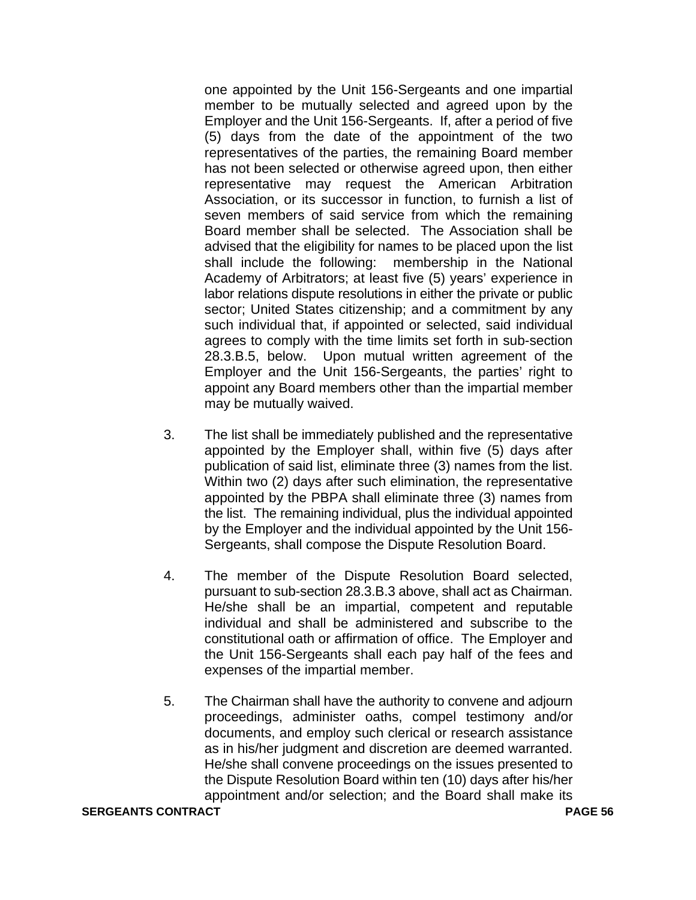one appointed by the Unit 156-Sergeants and one impartial member to be mutually selected and agreed upon by the Employer and the Unit 156-Sergeants. If, after a period of five (5) days from the date of the appointment of the two representatives of the parties, the remaining Board member has not been selected or otherwise agreed upon, then either representative may request the American Arbitration Association, or its successor in function, to furnish a list of seven members of said service from which the remaining Board member shall be selected. The Association shall be advised that the eligibility for names to be placed upon the list shall include the following: membership in the National Academy of Arbitrators; at least five (5) years' experience in labor relations dispute resolutions in either the private or public sector; United States citizenship; and a commitment by any such individual that, if appointed or selected, said individual agrees to comply with the time limits set forth in sub-section 28.3.B.5, below. Upon mutual written agreement of the Employer and the Unit 156-Sergeants, the parties' right to appoint any Board members other than the impartial member may be mutually waived.

3. The list shall be immediately published and the representative appointed by the Employer shall, within five (5) days after publication of said list, eliminate three (3) names from the list. Within two (2) days after such elimination, the representative appointed by the PBPA shall eliminate three (3) names from the list. The remaining individual, plus the individual appointed by the Employer and the individual appointed by the Unit 156-Sergeants, shall compose the Dispute Resolution Board.

4. The member of the Dispute Resolution Board selected, pursuant to sub-section 28.3.B.3 above, shall act as Chairman. He/she shall be an impartial, competent and reputable individual and shall be administered and subscribe to the constitutional oath or affirmation of office. The Employer and the Unit 156-Sergeants shall each pay half of the fees and expenses of the impartial member.

5. The Chairman shall have the authority to convene and adjourn proceedings, administer oaths, compel testimony and/or documents, and employ such clerical or research assistance as in his/her judgment and discretion are deemed warranted. He/she shall convene proceedings on the issues presented to the Dispute Resolution Board within ten (10) days after his/her appointment and/or selection; and the Board shall make its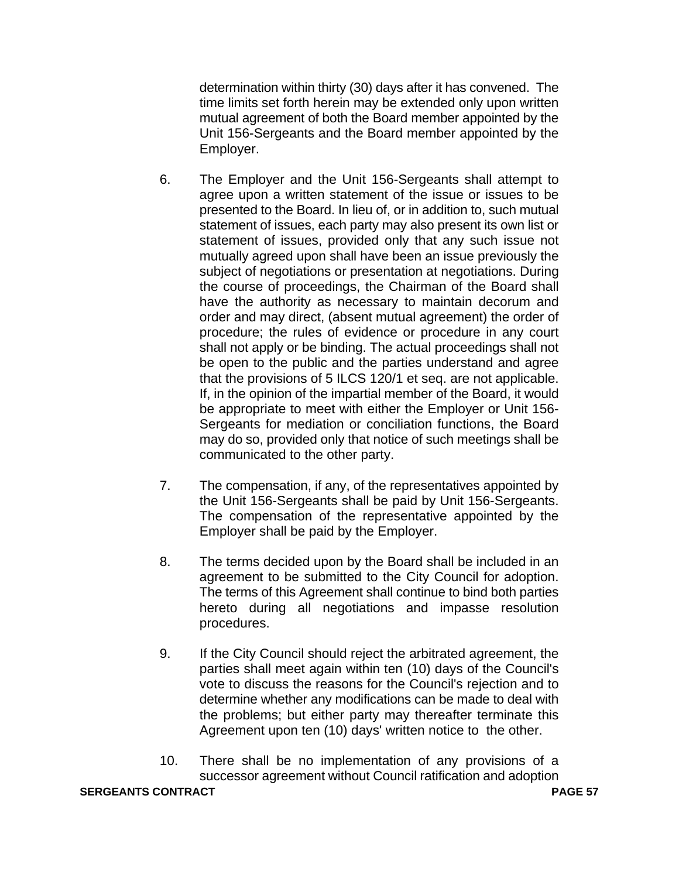determination within thirty (30) days after it has convened. The time limits set forth herein may be extended only upon written mutual agreement of both the Board member appointed by the Unit 156-Sergeants and the Board member appointed by the Employer.

6. The Employer and the Unit 156-Sergeants shall attempt to agree upon a written statement of the issue or issues to be presented to the Board. In lieu of, or in addition to, such mutual statement of issues, each party may also present its own list or statement of issues, provided only that any such issue not mutually agreed upon shall have been an issue previously the subject of negotiations or presentation at negotiations. During the course of proceedings, the Chairman of the Board shall have the authority as necessary to maintain decorum and order and may direct, (absent mutual agreement) the order of procedure; the rules of evidence or procedure in any court shall not apply or be binding. The actual proceedings shall not be open to the public and the parties understand and agree that the provisions of 5 ILCS 120/1 et seq. are not applicable. If, in the opinion of the impartial member of the Board, it would be appropriate to meet with either the Employer or Unit 156-Sergeants for mediation or conciliation functions, the Board may do so, provided only that notice of such meetings shall be communicated to the other party.

7. The compensation, if any, of the representatives appointed by the Unit 156-Sergeants shall be paid by Unit 156-Sergeants. The compensation of the representative appointed by the Employer shall be paid by the Employer.

8. The terms decided upon by the Board shall be included in an agreement to be submitted to the City Council for adoption. The terms of this Agreement shall continue to bind both parties hereto during all negotiations and impasse resolution procedures.

9. If the City Council should reject the arbitrated agreement, the parties shall meet again within ten (10) days of the Council's vote to discuss the reasons for the Council's rejection and to determine whether any modifications can be made to deal with the problems; but either party may thereafter terminate this Agreement upon ten (10) days' written notice to the other.

10. There shall be no implementation of any provisions of a successor agreement without Council ratification and adoption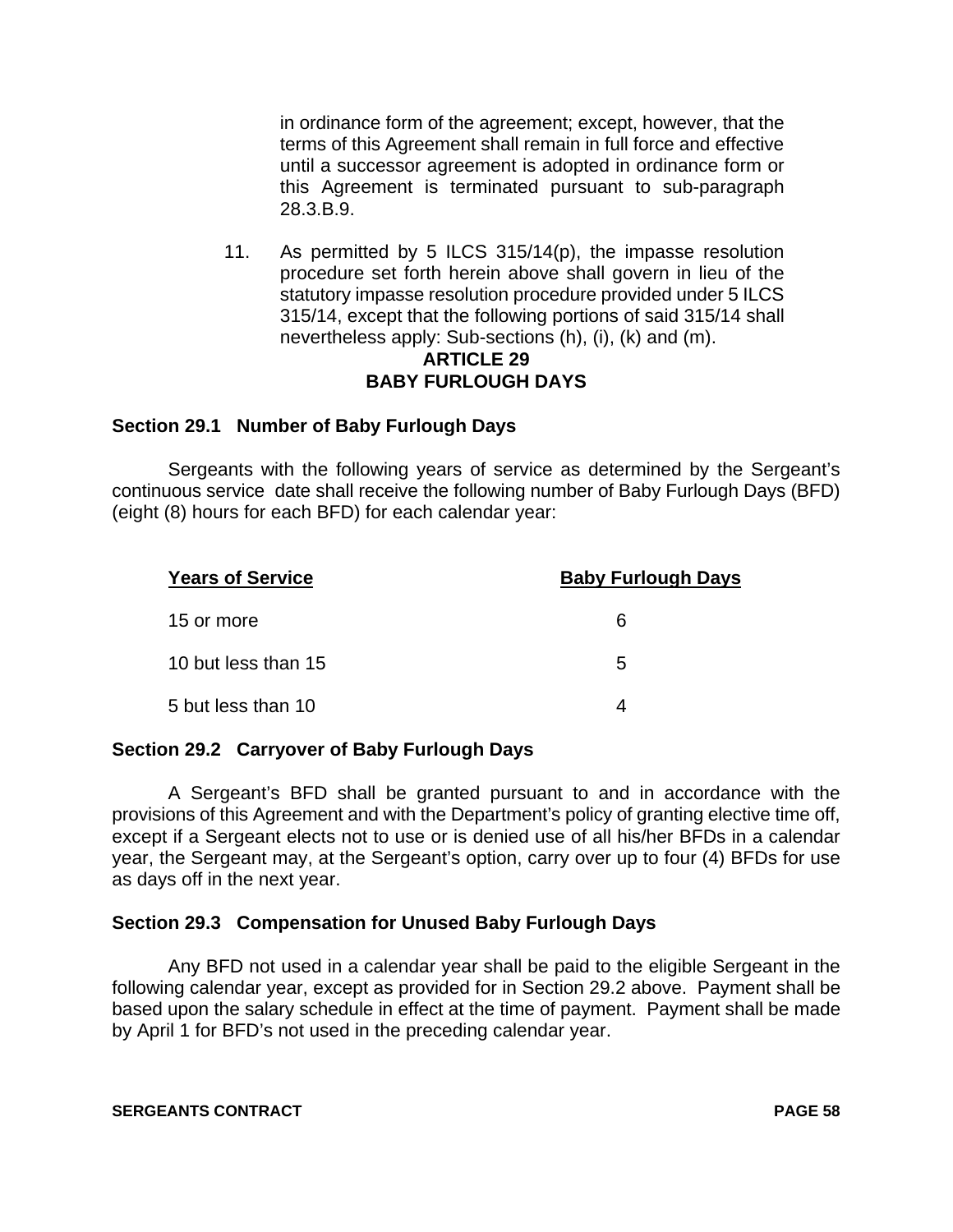in ordinance form of the agreement; except, however, that the terms of this Agreement shall remain in full force and effective until a successor agreement is adopted in ordinance form or this Agreement is terminated pursuant to sub-paragraph 28.3.B.9.

11. As permitted by 5 ILCS 315/14(p), the impasse resolution procedure set forth herein above shall govern in lieu of the statutory impasse resolution procedure provided under 5 ILCS 315/14, except that the following portions of said 315/14 shall nevertheless apply: Sub-sections (h), (i), (k) and (m).

# ARTICLE 29
# BABY FURLOUGH DAYS

## Section 29.1 Number of Baby Furlough Days

Sergeants with the following years of service as determined by the Sergeant's continuous service date shall receive the following number of Baby Furlough Days (BFD) (eight (8) hours for each BFD) for each calendar year:

| Years of Service | Baby Furlough Days |
|---|---|
| 15 or more | 6 |
| 10 but less than 15 | 5 |
| 5 but less than 10 | 4 |

## Section 29.2 Carryover of Baby Furlough Days

A Sergeant's BFD shall be granted pursuant to and in accordance with the provisions of this Agreement and with the Department's policy of granting elective time off, except if a Sergeant elects not to use or is denied use of all his/her BFDs in a calendar year, the Sergeant may, at the Sergeant's option, carry over up to four (4) BFDs for use as days off in the next year.

## Section 29.3 Compensation for Unused Baby Furlough Days

Any BFD not used in a calendar year shall be paid to the eligible Sergeant in the following calendar year, except as provided for in Section 29.2 above. Payment shall be based upon the salary schedule in effect at the time of payment. Payment shall be made by April 1 for BFD's not used in the preceding calendar year.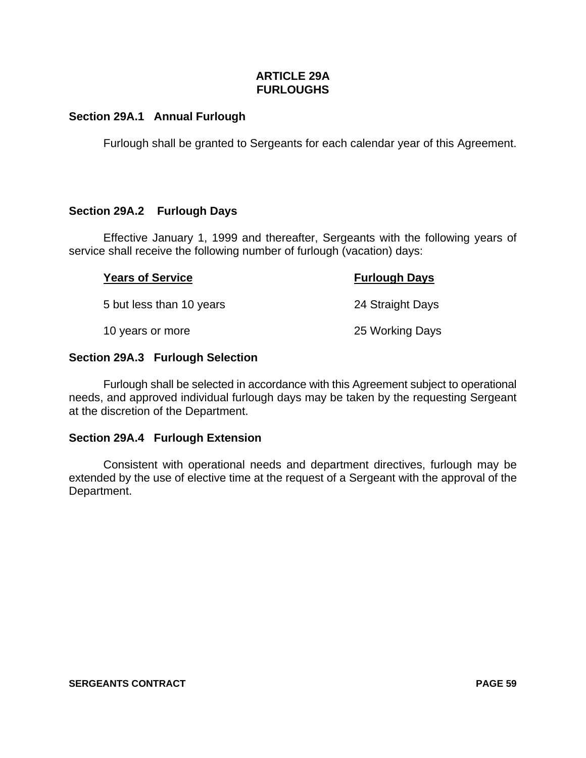# ARTICLE 29A
# FURLOUGHS

### Section 29A.1 Annual Furlough

Furlough shall be granted to Sergeants for each calendar year of this Agreement.

### Section 29A.2 Furlough Days

Effective January 1, 1999 and thereafter, Sergeants with the following years of service shall receive the following number of furlough (vacation) days:

| Years of Service | Furlough Days |
|---|---|
| 5 but less than 10 years | 24 Straight Days |
| 10 years or more | 25 Working Days |

### Section 29A.3 Furlough Selection

Furlough shall be selected in accordance with this Agreement subject to operational needs, and approved individual furlough days may be taken by the requesting Sergeant at the discretion of the Department.

### Section 29A.4 Furlough Extension

Consistent with operational needs and department directives, furlough may be extended by the use of elective time at the request of a Sergeant with the approval of the Department.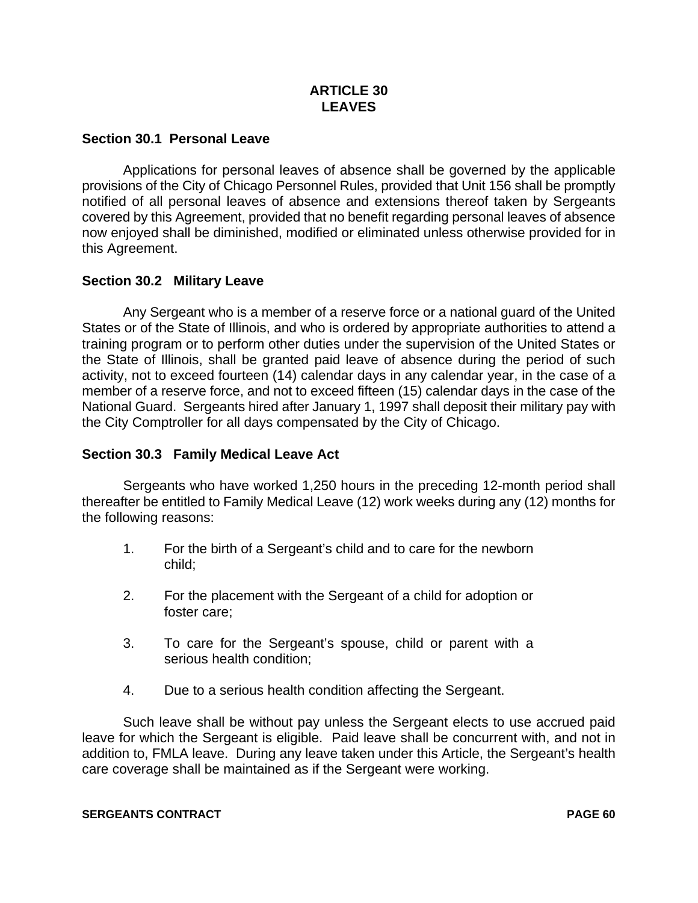# ARTICLE 30
# LEAVES

### Section 30.1 Personal Leave

Applications for personal leaves of absence shall be governed by the applicable provisions of the City of Chicago Personnel Rules, provided that Unit 156 shall be promptly notified of all personal leaves of absence and extensions thereof taken by Sergeants covered by this Agreement, provided that no benefit regarding personal leaves of absence now enjoyed shall be diminished, modified or eliminated unless otherwise provided for in this Agreement.

### Section 30.2 Military Leave

Any Sergeant who is a member of a reserve force or a national guard of the United States or of the State of Illinois, and who is ordered by appropriate authorities to attend a training program or to perform other duties under the supervision of the United States or the State of Illinois, shall be granted paid leave of absence during the period of such activity, not to exceed fourteen (14) calendar days in any calendar year, in the case of a member of a reserve force, and not to exceed fifteen (15) calendar days in the case of the National Guard. Sergeants hired after January 1, 1997 shall deposit their military pay with the City Comptroller for all days compensated by the City of Chicago.

### Section 30.3 Family Medical Leave Act

Sergeants who have worked 1,250 hours in the preceding 12-month period shall thereafter be entitled to Family Medical Leave (12) work weeks during any (12) months for the following reasons:

1. For the birth of a Sergeant's child and to care for the newborn child;

2. For the placement with the Sergeant of a child for adoption or foster care;

3. To care for the Sergeant's spouse, child or parent with a serious health condition;

4. Due to a serious health condition affecting the Sergeant.

Such leave shall be without pay unless the Sergeant elects to use accrued paid leave for which the Sergeant is eligible. Paid leave shall be concurrent with, and not in addition to, FMLA leave. During any leave taken under this Article, the Sergeant's health care coverage shall be maintained as if the Sergeant were working.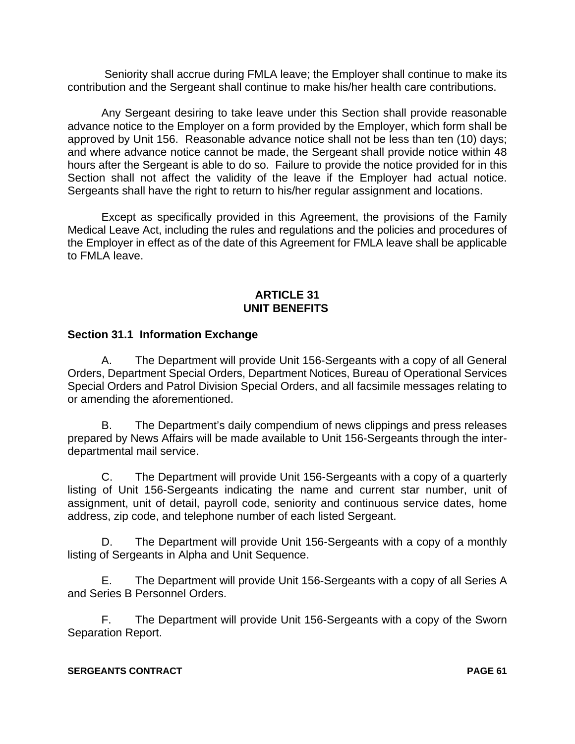Seniority shall accrue during FMLA leave; the Employer shall continue to make its contribution and the Sergeant shall continue to make his/her health care contributions.

Any Sergeant desiring to take leave under this Section shall provide reasonable advance notice to the Employer on a form provided by the Employer, which form shall be approved by Unit 156. Reasonable advance notice shall not be less than ten (10) days; and where advance notice cannot be made, the Sergeant shall provide notice within 48 hours after the Sergeant is able to do so. Failure to provide the notice provided for in this Section shall not affect the validity of the leave if the Employer had actual notice. Sergeants shall have the right to return to his/her regular assignment and locations.

Except as specifically provided in this Agreement, the provisions of the Family Medical Leave Act, including the rules and regulations and the policies and procedures of the Employer in effect as of the date of this Agreement for FMLA leave shall be applicable to FMLA leave.

## ARTICLE 31
## UNIT BENEFITS

### Section 31.1 Information Exchange

A. The Department will provide Unit 156-Sergeants with a copy of all General Orders, Department Special Orders, Department Notices, Bureau of Operational Services Special Orders and Patrol Division Special Orders, and all facsimile messages relating to or amending the aforementioned.

B. The Department's daily compendium of news clippings and press releases prepared by News Affairs will be made available to Unit 156-Sergeants through the inter-departmental mail service.

C. The Department will provide Unit 156-Sergeants with a copy of a quarterly listing of Unit 156-Sergeants indicating the name and current star number, unit of assignment, unit of detail, payroll code, seniority and continuous service dates, home address, zip code, and telephone number of each listed Sergeant.

D. The Department will provide Unit 156-Sergeants with a copy of a monthly listing of Sergeants in Alpha and Unit Sequence.

E. The Department will provide Unit 156-Sergeants with a copy of all Series A and Series B Personnel Orders.

F. The Department will provide Unit 156-Sergeants with a copy of the Sworn Separation Report.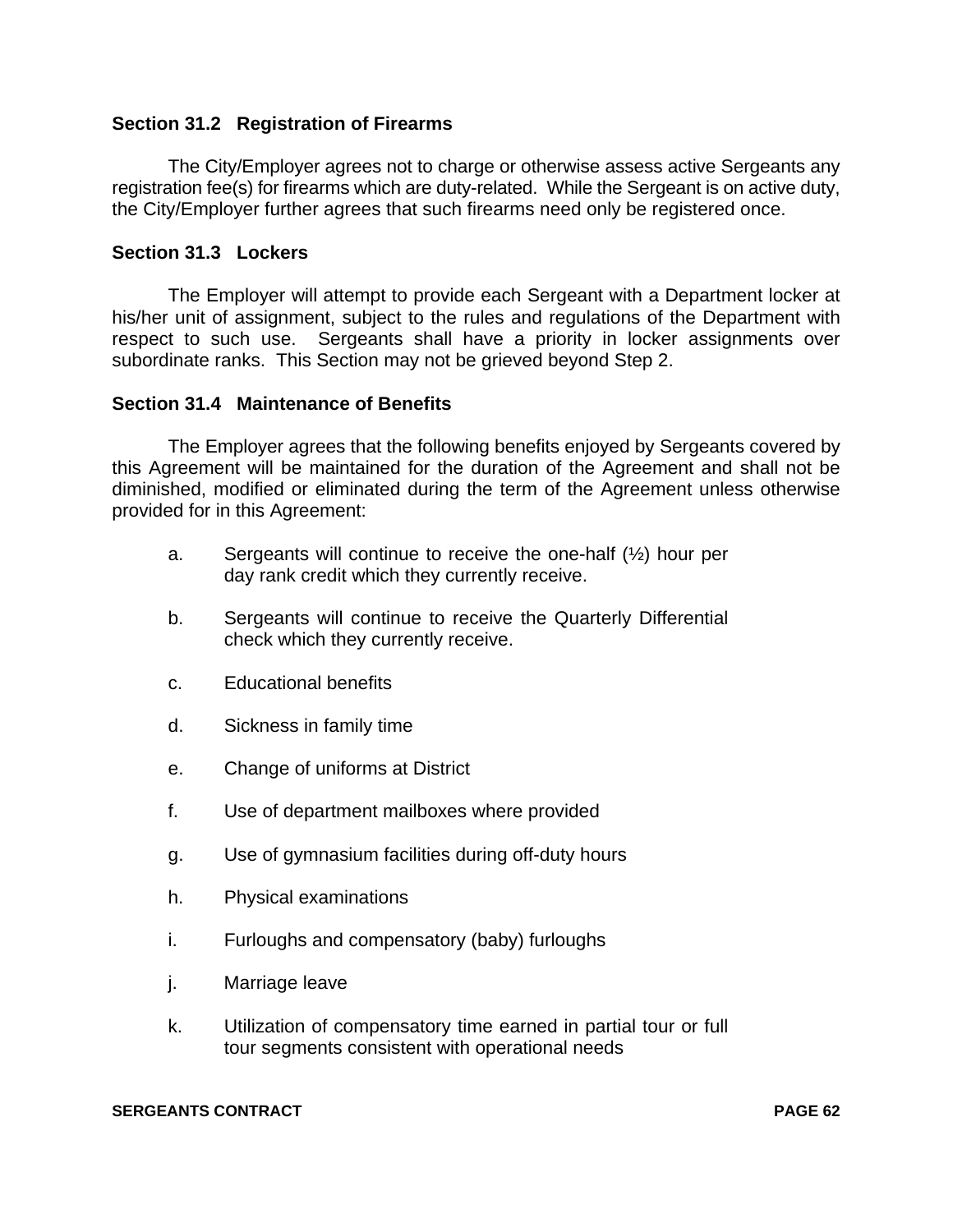### Section 31.2 Registration of Firearms

The City/Employer agrees not to charge or otherwise assess active Sergeants any registration fee(s) for firearms which are duty-related. While the Sergeant is on active duty, the City/Employer further agrees that such firearms need only be registered once.

### Section 31.3 Lockers

The Employer will attempt to provide each Sergeant with a Department locker at his/her unit of assignment, subject to the rules and regulations of the Department with respect to such use. Sergeants shall have a priority in locker assignments over subordinate ranks. This Section may not be grieved beyond Step 2.

### Section 31.4 Maintenance of Benefits

The Employer agrees that the following benefits enjoyed by Sergeants covered by this Agreement will be maintained for the duration of the Agreement and shall not be diminished, modified or eliminated during the term of the Agreement unless otherwise provided for in this Agreement:

a. Sergeants will continue to receive the one-half (½) hour per day rank credit which they currently receive.

b. Sergeants will continue to receive the Quarterly Differential check which they currently receive.

c. Educational benefits

d. Sickness in family time

e. Change of uniforms at District

f. Use of department mailboxes where provided

g. Use of gymnasium facilities during off-duty hours

h. Physical examinations

i. Furloughs and compensatory (baby) furloughs

j. Marriage leave

k. Utilization of compensatory time earned in partial tour or full tour segments consistent with operational needs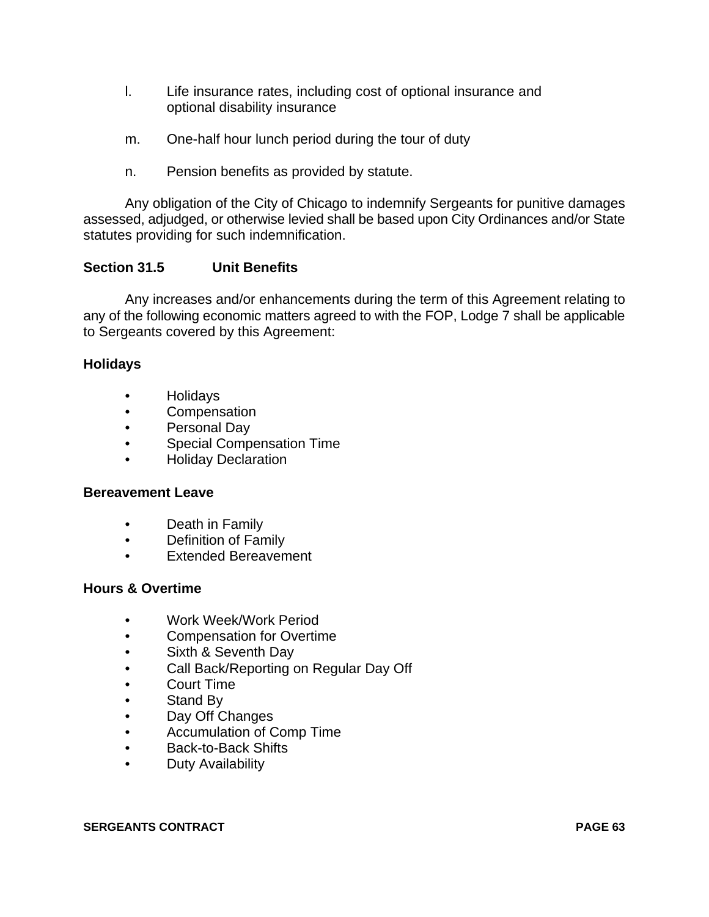l. Life insurance rates, including cost of optional insurance and optional disability insurance

m. One-half hour lunch period during the tour of duty

n. Pension benefits as provided by statute.

Any obligation of the City of Chicago to indemnify Sergeants for punitive damages assessed, adjudged, or otherwise levied shall be based upon City Ordinances and/or State statutes providing for such indemnification.

### Section 31.5 Unit Benefits

Any increases and/or enhancements during the term of this Agreement relating to any of the following economic matters agreed to with the FOP, Lodge 7 shall be applicable to Sergeants covered by this Agreement:

**Holidays**

- Holidays
- Compensation
- Personal Day
- Special Compensation Time
- Holiday Declaration

**Bereavement Leave**

- Death in Family
- Definition of Family
- Extended Bereavement

**Hours & Overtime**

- Work Week/Work Period
- Compensation for Overtime
- Sixth & Seventh Day
- Call Back/Reporting on Regular Day Off
- Court Time
- Stand By
- Day Off Changes
- Accumulation of Comp Time
- Back-to-Back Shifts
- Duty Availability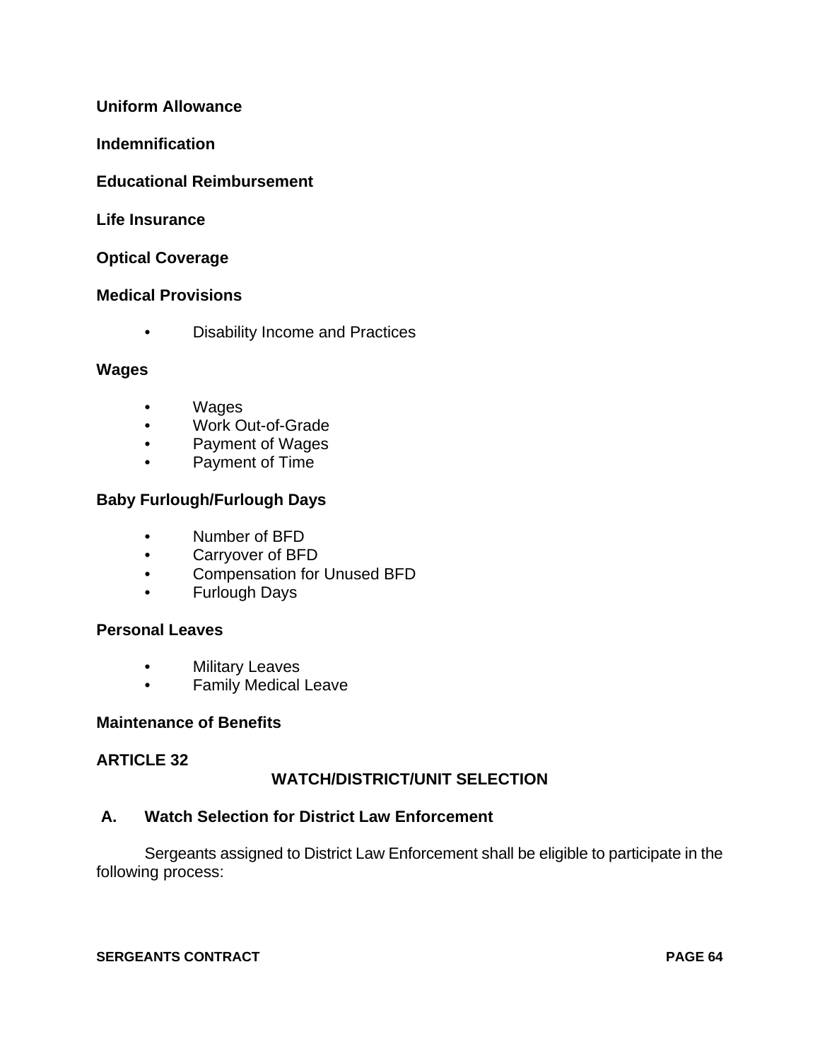**Uniform Allowance**

**Indemnification**

**Educational Reimbursement**

**Life Insurance**

**Optical Coverage**

**Medical Provisions**

- Disability Income and Practices

**Wages**

- Wages
- Work Out-of-Grade
- Payment of Wages
- Payment of Time

**Baby Furlough/Furlough Days**

- Number of BFD
- Carryover of BFD
- Compensation for Unused BFD
- Furlough Days

**Personal Leaves**

- Military Leaves
- Family Medical Leave

**Maintenance of Benefits**

## ARTICLE 32

## WATCH/DISTRICT/UNIT SELECTION

### A. Watch Selection for District Law Enforcement

Sergeants assigned to District Law Enforcement shall be eligible to participate in the following process: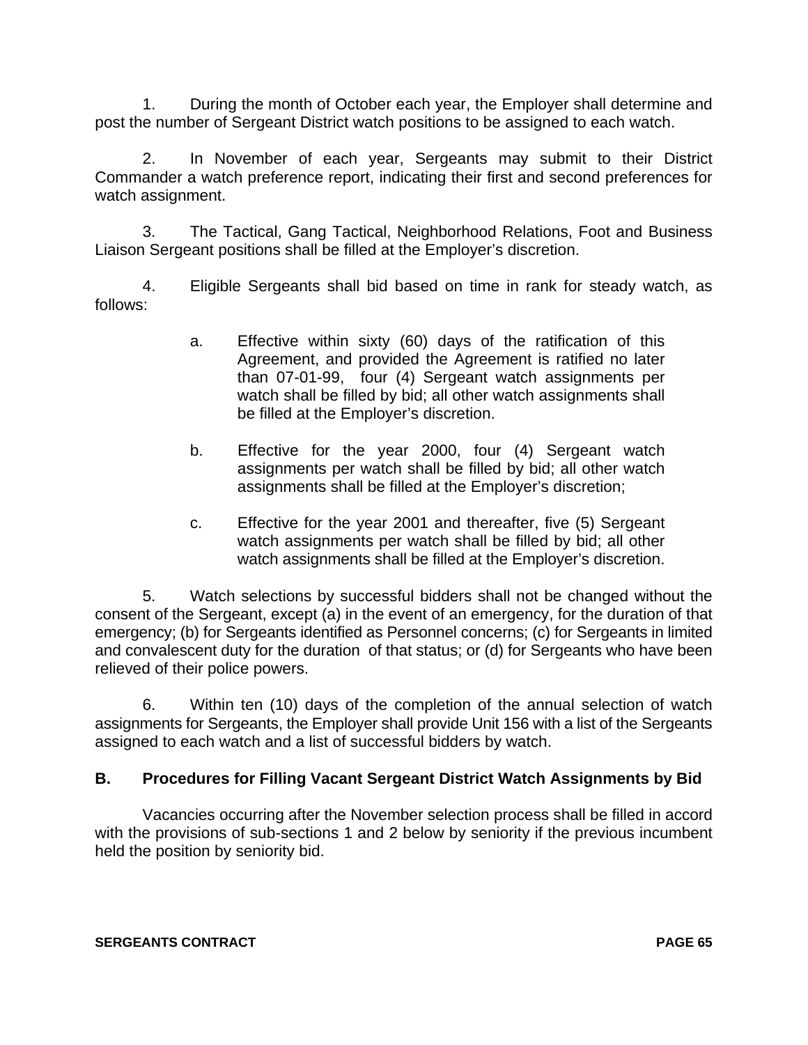1. During the month of October each year, the Employer shall determine and post the number of Sergeant District watch positions to be assigned to each watch.

2. In November of each year, Sergeants may submit to their District Commander a watch preference report, indicating their first and second preferences for watch assignment.

3. The Tactical, Gang Tactical, Neighborhood Relations, Foot and Business Liaison Sergeant positions shall be filled at the Employer's discretion.

4. Eligible Sergeants shall bid based on time in rank for steady watch, as follows:

   a. Effective within sixty (60) days of the ratification of this Agreement, and provided the Agreement is ratified no later than 07-01-99, four (4) Sergeant watch assignments per watch shall be filled by bid; all other watch assignments shall be filled at the Employer's discretion.

   b. Effective for the year 2000, four (4) Sergeant watch assignments per watch shall be filled by bid; all other watch assignments shall be filled at the Employer's discretion;

   c. Effective for the year 2001 and thereafter, five (5) Sergeant watch assignments per watch shall be filled by bid; all other watch assignments shall be filled at the Employer's discretion.

5. Watch selections by successful bidders shall not be changed without the consent of the Sergeant, except (a) in the event of an emergency, for the duration of that emergency; (b) for Sergeants identified as Personnel concerns; (c) for Sergeants in limited and convalescent duty for the duration of that status; or (d) for Sergeants who have been relieved of their police powers.

6. Within ten (10) days of the completion of the annual selection of watch assignments for Sergeants, the Employer shall provide Unit 156 with a list of the Sergeants assigned to each watch and a list of successful bidders by watch.

## B. Procedures for Filling Vacant Sergeant District Watch Assignments by Bid

Vacancies occurring after the November selection process shall be filled in accord with the provisions of sub-sections 1 and 2 below by seniority if the previous incumbent held the position by seniority bid.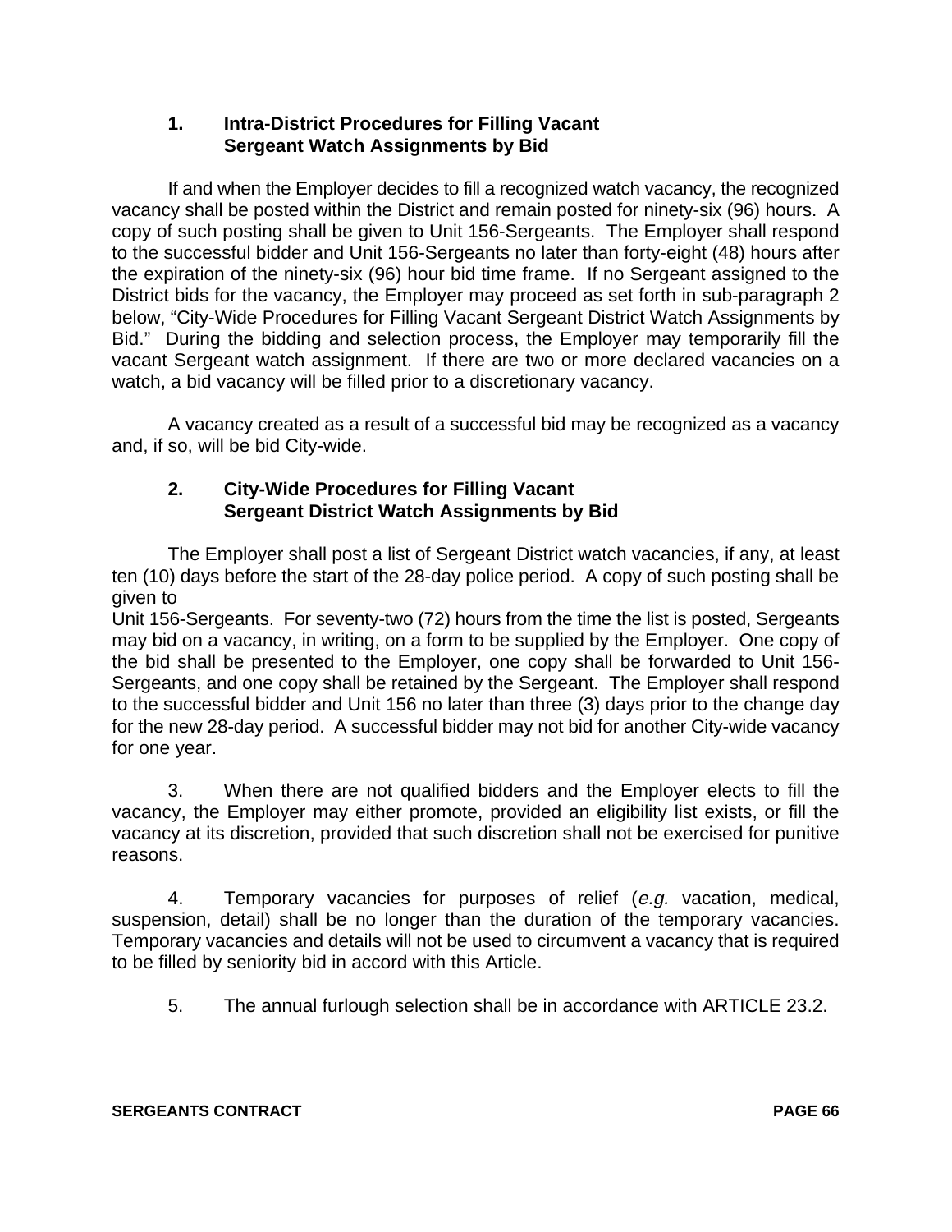### 1. Intra-District Procedures for Filling Vacant Sergeant Watch Assignments by Bid

If and when the Employer decides to fill a recognized watch vacancy, the recognized vacancy shall be posted within the District and remain posted for ninety-six (96) hours. A copy of such posting shall be given to Unit 156-Sergeants. The Employer shall respond to the successful bidder and Unit 156-Sergeants no later than forty-eight (48) hours after the expiration of the ninety-six (96) hour bid time frame. If no Sergeant assigned to the District bids for the vacancy, the Employer may proceed as set forth in sub-paragraph 2 below, "City-Wide Procedures for Filling Vacant Sergeant District Watch Assignments by Bid." During the bidding and selection process, the Employer may temporarily fill the vacant Sergeant watch assignment. If there are two or more declared vacancies on a watch, a bid vacancy will be filled prior to a discretionary vacancy.

A vacancy created as a result of a successful bid may be recognized as a vacancy and, if so, will be bid City-wide.

### 2. City-Wide Procedures for Filling Vacant Sergeant District Watch Assignments by Bid

The Employer shall post a list of Sergeant District watch vacancies, if any, at least ten (10) days before the start of the 28-day police period. A copy of such posting shall be given to Unit 156-Sergeants. For seventy-two (72) hours from the time the list is posted, Sergeants may bid on a vacancy, in writing, on a form to be supplied by the Employer. One copy of the bid shall be presented to the Employer, one copy shall be forwarded to Unit 156-Sergeants, and one copy shall be retained by the Sergeant. The Employer shall respond to the successful bidder and Unit 156 no later than three (3) days prior to the change day for the new 28-day period. A successful bidder may not bid for another City-wide vacancy for one year.

3. When there are not qualified bidders and the Employer elects to fill the vacancy, the Employer may either promote, provided an eligibility list exists, or fill the vacancy at its discretion, provided that such discretion shall not be exercised for punitive reasons.

4. Temporary vacancies for purposes of relief (*e.g.* vacation, medical, suspension, detail) shall be no longer than the duration of the temporary vacancies. Temporary vacancies and details will not be used to circumvent a vacancy that is required to be filled by seniority bid in accord with this Article.

5. The annual furlough selection shall be in accordance with ARTICLE 23.2.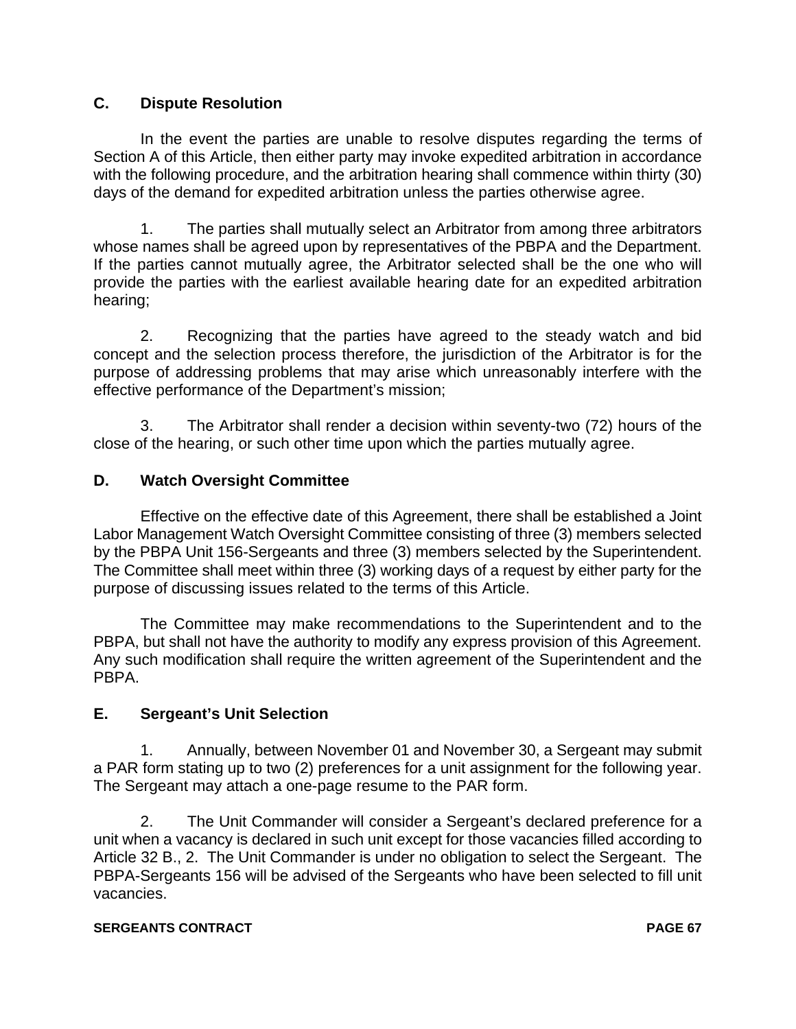## C. Dispute Resolution

In the event the parties are unable to resolve disputes regarding the terms of Section A of this Article, then either party may invoke expedited arbitration in accordance with the following procedure, and the arbitration hearing shall commence within thirty (30) days of the demand for expedited arbitration unless the parties otherwise agree.

1. The parties shall mutually select an Arbitrator from among three arbitrators whose names shall be agreed upon by representatives of the PBPA and the Department. If the parties cannot mutually agree, the Arbitrator selected shall be the one who will provide the parties with the earliest available hearing date for an expedited arbitration hearing;

2. Recognizing that the parties have agreed to the steady watch and bid concept and the selection process therefore, the jurisdiction of the Arbitrator is for the purpose of addressing problems that may arise which unreasonably interfere with the effective performance of the Department's mission;

3. The Arbitrator shall render a decision within seventy-two (72) hours of the close of the hearing, or such other time upon which the parties mutually agree.

## D. Watch Oversight Committee

Effective on the effective date of this Agreement, there shall be established a Joint Labor Management Watch Oversight Committee consisting of three (3) members selected by the PBPA Unit 156-Sergeants and three (3) members selected by the Superintendent. The Committee shall meet within three (3) working days of a request by either party for the purpose of discussing issues related to the terms of this Article.

The Committee may make recommendations to the Superintendent and to the PBPA, but shall not have the authority to modify any express provision of this Agreement. Any such modification shall require the written agreement of the Superintendent and the PBPA.

## E. Sergeant's Unit Selection

1. Annually, between November 01 and November 30, a Sergeant may submit a PAR form stating up to two (2) preferences for a unit assignment for the following year. The Sergeant may attach a one-page resume to the PAR form.

2. The Unit Commander will consider a Sergeant's declared preference for a unit when a vacancy is declared in such unit except for those vacancies filled according to Article 32 B., 2. The Unit Commander is under no obligation to select the Sergeant. The PBPA-Sergeants 156 will be advised of the Sergeants who have been selected to fill unit vacancies.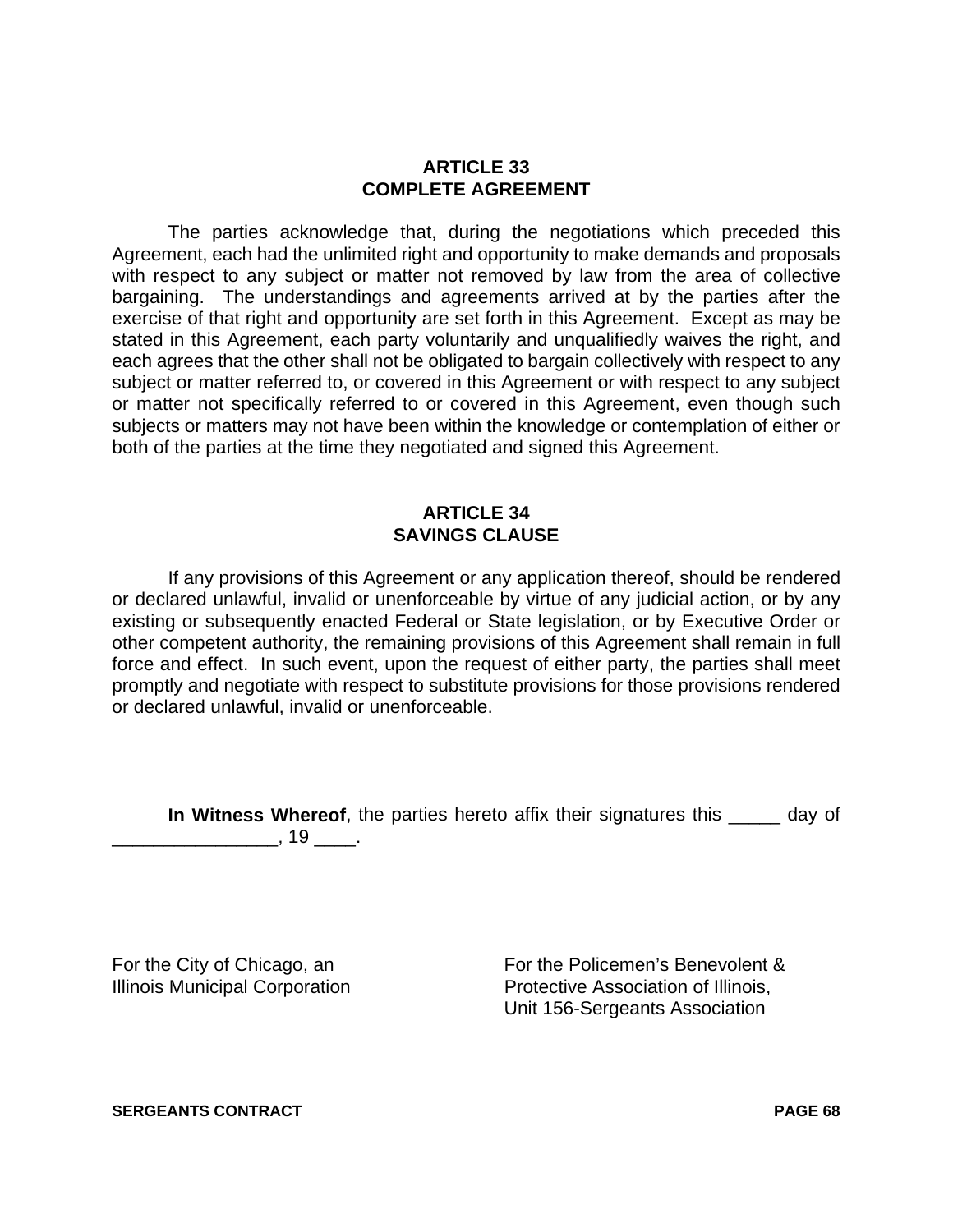## ARTICLE 33
## COMPLETE AGREEMENT

The parties acknowledge that, during the negotiations which preceded this Agreement, each had the unlimited right and opportunity to make demands and proposals with respect to any subject or matter not removed by law from the area of collective bargaining. The understandings and agreements arrived at by the parties after the exercise of that right and opportunity are set forth in this Agreement. Except as may be stated in this Agreement, each party voluntarily and unqualifiedly waives the right, and each agrees that the other shall not be obligated to bargain collectively with respect to any subject or matter referred to, or covered in this Agreement or with respect to any subject or matter not specifically referred to or covered in this Agreement, even though such subjects or matters may not have been within the knowledge or contemplation of either or both of the parties at the time they negotiated and signed this Agreement.

## ARTICLE 34
## SAVINGS CLAUSE

If any provisions of this Agreement or any application thereof, should be rendered or declared unlawful, invalid or unenforceable by virtue of any judicial action, or by any existing or subsequently enacted Federal or State legislation, or by Executive Order or other competent authority, the remaining provisions of this Agreement shall remain in full force and effect. In such event, upon the request of either party, the parties shall meet promptly and negotiate with respect to substitute provisions for those provisions rendered or declared unlawful, invalid or unenforceable.

**In Witness Whereof**, the parties hereto affix their signatures this _____ day of ________________, 19 ____.

For the City of Chicago, an
Illinois Municipal Corporation

For the Policemen's Benevolent &
Protective Association of Illinois,
Unit 156-Sergeants Association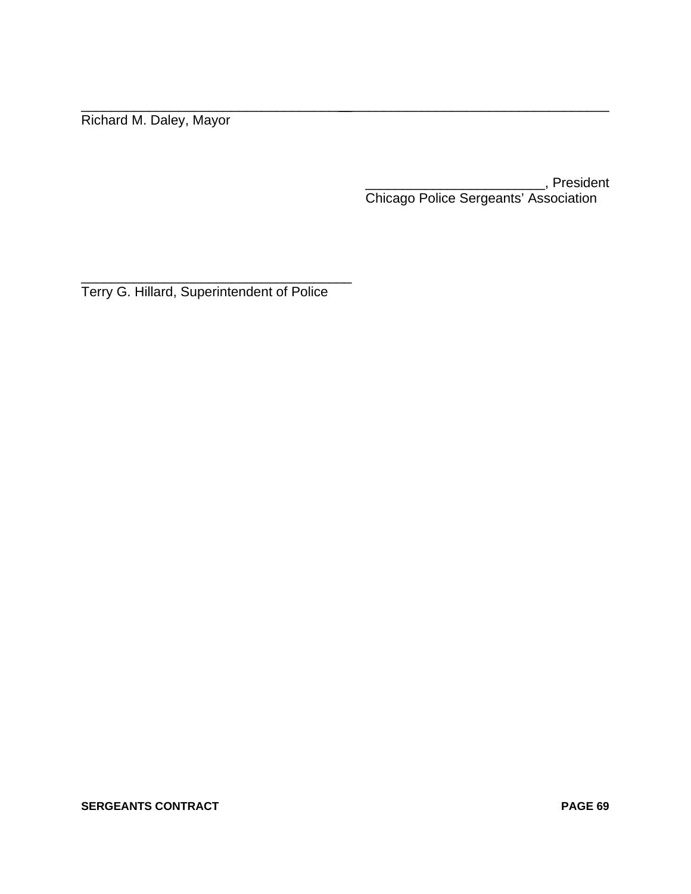\_\_\_\_\_\_\_\_\_\_\_\_\_\_\_\_\_\_\_\_\_\_\_\_\_\_\_\_\_\_\_\_\_\_\_\_\_  
Richard M. Daley, Mayor

\_\_\_\_\_\_\_\_\_\_\_\_\_\_\_\_\_\_\_\_\_\_\_\_, President  
Chicago Police Sergeants' Association

\_\_\_\_\_\_\_\_\_\_\_\_\_\_\_\_\_\_\_\_\_\_\_\_\_\_\_\_\_\_\_\_\_\_\_\_\_  
Terry G. Hillard, Superintendent of Police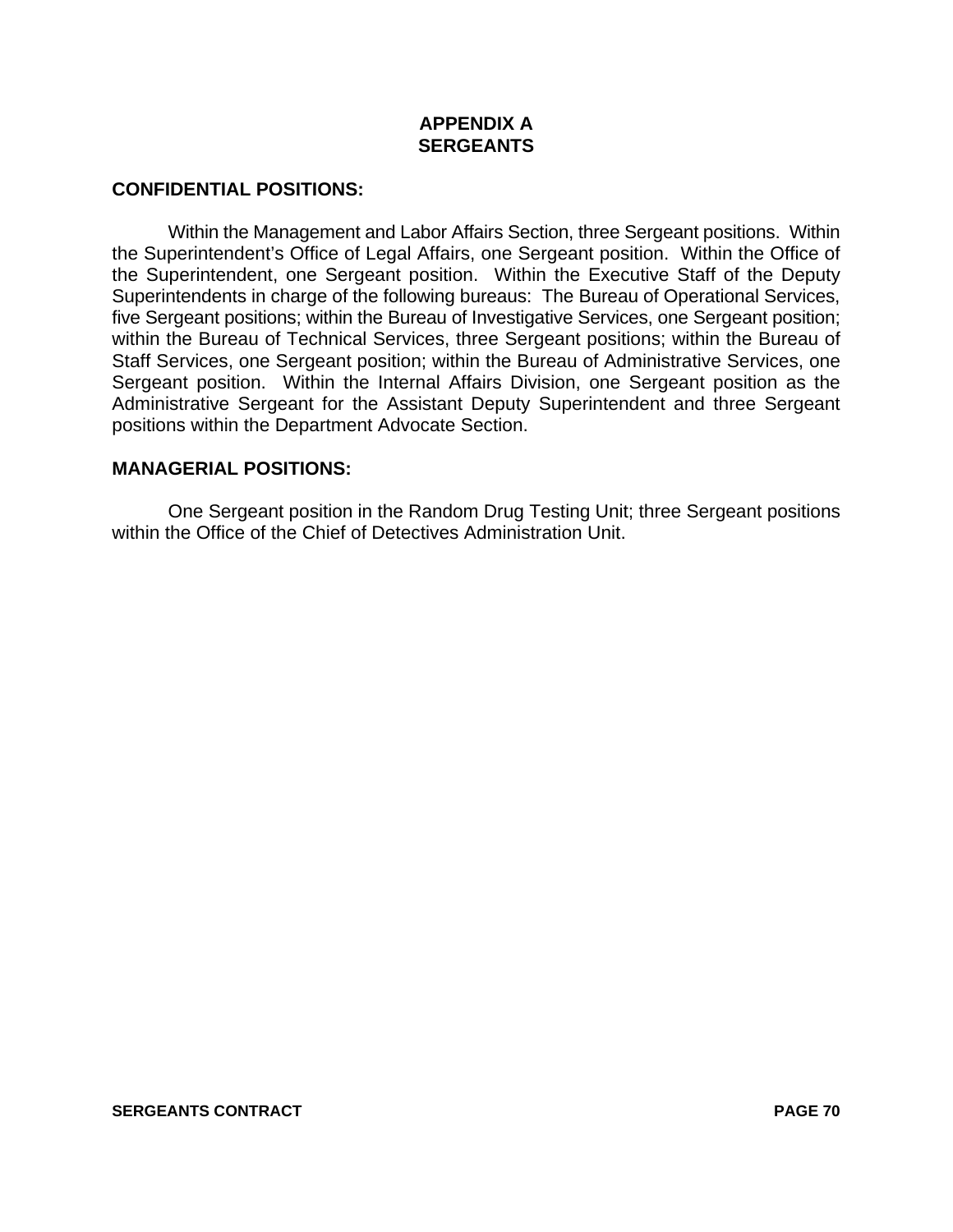# APPENDIX A
# SERGEANTS

## CONFIDENTIAL POSITIONS:

Within the Management and Labor Affairs Section, three Sergeant positions. Within the Superintendent's Office of Legal Affairs, one Sergeant position. Within the Office of the Superintendent, one Sergeant position. Within the Executive Staff of the Deputy Superintendents in charge of the following bureaus: The Bureau of Operational Services, five Sergeant positions; within the Bureau of Investigative Services, one Sergeant position; within the Bureau of Technical Services, three Sergeant positions; within the Bureau of Staff Services, one Sergeant position; within the Bureau of Administrative Services, one Sergeant position. Within the Internal Affairs Division, one Sergeant position as the Administrative Sergeant for the Assistant Deputy Superintendent and three Sergeant positions within the Department Advocate Section.

## MANAGERIAL POSITIONS:

One Sergeant position in the Random Drug Testing Unit; three Sergeant positions within the Office of the Chief of Detectives Administration Unit.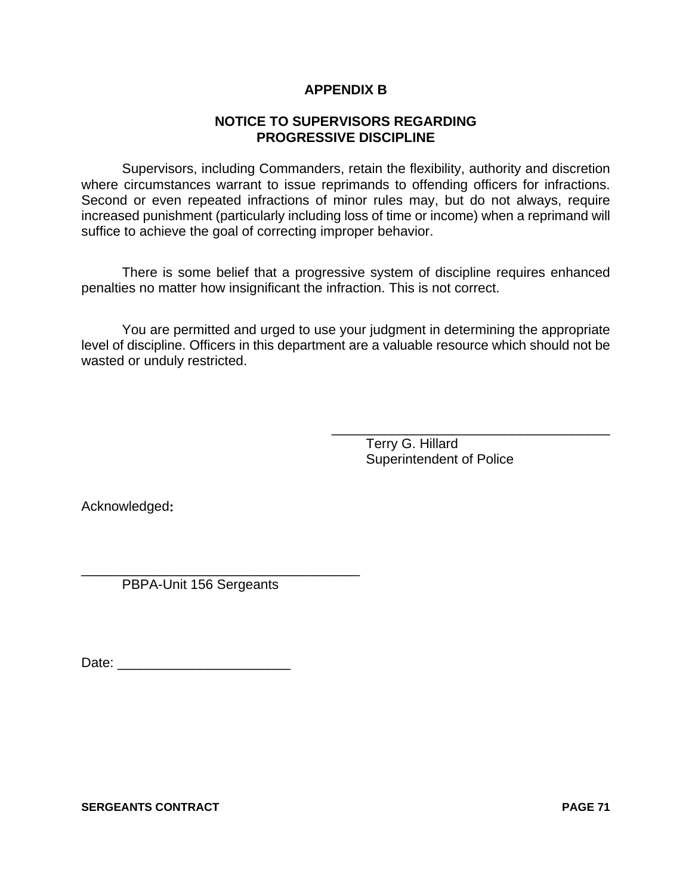## APPENDIX B

## NOTICE TO SUPERVISORS REGARDING PROGRESSIVE DISCIPLINE

Supervisors, including Commanders, retain the flexibility, authority and discretion where circumstances warrant to issue reprimands to offending officers for infractions. Second or even repeated infractions of minor rules may, but do not always, require increased punishment (particularly including loss of time or income) when a reprimand will suffice to achieve the goal of correcting improper behavior.

There is some belief that a progressive system of discipline requires enhanced penalties no matter how insignificant the infraction. This is not correct.

You are permitted and urged to use your judgment in determining the appropriate level of discipline. Officers in this department are a valuable resource which should not be wasted or unduly restricted.

______________________________________

Terry G. Hillard
Superintendent of Police

Acknowledged:

______________________________________

PBPA-Unit 156 Sergeants

Date: _______________________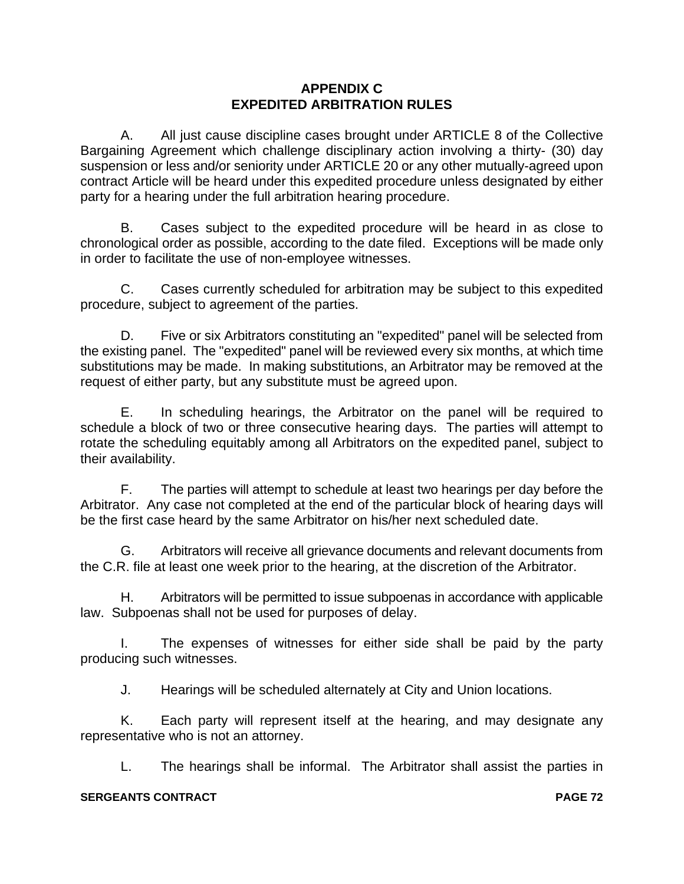# APPENDIX C
# EXPEDITED ARBITRATION RULES

A. All just cause discipline cases brought under ARTICLE 8 of the Collective Bargaining Agreement which challenge disciplinary action involving a thirty- (30) day suspension or less and/or seniority under ARTICLE 20 or any other mutually-agreed upon contract Article will be heard under this expedited procedure unless designated by either party for a hearing under the full arbitration hearing procedure.

B. Cases subject to the expedited procedure will be heard in as close to chronological order as possible, according to the date filed. Exceptions will be made only in order to facilitate the use of non-employee witnesses.

C. Cases currently scheduled for arbitration may be subject to this expedited procedure, subject to agreement of the parties.

D. Five or six Arbitrators constituting an "expedited" panel will be selected from the existing panel. The "expedited" panel will be reviewed every six months, at which time substitutions may be made. In making substitutions, an Arbitrator may be removed at the request of either party, but any substitute must be agreed upon.

E. In scheduling hearings, the Arbitrator on the panel will be required to schedule a block of two or three consecutive hearing days. The parties will attempt to rotate the scheduling equitably among all Arbitrators on the expedited panel, subject to their availability.

F. The parties will attempt to schedule at least two hearings per day before the Arbitrator. Any case not completed at the end of the particular block of hearing days will be the first case heard by the same Arbitrator on his/her next scheduled date.

G. Arbitrators will receive all grievance documents and relevant documents from the C.R. file at least one week prior to the hearing, at the discretion of the Arbitrator.

H. Arbitrators will be permitted to issue subpoenas in accordance with applicable law. Subpoenas shall not be used for purposes of delay.

I. The expenses of witnesses for either side shall be paid by the party producing such witnesses.

J. Hearings will be scheduled alternately at City and Union locations.

K. Each party will represent itself at the hearing, and may designate any representative who is not an attorney.

L. The hearings shall be informal. The Arbitrator shall assist the parties in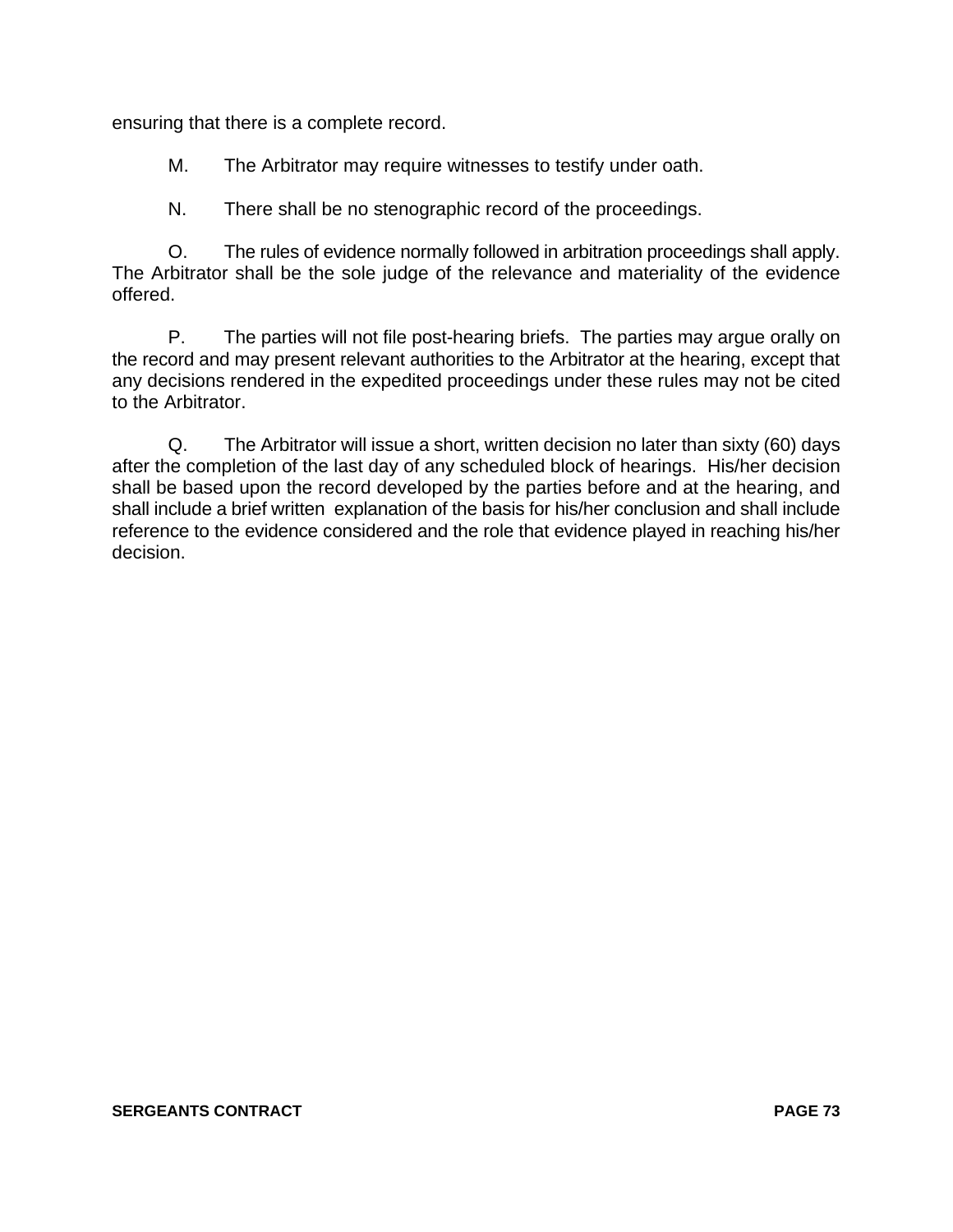ensuring that there is a complete record.

M. The Arbitrator may require witnesses to testify under oath.

N. There shall be no stenographic record of the proceedings.

O. The rules of evidence normally followed in arbitration proceedings shall apply. The Arbitrator shall be the sole judge of the relevance and materiality of the evidence offered.

P. The parties will not file post-hearing briefs. The parties may argue orally on the record and may present relevant authorities to the Arbitrator at the hearing, except that any decisions rendered in the expedited proceedings under these rules may not be cited to the Arbitrator.

Q. The Arbitrator will issue a short, written decision no later than sixty (60) days after the completion of the last day of any scheduled block of hearings. His/her decision shall be based upon the record developed by the parties before and at the hearing, and shall include a brief written explanation of the basis for his/her conclusion and shall include reference to the evidence considered and the role that evidence played in reaching his/her decision.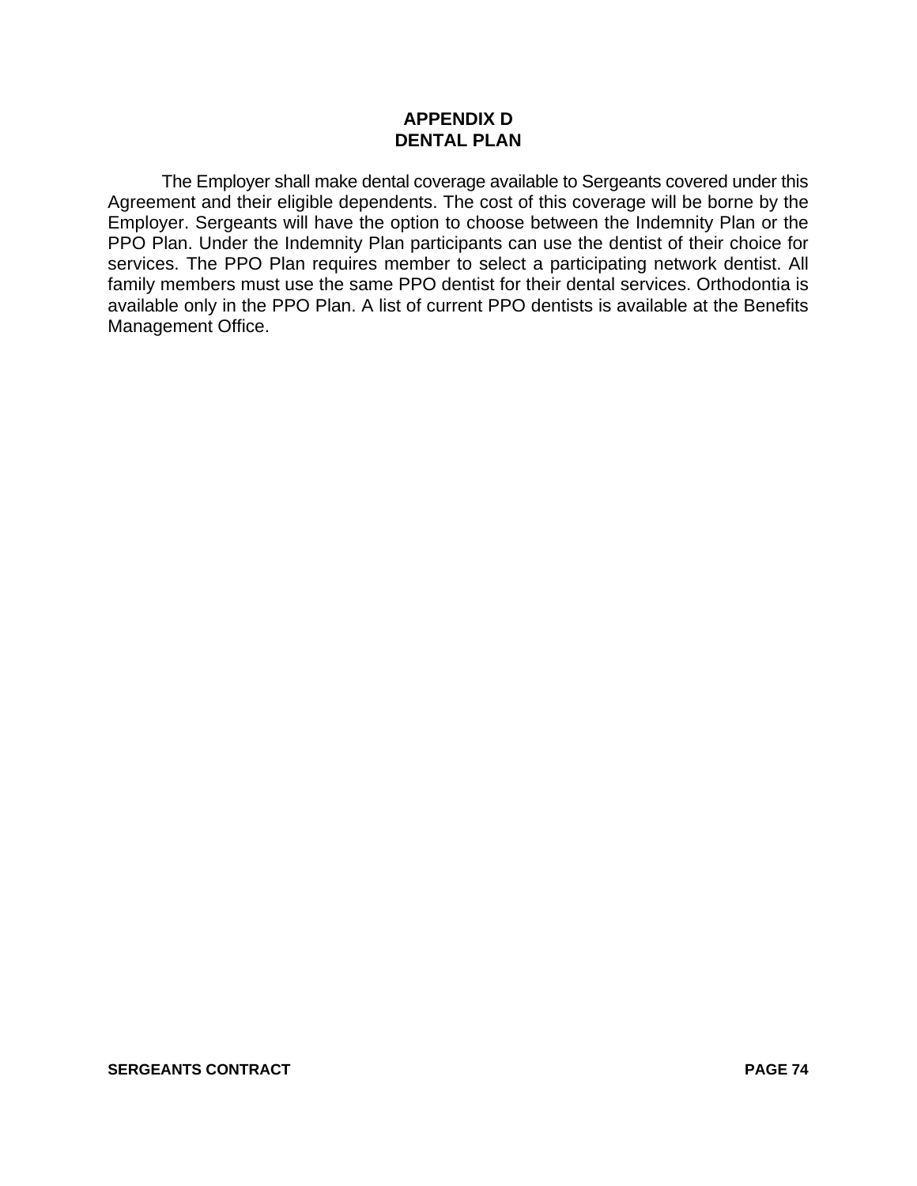# APPENDIX D
# DENTAL PLAN

The Employer shall make dental coverage available to Sergeants covered under this Agreement and their eligible dependents. The cost of this coverage will be borne by the Employer. Sergeants will have the option to choose between the Indemnity Plan or the PPO Plan. Under the Indemnity Plan participants can use the dentist of their choice for services. The PPO Plan requires member to select a participating network dentist. All family members must use the same PPO dentist for their dental services. Orthodontia is available only in the PPO Plan. A list of current PPO dentists is available at the Benefits Management Office.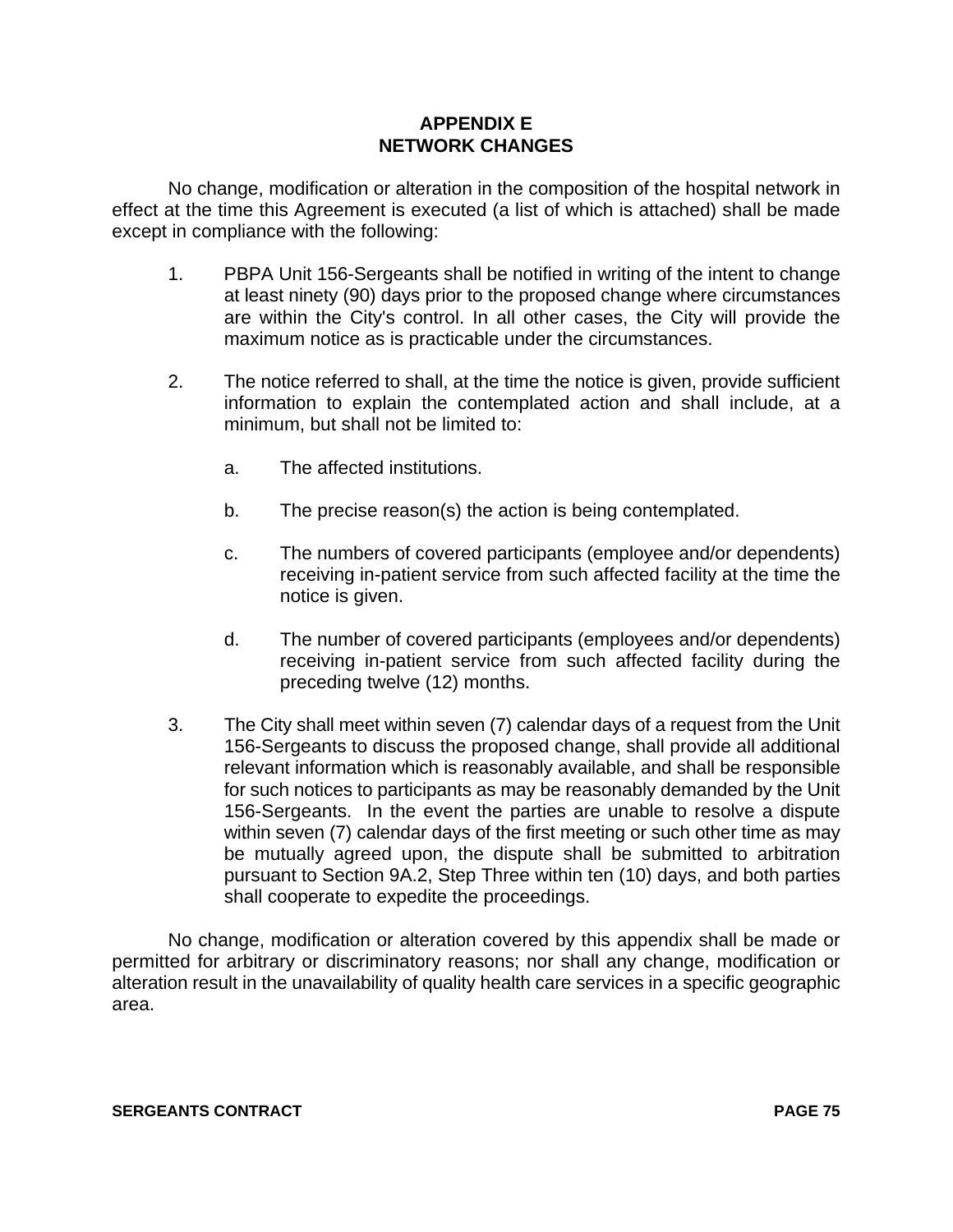# APPENDIX E
# NETWORK CHANGES

No change, modification or alteration in the composition of the hospital network in effect at the time this Agreement is executed (a list of which is attached) shall be made except in compliance with the following:

1. PBPA Unit 156-Sergeants shall be notified in writing of the intent to change at least ninety (90) days prior to the proposed change where circumstances are within the City's control. In all other cases, the City will provide the maximum notice as is practicable under the circumstances.

2. The notice referred to shall, at the time the notice is given, provide sufficient information to explain the contemplated action and shall include, at a minimum, but shall not be limited to:

   a. The affected institutions.

   b. The precise reason(s) the action is being contemplated.

   c. The numbers of covered participants (employee and/or dependents) receiving in-patient service from such affected facility at the time the notice is given.

   d. The number of covered participants (employees and/or dependents) receiving in-patient service from such affected facility during the preceding twelve (12) months.

3. The City shall meet within seven (7) calendar days of a request from the Unit 156-Sergeants to discuss the proposed change, shall provide all additional relevant information which is reasonably available, and shall be responsible for such notices to participants as may be reasonably demanded by the Unit 156-Sergeants. In the event the parties are unable to resolve a dispute within seven (7) calendar days of the first meeting or such other time as may be mutually agreed upon, the dispute shall be submitted to arbitration pursuant to Section 9A.2, Step Three within ten (10) days, and both parties shall cooperate to expedite the proceedings.

No change, modification or alteration covered by this appendix shall be made or permitted for arbitrary or discriminatory reasons; nor shall any change, modification or alteration result in the unavailability of quality health care services in a specific geographic area.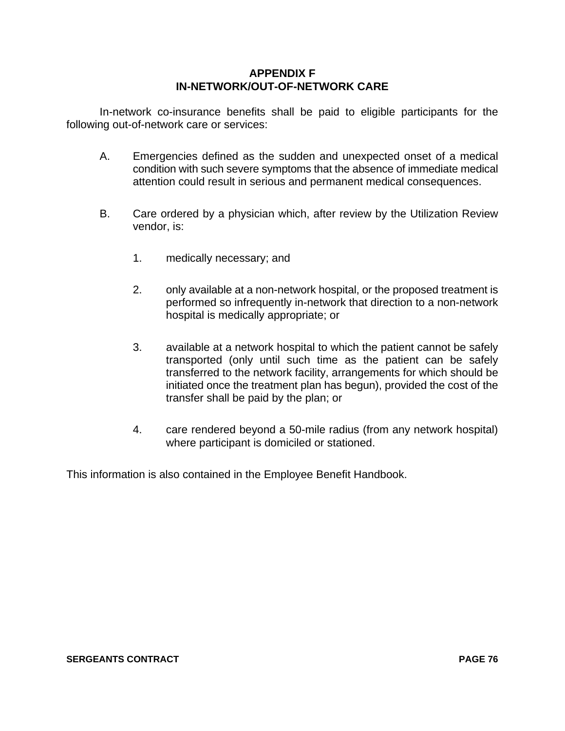# APPENDIX F
# IN-NETWORK/OUT-OF-NETWORK CARE

In-network co-insurance benefits shall be paid to eligible participants for the following out-of-network care or services:

A. Emergencies defined as the sudden and unexpected onset of a medical condition with such severe symptoms that the absence of immediate medical attention could result in serious and permanent medical consequences.

B. Care ordered by a physician which, after review by the Utilization Review vendor, is:

   1. medically necessary; and

   2. only available at a non-network hospital, or the proposed treatment is performed so infrequently in-network that direction to a non-network hospital is medically appropriate; or

   3. available at a network hospital to which the patient cannot be safely transported (only until such time as the patient can be safely transferred to the network facility, arrangements for which should be initiated once the treatment plan has begun), provided the cost of the transfer shall be paid by the plan; or

   4. care rendered beyond a 50-mile radius (from any network hospital) where participant is domiciled or stationed.

This information is also contained in the Employee Benefit Handbook.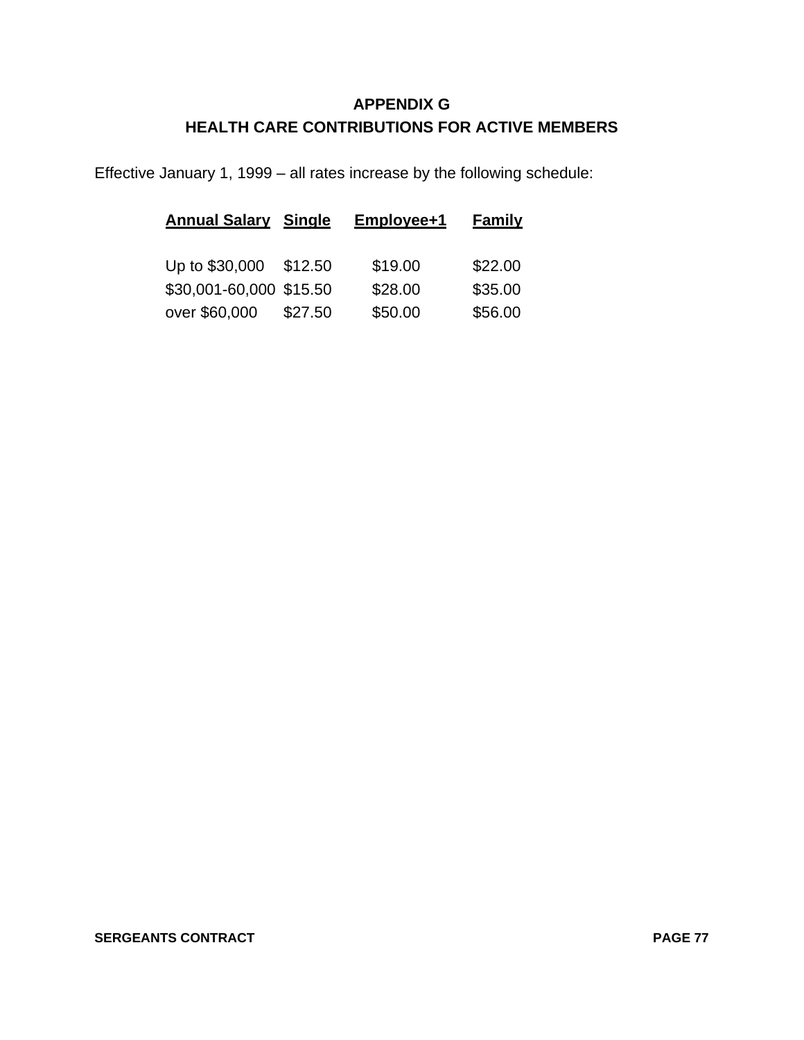# APPENDIX G
## HEALTH CARE CONTRIBUTIONS FOR ACTIVE MEMBERS

Effective January 1, 1999 – all rates increase by the following schedule:

| Annual Salary | Single | Employee+1 | Family |
|---|---|---|---|
| Up to $30,000 | $12.50 | $19.00 | $22.00 |
| $30,001-60,000 | $15.50 | $28.00 | $35.00 |
| over $60,000 | $27.50 | $50.00 | $56.00 |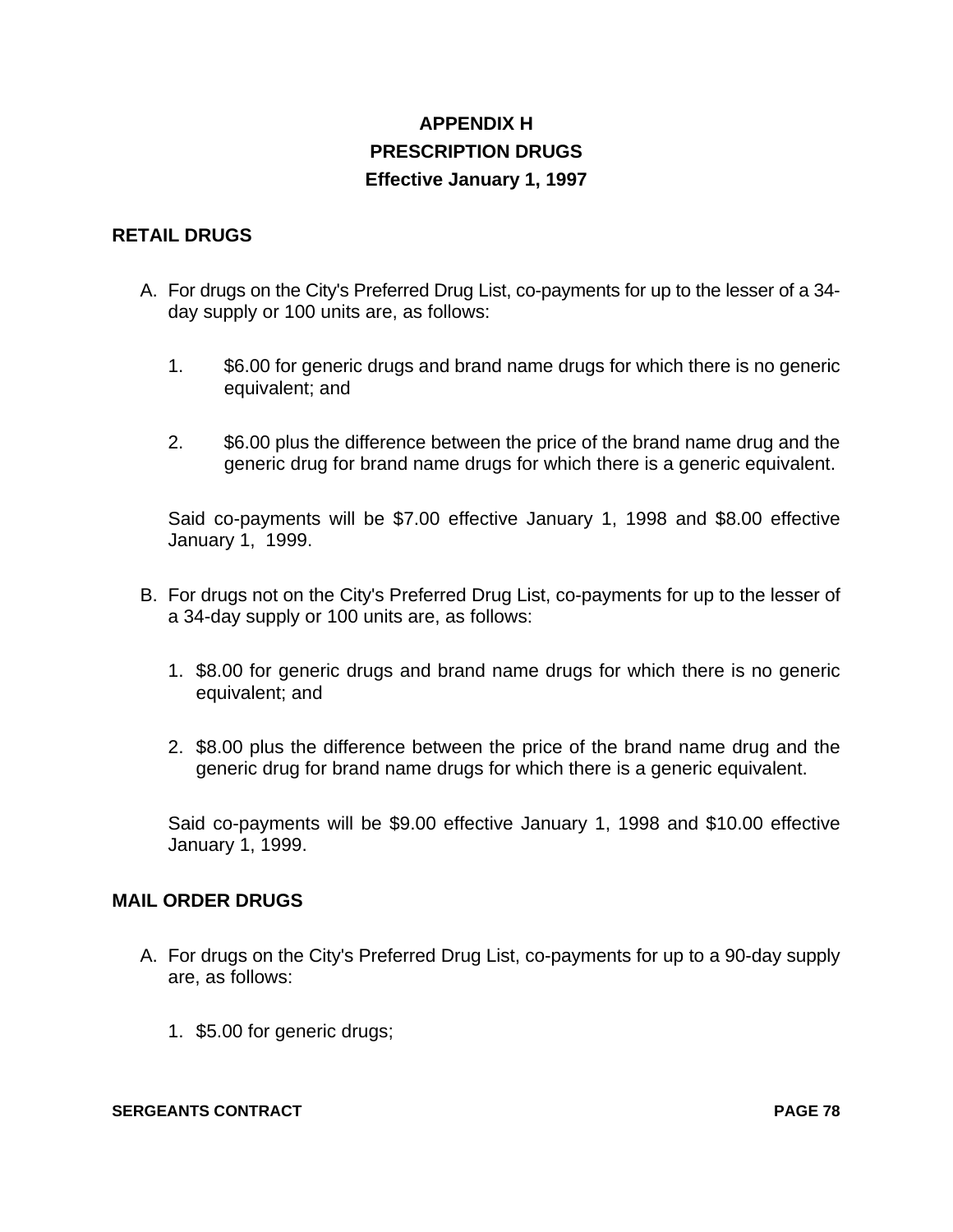# APPENDIX H
# PRESCRIPTION DRUGS
# Effective January 1, 1997

## RETAIL DRUGS

A. For drugs on the City's Preferred Drug List, co-payments for up to the lesser of a 34-day supply or 100 units are, as follows:

   1. $6.00 for generic drugs and brand name drugs for which there is no generic equivalent; and

   2. $6.00 plus the difference between the price of the brand name drug and the generic drug for brand name drugs for which there is a generic equivalent.

   Said co-payments will be $7.00 effective January 1, 1998 and $8.00 effective January 1, 1999.

B. For drugs not on the City's Preferred Drug List, co-payments for up to the lesser of a 34-day supply or 100 units are, as follows:

   1. $8.00 for generic drugs and brand name drugs for which there is no generic equivalent; and

   2. $8.00 plus the difference between the price of the brand name drug and the generic drug for brand name drugs for which there is a generic equivalent.

   Said co-payments will be $9.00 effective January 1, 1998 and $10.00 effective January 1, 1999.

## MAIL ORDER DRUGS

A. For drugs on the City's Preferred Drug List, co-payments for up to a 90-day supply are, as follows:

   1. $5.00 for generic drugs;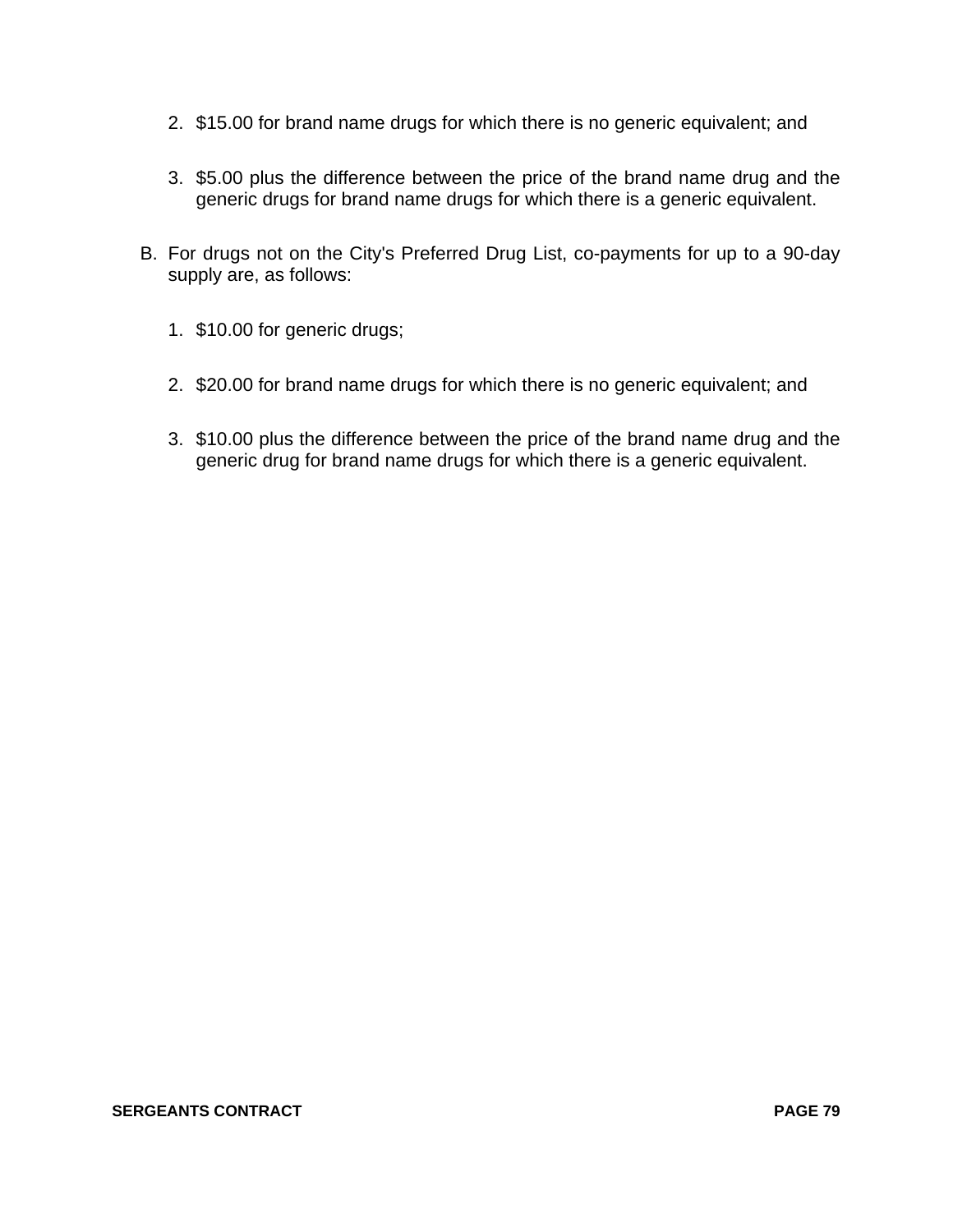2. $15.00 for brand name drugs for which there is no generic equivalent; and

3. $5.00 plus the difference between the price of the brand name drug and the generic drugs for brand name drugs for which there is a generic equivalent.

B. For drugs not on the City's Preferred Drug List, co-payments for up to a 90-day supply are, as follows:

   1. $10.00 for generic drugs;

   2. $20.00 for brand name drugs for which there is no generic equivalent; and

   3. $10.00 plus the difference between the price of the brand name drug and the generic drug for brand name drugs for which there is a generic equivalent.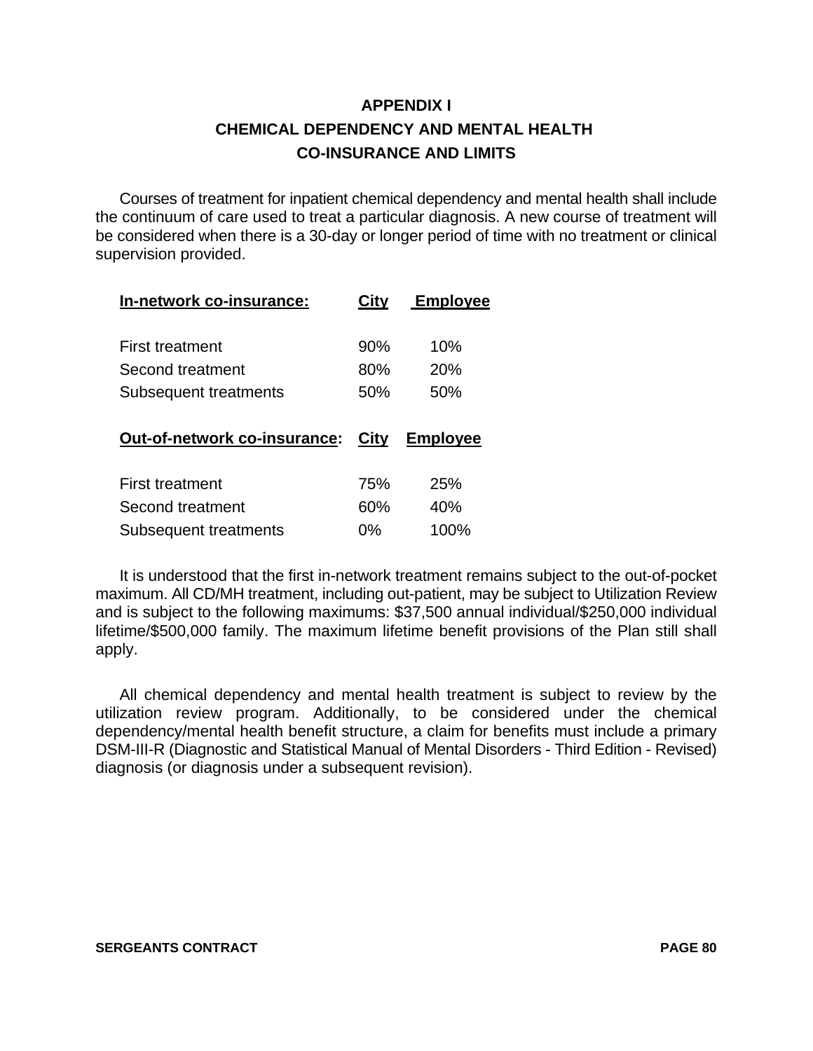# APPENDIX I
# CHEMICAL DEPENDENCY AND MENTAL HEALTH
# CO-INSURANCE AND LIMITS

Courses of treatment for inpatient chemical dependency and mental health shall include the continuum of care used to treat a particular diagnosis. A new course of treatment will be considered when there is a 30-day or longer period of time with no treatment or clinical supervision provided.

| **In-network co-insurance:** | **City** | **Employee** |
|---|---|---|
| First treatment | 90% | 10% |
| Second treatment | 80% | 20% |
| Subsequent treatments | 50% | 50% |

| **Out-of-network co-insurance:** | **City** | **Employee** |
|---|---|---|
| First treatment | 75% | 25% |
| Second treatment | 60% | 40% |
| Subsequent treatments | 0% | 100% |

It is understood that the first in-network treatment remains subject to the out-of-pocket maximum. All CD/MH treatment, including out-patient, may be subject to Utilization Review and is subject to the following maximums: $37,500 annual individual/$250,000 individual lifetime/$500,000 family. The maximum lifetime benefit provisions of the Plan still shall apply.

All chemical dependency and mental health treatment is subject to review by the utilization review program. Additionally, to be considered under the chemical dependency/mental health benefit structure, a claim for benefits must include a primary DSM-III-R (Diagnostic and Statistical Manual of Mental Disorders - Third Edition - Revised) diagnosis (or diagnosis under a subsequent revision).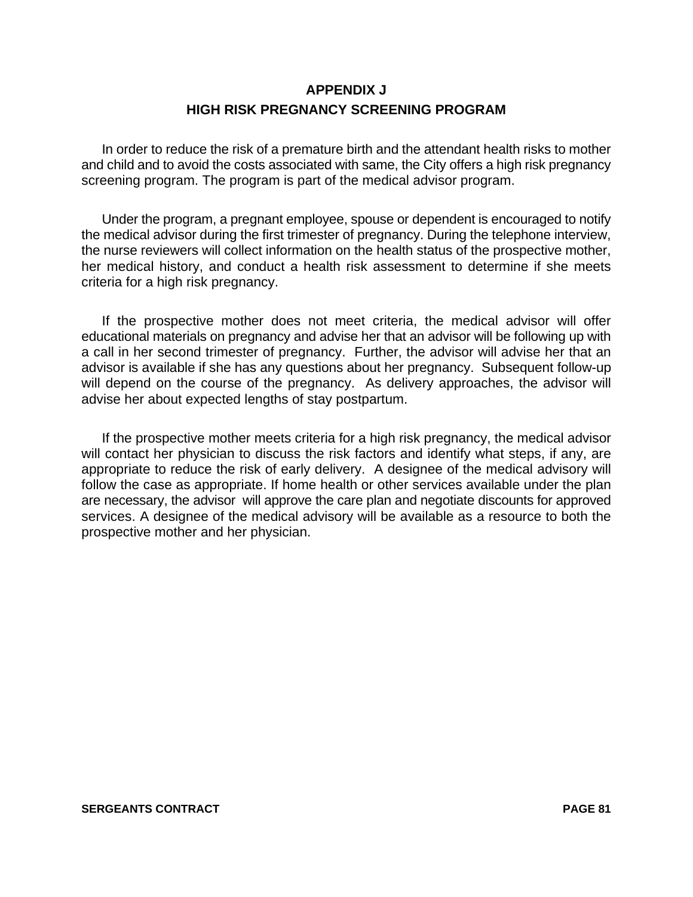# APPENDIX J

## HIGH RISK PREGNANCY SCREENING PROGRAM

In order to reduce the risk of a premature birth and the attendant health risks to mother and child and to avoid the costs associated with same, the City offers a high risk pregnancy screening program. The program is part of the medical advisor program.

Under the program, a pregnant employee, spouse or dependent is encouraged to notify the medical advisor during the first trimester of pregnancy. During the telephone interview, the nurse reviewers will collect information on the health status of the prospective mother, her medical history, and conduct a health risk assessment to determine if she meets criteria for a high risk pregnancy.

If the prospective mother does not meet criteria, the medical advisor will offer educational materials on pregnancy and advise her that an advisor will be following up with a call in her second trimester of pregnancy. Further, the advisor will advise her that an advisor is available if she has any questions about her pregnancy. Subsequent follow-up will depend on the course of the pregnancy. As delivery approaches, the advisor will advise her about expected lengths of stay postpartum.

If the prospective mother meets criteria for a high risk pregnancy, the medical advisor will contact her physician to discuss the risk factors and identify what steps, if any, are appropriate to reduce the risk of early delivery. A designee of the medical advisory will follow the case as appropriate. If home health or other services available under the plan are necessary, the advisor will approve the care plan and negotiate discounts for approved services. A designee of the medical advisory will be available as a resource to both the prospective mother and her physician.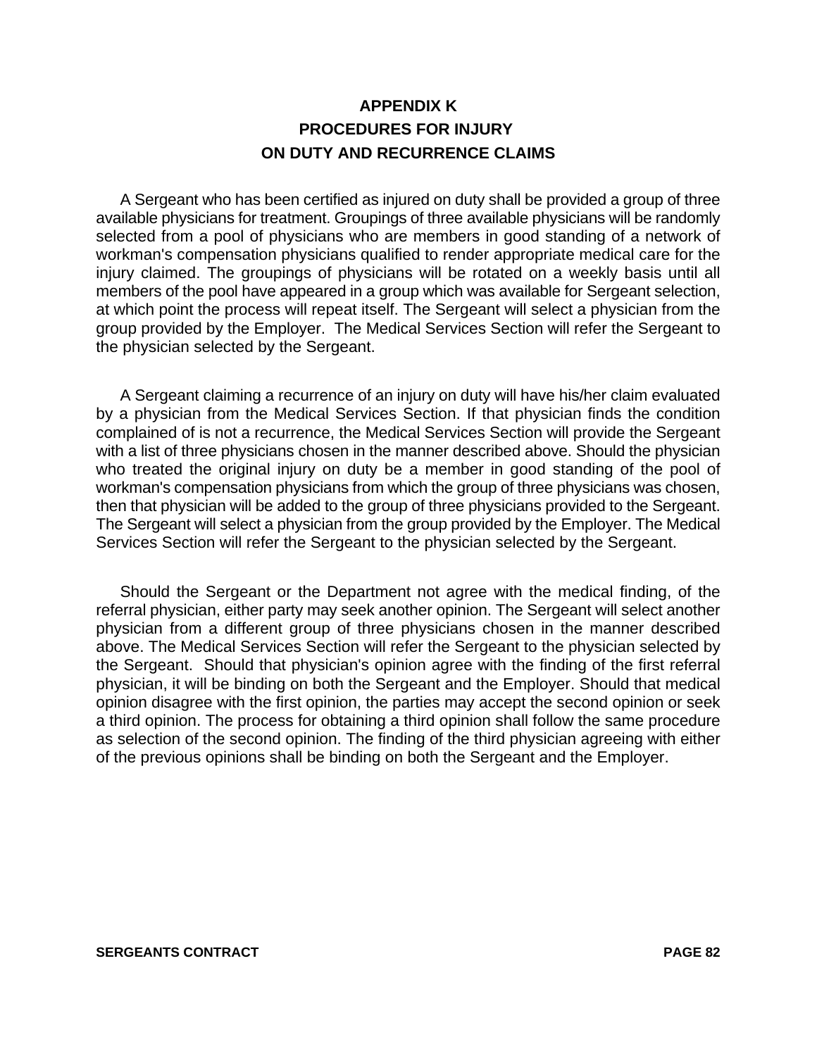# APPENDIX K
# PROCEDURES FOR INJURY ON DUTY AND RECURRENCE CLAIMS

A Sergeant who has been certified as injured on duty shall be provided a group of three available physicians for treatment. Groupings of three available physicians will be randomly selected from a pool of physicians who are members in good standing of a network of workman's compensation physicians qualified to render appropriate medical care for the injury claimed. The groupings of physicians will be rotated on a weekly basis until all members of the pool have appeared in a group which was available for Sergeant selection, at which point the process will repeat itself. The Sergeant will select a physician from the group provided by the Employer. The Medical Services Section will refer the Sergeant to the physician selected by the Sergeant.

A Sergeant claiming a recurrence of an injury on duty will have his/her claim evaluated by a physician from the Medical Services Section. If that physician finds the condition complained of is not a recurrence, the Medical Services Section will provide the Sergeant with a list of three physicians chosen in the manner described above. Should the physician who treated the original injury on duty be a member in good standing of the pool of workman's compensation physicians from which the group of three physicians was chosen, then that physician will be added to the group of three physicians provided to the Sergeant. The Sergeant will select a physician from the group provided by the Employer. The Medical Services Section will refer the Sergeant to the physician selected by the Sergeant.

Should the Sergeant or the Department not agree with the medical finding, of the referral physician, either party may seek another opinion. The Sergeant will select another physician from a different group of three physicians chosen in the manner described above. The Medical Services Section will refer the Sergeant to the physician selected by the Sergeant. Should that physician's opinion agree with the finding of the first referral physician, it will be binding on both the Sergeant and the Employer. Should that medical opinion disagree with the first opinion, the parties may accept the second opinion or seek a third opinion. The process for obtaining a third opinion shall follow the same procedure as selection of the second opinion. The finding of the third physician agreeing with either of the previous opinions shall be binding on both the Sergeant and the Employer.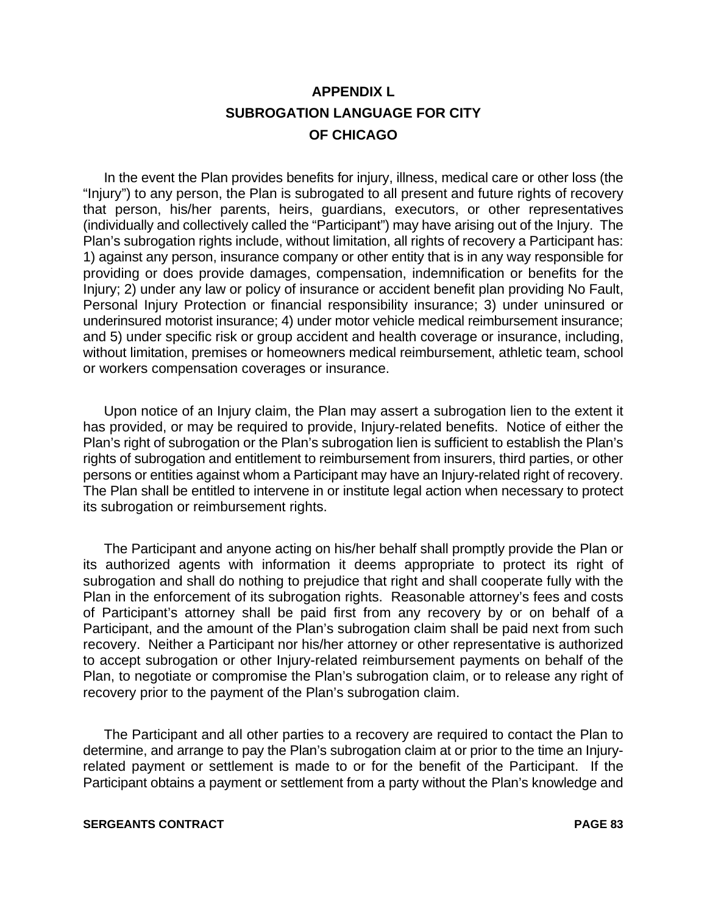# APPENDIX L
# SUBROGATION LANGUAGE FOR CITY OF CHICAGO

In the event the Plan provides benefits for injury, illness, medical care or other loss (the "Injury") to any person, the Plan is subrogated to all present and future rights of recovery that person, his/her parents, heirs, guardians, executors, or other representatives (individually and collectively called the "Participant") may have arising out of the Injury. The Plan's subrogation rights include, without limitation, all rights of recovery a Participant has: 1) against any person, insurance company or other entity that is in any way responsible for providing or does provide damages, compensation, indemnification or benefits for the Injury; 2) under any law or policy of insurance or accident benefit plan providing No Fault, Personal Injury Protection or financial responsibility insurance; 3) under uninsured or underinsured motorist insurance; 4) under motor vehicle medical reimbursement insurance; and 5) under specific risk or group accident and health coverage or insurance, including, without limitation, premises or homeowners medical reimbursement, athletic team, school or workers compensation coverages or insurance.

Upon notice of an Injury claim, the Plan may assert a subrogation lien to the extent it has provided, or may be required to provide, Injury-related benefits. Notice of either the Plan's right of subrogation or the Plan's subrogation lien is sufficient to establish the Plan's rights of subrogation and entitlement to reimbursement from insurers, third parties, or other persons or entities against whom a Participant may have an Injury-related right of recovery. The Plan shall be entitled to intervene in or institute legal action when necessary to protect its subrogation or reimbursement rights.

The Participant and anyone acting on his/her behalf shall promptly provide the Plan or its authorized agents with information it deems appropriate to protect its right of subrogation and shall do nothing to prejudice that right and shall cooperate fully with the Plan in the enforcement of its subrogation rights. Reasonable attorney's fees and costs of Participant's attorney shall be paid first from any recovery by or on behalf of a Participant, and the amount of the Plan's subrogation claim shall be paid next from such recovery. Neither a Participant nor his/her attorney or other representative is authorized to accept subrogation or other Injury-related reimbursement payments on behalf of the Plan, to negotiate or compromise the Plan's subrogation claim, or to release any right of recovery prior to the payment of the Plan's subrogation claim.

The Participant and all other parties to a recovery are required to contact the Plan to determine, and arrange to pay the Plan's subrogation claim at or prior to the time an Injury-related payment or settlement is made to or for the benefit of the Participant. If the Participant obtains a payment or settlement from a party without the Plan's knowledge and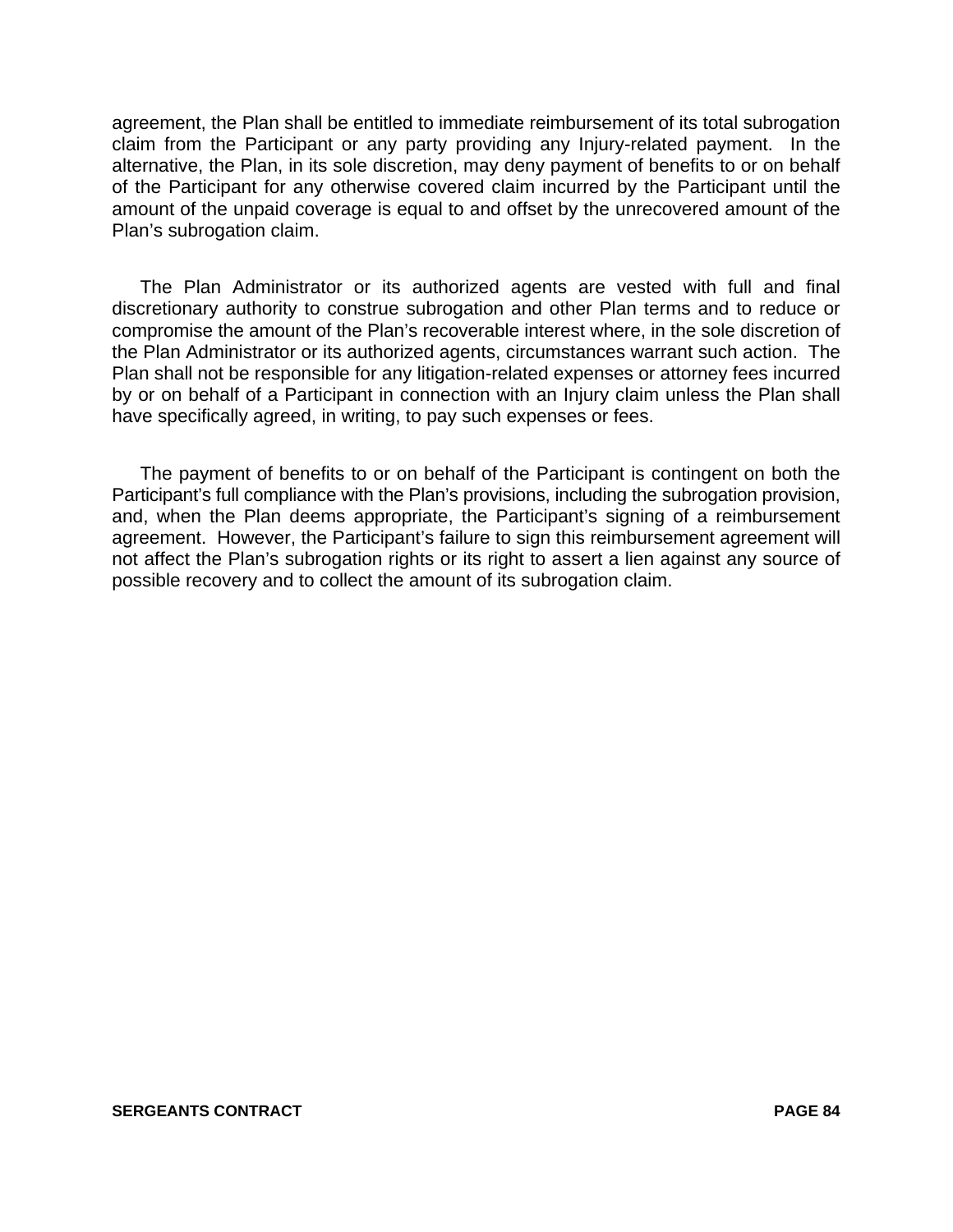agreement, the Plan shall be entitled to immediate reimbursement of its total subrogation claim from the Participant or any party providing any Injury-related payment. In the alternative, the Plan, in its sole discretion, may deny payment of benefits to or on behalf of the Participant for any otherwise covered claim incurred by the Participant until the amount of the unpaid coverage is equal to and offset by the unrecovered amount of the Plan's subrogation claim.

The Plan Administrator or its authorized agents are vested with full and final discretionary authority to construe subrogation and other Plan terms and to reduce or compromise the amount of the Plan's recoverable interest where, in the sole discretion of the Plan Administrator or its authorized agents, circumstances warrant such action. The Plan shall not be responsible for any litigation-related expenses or attorney fees incurred by or on behalf of a Participant in connection with an Injury claim unless the Plan shall have specifically agreed, in writing, to pay such expenses or fees.

The payment of benefits to or on behalf of the Participant is contingent on both the Participant's full compliance with the Plan's provisions, including the subrogation provision, and, when the Plan deems appropriate, the Participant's signing of a reimbursement agreement. However, the Participant's failure to sign this reimbursement agreement will not affect the Plan's subrogation rights or its right to assert a lien against any source of possible recovery and to collect the amount of its subrogation claim.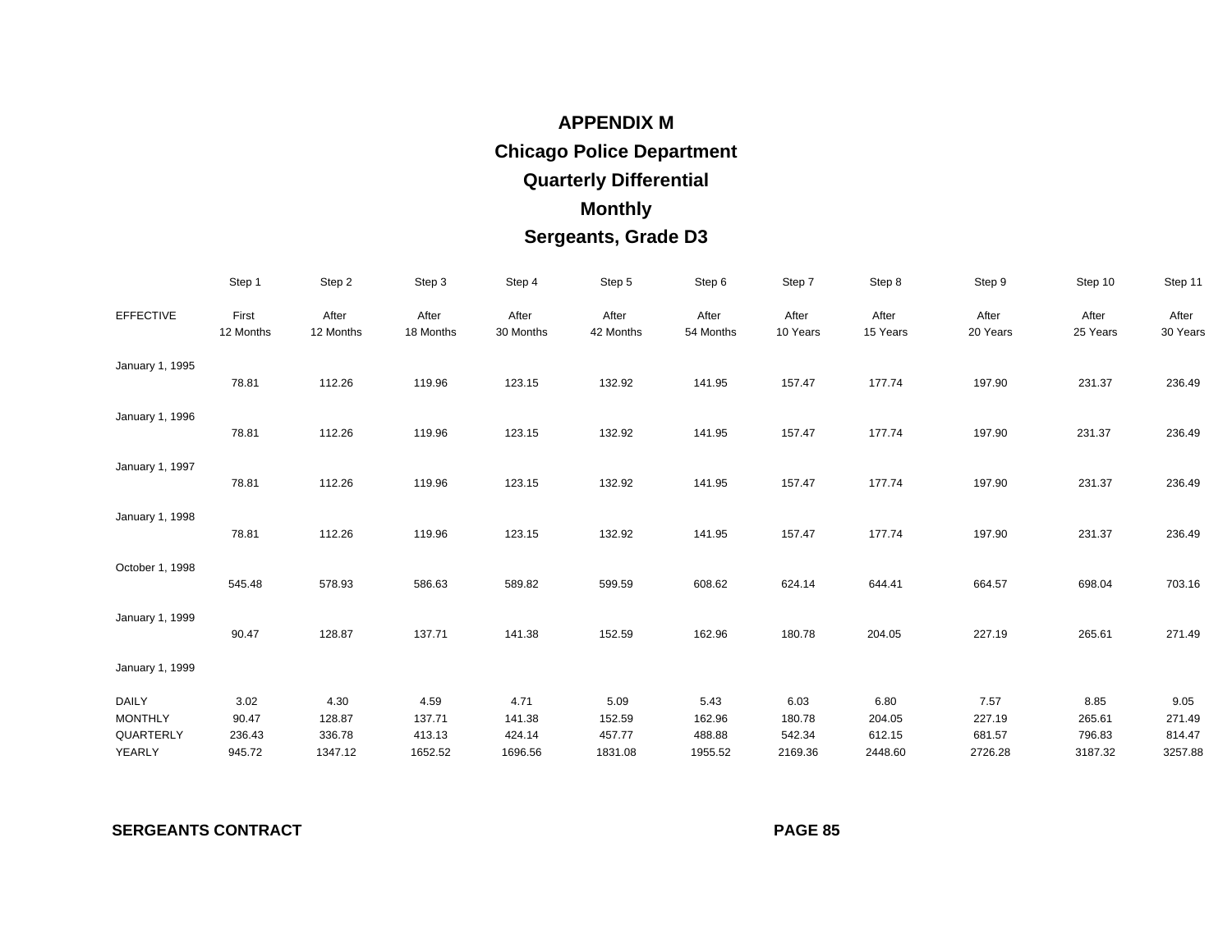# APPENDIX M
## Chicago Police Department
## Quarterly Differential
## Monthly
## Sergeants, Grade D3

| | Step 1 | Step 2 | Step 3 | Step 4 | Step 5 | Step 6 | Step 7 | Step 8 | Step 9 | Step 10 | Step 11 |
|---|---|---|---|---|---|---|---|---|---|---|---|
| EFFECTIVE | First 12 Months | After 12 Months | After 18 Months | After 30 Months | After 42 Months | After 54 Months | After 10 Years | After 15 Years | After 20 Years | After 25 Years | After 30 Years |
| January 1, 1995 | 78.81 | 112.26 | 119.96 | 123.15 | 132.92 | 141.95 | 157.47 | 177.74 | 197.90 | 231.37 | 236.49 |
| January 1, 1996 | 78.81 | 112.26 | 119.96 | 123.15 | 132.92 | 141.95 | 157.47 | 177.74 | 197.90 | 231.37 | 236.49 |
| January 1, 1997 | 78.81 | 112.26 | 119.96 | 123.15 | 132.92 | 141.95 | 157.47 | 177.74 | 197.90 | 231.37 | 236.49 |
| January 1, 1998 | 78.81 | 112.26 | 119.96 | 123.15 | 132.92 | 141.95 | 157.47 | 177.74 | 197.90 | 231.37 | 236.49 |
| October 1, 1998 | 545.48 | 578.93 | 586.63 | 589.82 | 599.59 | 608.62 | 624.14 | 644.41 | 664.57 | 698.04 | 703.16 |
| January 1, 1999 | 90.47 | 128.87 | 137.71 | 141.38 | 152.59 | 162.96 | 180.78 | 204.05 | 227.19 | 265.61 | 271.49 |
| January 1, 1999 | | | | | | | | | | | |
| DAILY | 3.02 | 4.30 | 4.59 | 4.71 | 5.09 | 5.43 | 6.03 | 6.80 | 7.57 | 8.85 | 9.05 |
| MONTHLY | 90.47 | 128.87 | 137.71 | 141.38 | 152.59 | 162.96 | 180.78 | 204.05 | 227.19 | 265.61 | 271.49 |
| QUARTERLY | 236.43 | 336.78 | 413.13 | 424.14 | 457.77 | 488.88 | 542.34 | 612.15 | 681.57 | 796.83 | 814.47 |
| YEARLY | 945.72 | 1347.12 | 1652.52 | 1696.56 | 1831.08 | 1955.52 | 2169.36 | 2448.60 | 2726.28 | 3187.32 | 3257.88 |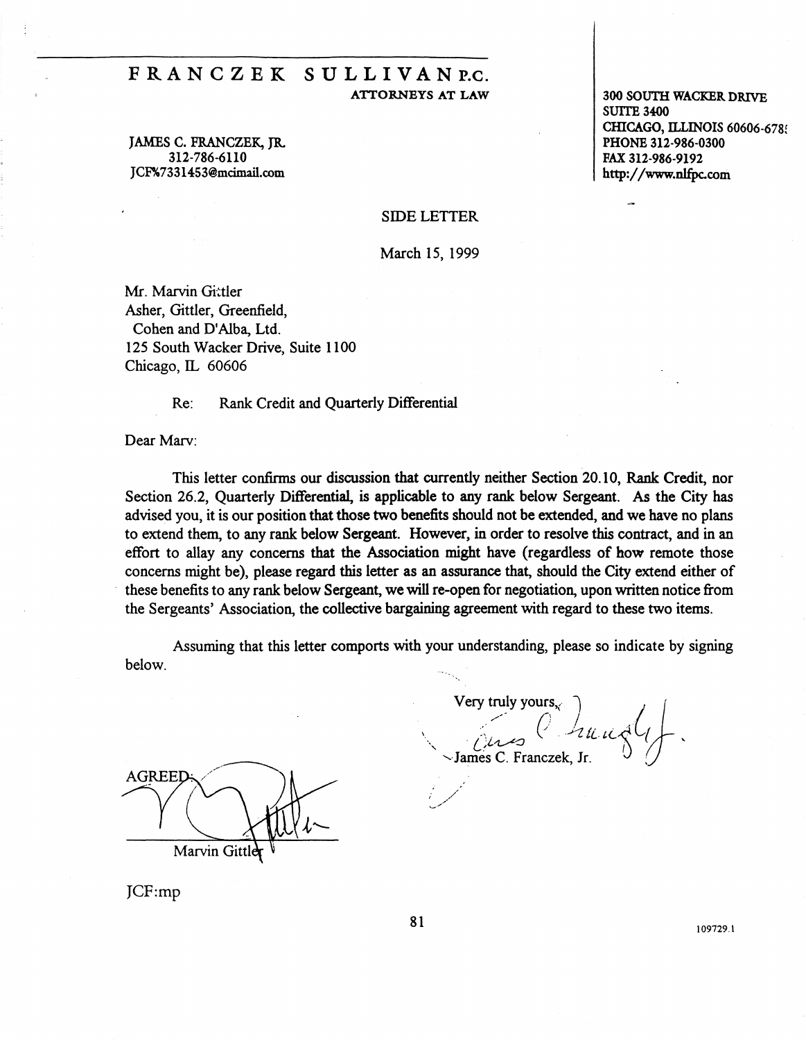# FRANCZEK SULLIVAN P.C.

ATTORNEYS AT LAW

JAMES C. FRANCZEK, JR.
312-786-6110
JCF%7331453@mcimail.com

300 SOUTH WACKER DRIVE
SUITE 3400
CHICAGO, ILLINOIS 60606-678:
PHONE 312-986-0300
FAX 312-986-9192
http://www.nlfpc.com

SIDE LETTER

March 15, 1999

Mr. Marvin Gittler
Asher, Gittler, Greenfield,
Cohen and D'Alba, Ltd.
125 South Wacker Drive, Suite 1100
Chicago, IL 60606

Re: Rank Credit and Quarterly Differential

Dear Marv:

This letter confirms our discussion that currently neither Section 20.10, Rank Credit, nor Section 26.2, Quarterly Differential, is applicable to any rank below Sergeant. As the City has advised you, it is our position that those two benefits should not be extended, and we have no plans to extend them, to any rank below Sergeant. However, in order to resolve this contract, and in an effort to allay any concerns that the Association might have (regardless of how remote those concerns might be), please regard this letter as an assurance that, should the City extend either of these benefits to any rank below Sergeant, we will re-open for negotiation, upon written notice from the Sergeants' Association, the collective bargaining agreement with regard to these two items.

Assuming that this letter comports with your understanding, please so indicate by signing below.

Very truly yours,

James C. Franczek, Jr.

AGREED:

Marvin Gittler

JCF:mp

109729.1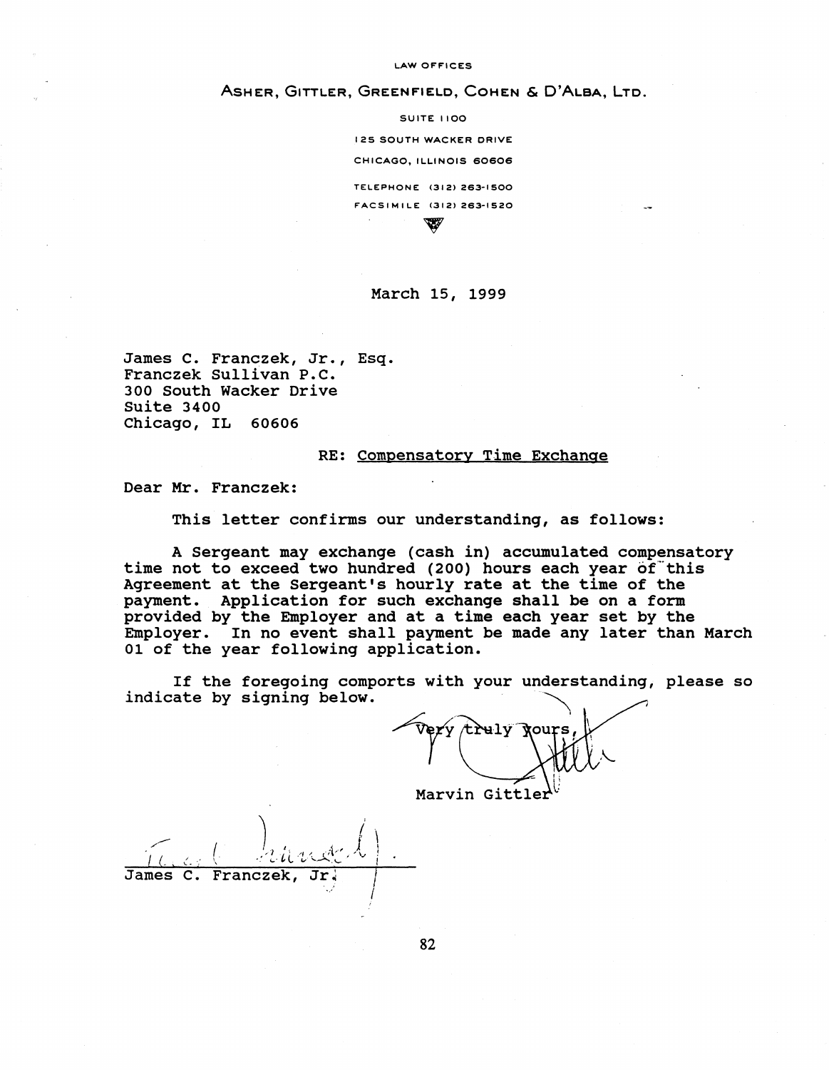LAW OFFICES

ASHER, GITTLER, GREENFIELD, COHEN & D'ALBA, LTD.

SUITE 1100

125 SOUTH WACKER DRIVE

CHICAGO, ILLINOIS 60606

TELEPHONE (312) 263-1500

FACSIMILE (312) 263-1520

March 15, 1999

James C. Franczek, Jr., Esq.
Franczek Sullivan P.C.
300 South Wacker Drive
Suite 3400
Chicago, IL 60606

RE: Compensatory Time Exchange

Dear Mr. Franczek:

This letter confirms our understanding, as follows:

A Sergeant may exchange (cash in) accumulated compensatory time not to exceed two hundred (200) hours each year of this Agreement at the Sergeant's hourly rate at the time of the payment. Application for such exchange shall be on a form provided by the Employer and at a time each year set by the Employer. In no event shall payment be made any later than March 01 of the year following application.

If the foregoing comports with your understanding, please so indicate by signing below.

Very truly yours,

Marvin Gittler

James C. Franczek, Jr.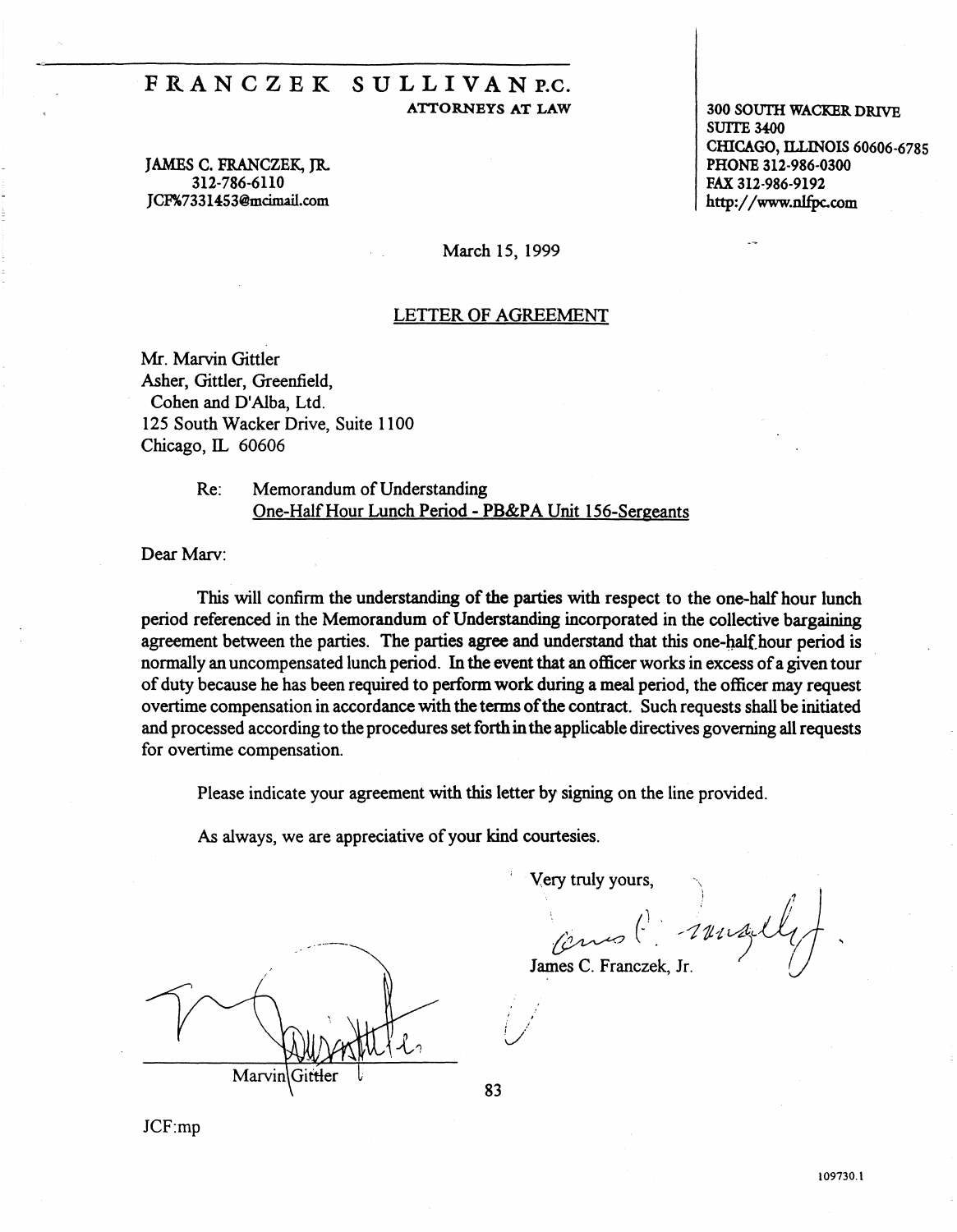# FRANCZEK SULLIVAN P.C.

ATTORNEYS AT LAW

JAMES C. FRANCZEK, JR.
312-786-6110
JCF%7331453@mcimail.com

300 SOUTH WACKER DRIVE
SUITE 3400
CHICAGO, ILLINOIS 60606-6785
PHONE 312-986-0300
FAX 312-986-9192
http://www.nlfpc.com

March 15, 1999

## LETTER OF AGREEMENT

Mr. Marvin Gittler
Asher, Gittler, Greenfield,
Cohen and D'Alba, Ltd.
125 South Wacker Drive, Suite 1100
Chicago, IL 60606

Re: Memorandum of Understanding
One-Half Hour Lunch Period - PB&PA Unit 156-Sergeants

Dear Marv:

This will confirm the understanding of the parties with respect to the one-half hour lunch period referenced in the Memorandum of Understanding incorporated in the collective bargaining agreement between the parties. The parties agree and understand that this one-half hour period is normally an uncompensated lunch period. In the event that an officer works in excess of a given tour of duty because he has been required to perform work during a meal period, the officer may request overtime compensation in accordance with the terms of the contract. Such requests shall be initiated and processed according to the procedures set forth in the applicable directives governing all requests for overtime compensation.

Please indicate your agreement with this letter by signing on the line provided.

As always, we are appreciative of your kind courtesies.

Very truly yours,

James C. Franczek, Jr.

Marvin Gittler

JCF:mp

109730.1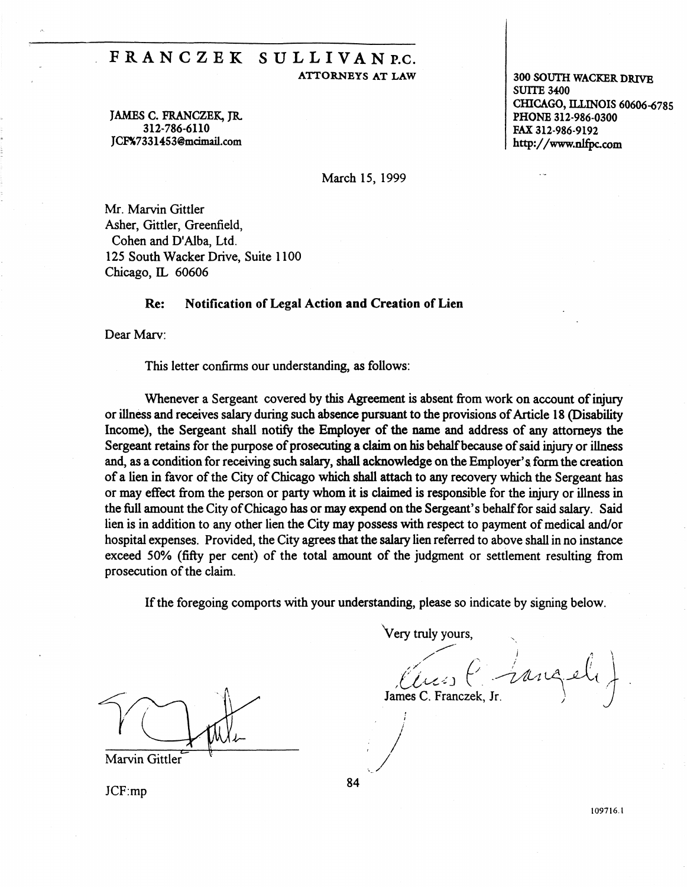# FRANCZEK SULLIVAN P.C.

ATTORNEYS AT LAW

JAMES C. FRANCZEK, JR.
312-786-6110
JCF%7331453@mcimail.com

300 SOUTH WACKER DRIVE
SUITE 3400
CHICAGO, ILLINOIS 60606-6785
PHONE 312-986-0300
FAX 312-986-9192
http://www.nlfpc.com

March 15, 1999

Mr. Marvin Gittler
Asher, Gittler, Greenfield,
Cohen and D'Alba, Ltd.
125 South Wacker Drive, Suite 1100
Chicago, IL 60606

**Re: Notification of Legal Action and Creation of Lien**

Dear Marv:

This letter confirms our understanding, as follows:

Whenever a Sergeant covered by this Agreement is absent from work on account of injury or illness and receives salary during such absence pursuant to the provisions of Article 18 (Disability Income), the Sergeant shall notify the Employer of the name and address of any attorneys the Sergeant retains for the purpose of prosecuting a claim on his behalf because of said injury or illness and, as a condition for receiving such salary, shall acknowledge on the Employer's form the creation of a lien in favor of the City of Chicago which shall attach to any recovery which the Sergeant has or may effect from the person or party whom it is claimed is responsible for the injury or illness in the full amount the City of Chicago has or may expend on the Sergeant's behalf for said salary. Said lien is in addition to any other lien the City may possess with respect to payment of medical and/or hospital expenses. Provided, the City agrees that the salary lien referred to above shall in no instance exceed 50% (fifty per cent) of the total amount of the judgment or settlement resulting from prosecution of the claim.

If the foregoing comports with your understanding, please so indicate by signing below.

Very truly yours,

James C. Franczek, Jr.

Marvin Gittler

JCF:mp

109716.1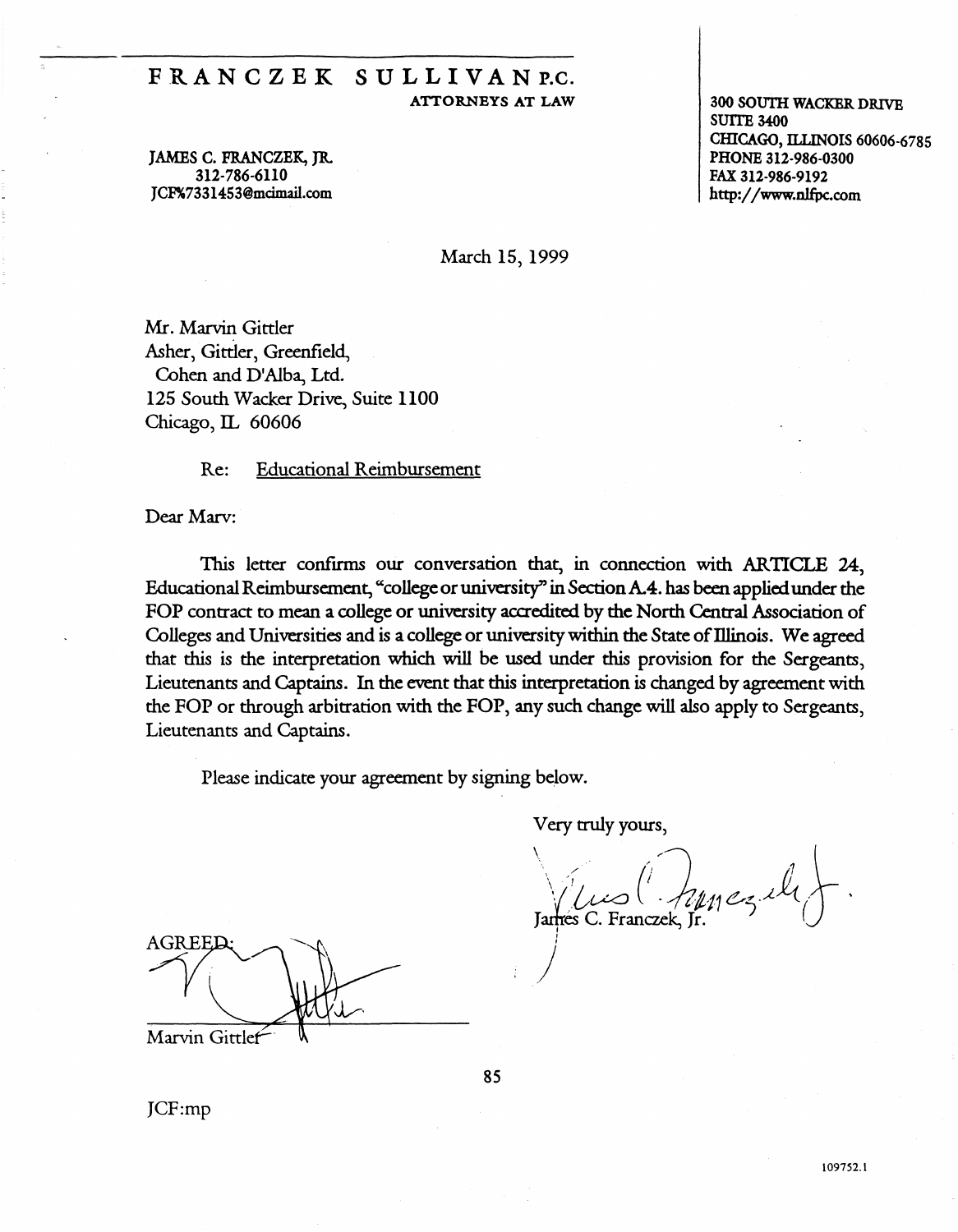# FRANCZEK SULLIVAN P.C.

ATTORNEYS AT LAW

JAMES C. FRANCZEK, JR.
312-786-6110
JCF%7331453@mcimail.com

300 SOUTH WACKER DRIVE
SUITE 3400
CHICAGO, ILLINOIS 60606-6785
PHONE 312-986-0300
FAX 312-986-9192
http://www.nlfpc.com

March 15, 1999

Mr. Marvin Gittler
Asher, Gittler, Greenfield,
Cohen and D'Alba, Ltd.
125 South Wacker Drive, Suite 1100
Chicago, IL 60606

Re: Educational Reimbursement

Dear Marv:

This letter confirms our conversation that, in connection with ARTICLE 24, Educational Reimbursement, "college or university" in Section A.4. has been applied under the FOP contract to mean a college or university accredited by the North Central Association of Colleges and Universities and is a college or university within the State of Illinois. We agreed that this is the interpretation which will be used under this provision for the Sergeants, Lieutenants and Captains. In the event that this interpretation is changed by agreement with the FOP or through arbitration with the FOP, any such change will also apply to Sergeants, Lieutenants and Captains.

Please indicate your agreement by signing below.

Very truly yours,

James C. Franczek, Jr.

AGREED:

Marvin Gittler

JCF:mp

109752.1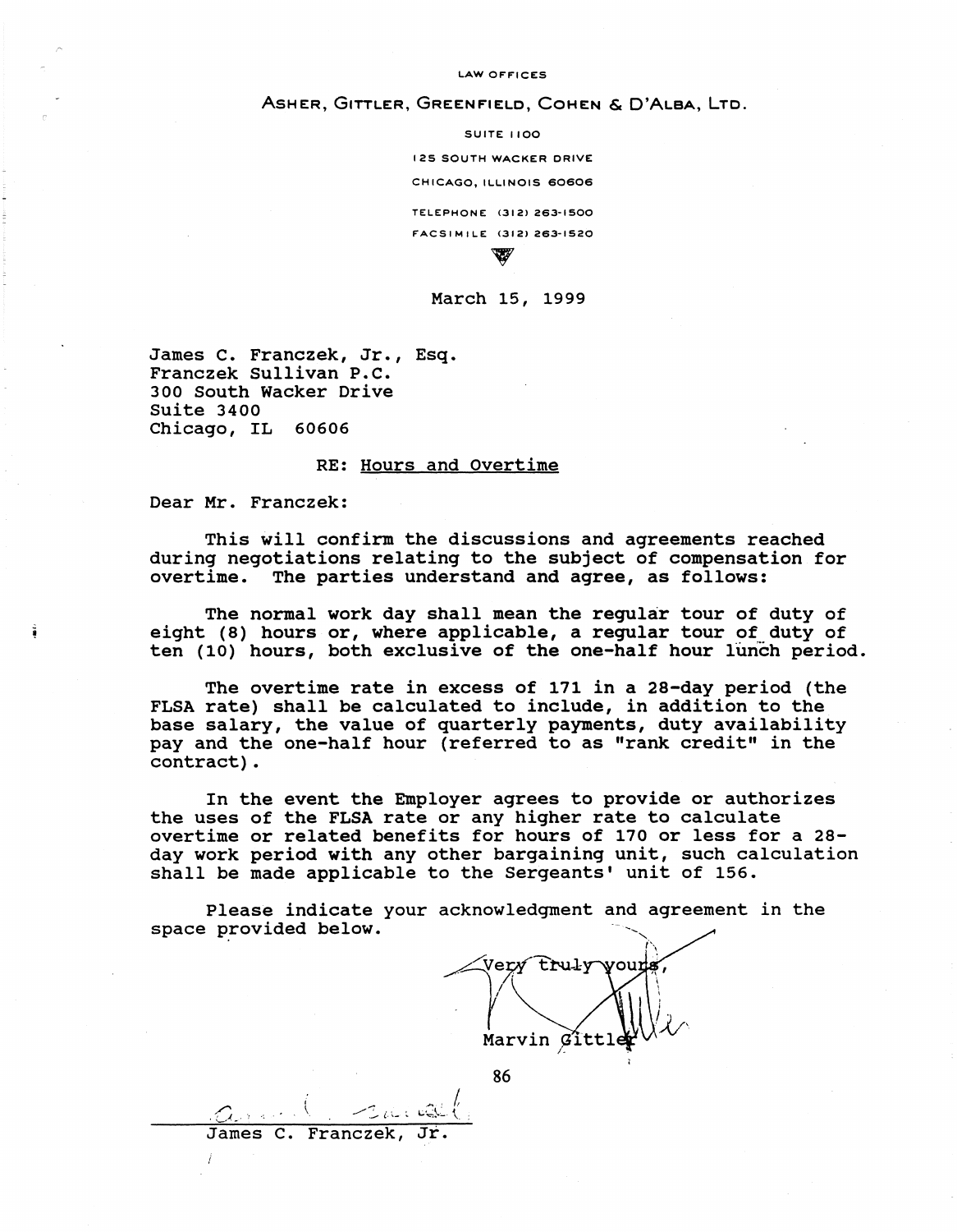LAW OFFICES

ASHER, GITTLER, GREENFIELD, COHEN & D'ALBA, LTD.

SUITE 1100

125 SOUTH WACKER DRIVE

CHICAGO, ILLINOIS 60606

TELEPHONE (312) 263-1500

FACSIMILE (312) 263-1520

March 15, 1999

James C. Franczek, Jr., Esq.
Franczek Sullivan P.C.
300 South Wacker Drive
Suite 3400
Chicago, IL 60606

RE: Hours and Overtime

Dear Mr. Franczek:

This will confirm the discussions and agreements reached during negotiations relating to the subject of compensation for overtime. The parties understand and agree, as follows:

The normal work day shall mean the regular tour of duty of eight (8) hours or, where applicable, a regular tour of duty of ten (10) hours, both exclusive of the one-half hour lunch period.

The overtime rate in excess of 171 in a 28-day period (the FLSA rate) shall be calculated to include, in addition to the base salary, the value of quarterly payments, duty availability pay and the one-half hour (referred to as "rank credit" in the contract).

In the event the Employer agrees to provide or authorizes the uses of the FLSA rate or any higher rate to calculate overtime or related benefits for hours of 170 or less for a 28-day work period with any other bargaining unit, such calculation shall be made applicable to the Sergeants' unit of 156.

Please indicate your acknowledgment and agreement in the space provided below.

Very truly yours,

Marvin Gittler

James C. Franczek, Jr.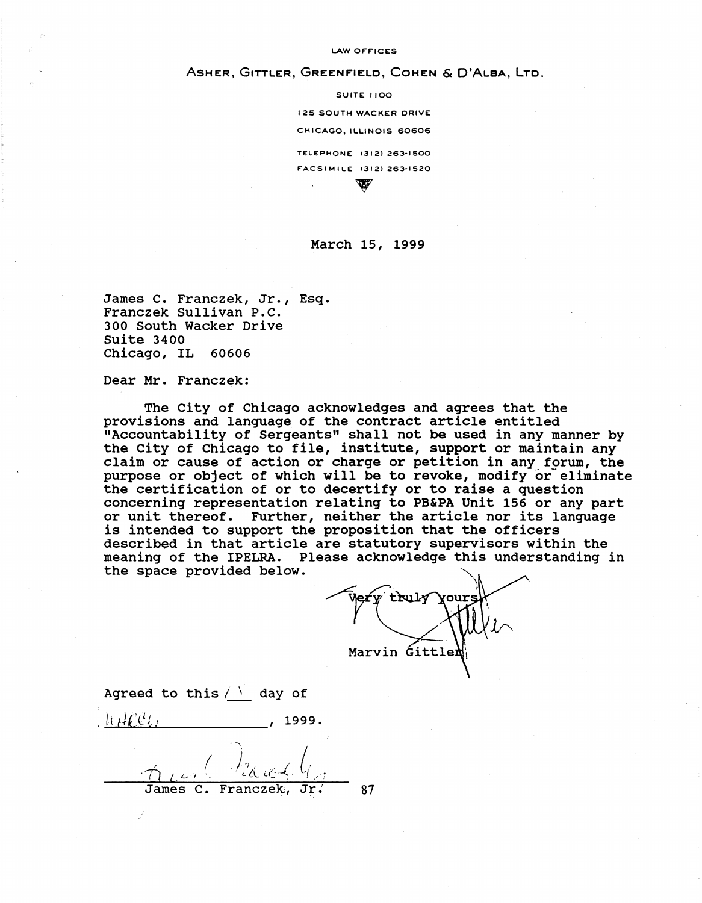LAW OFFICES

ASHER, GITTLER, GREENFIELD, COHEN & D'ALBA, LTD.

SUITE 1100

125 SOUTH WACKER DRIVE

CHICAGO, ILLINOIS 60606

TELEPHONE (312) 263-1500

FACSIMILE (312) 263-1520

March 15, 1999

James C. Franczek, Jr., Esq.
Franczek Sullivan P.C.
300 South Wacker Drive
Suite 3400
Chicago, IL 60606

Dear Mr. Franczek:

The City of Chicago acknowledges and agrees that the provisions and language of the contract article entitled "Accountability of Sergeants" shall not be used in any manner by the City of Chicago to file, institute, support or maintain any claim or cause of action or charge or petition in any forum, the purpose or object of which will be to revoke, modify or eliminate the certification of or to decertify or to raise a question concerning representation relating to PB&PA Unit 156 or any part or unit thereof. Further, neither the article nor its language is intended to support the proposition that the officers described in that article are statutory supervisors within the meaning of the IPELRA. Please acknowledge this understanding in the space provided below.

Very truly yours,

Marvin Gittler

Agreed to this 15 day of

March, 1999.

James C. Franczek, Jr.

87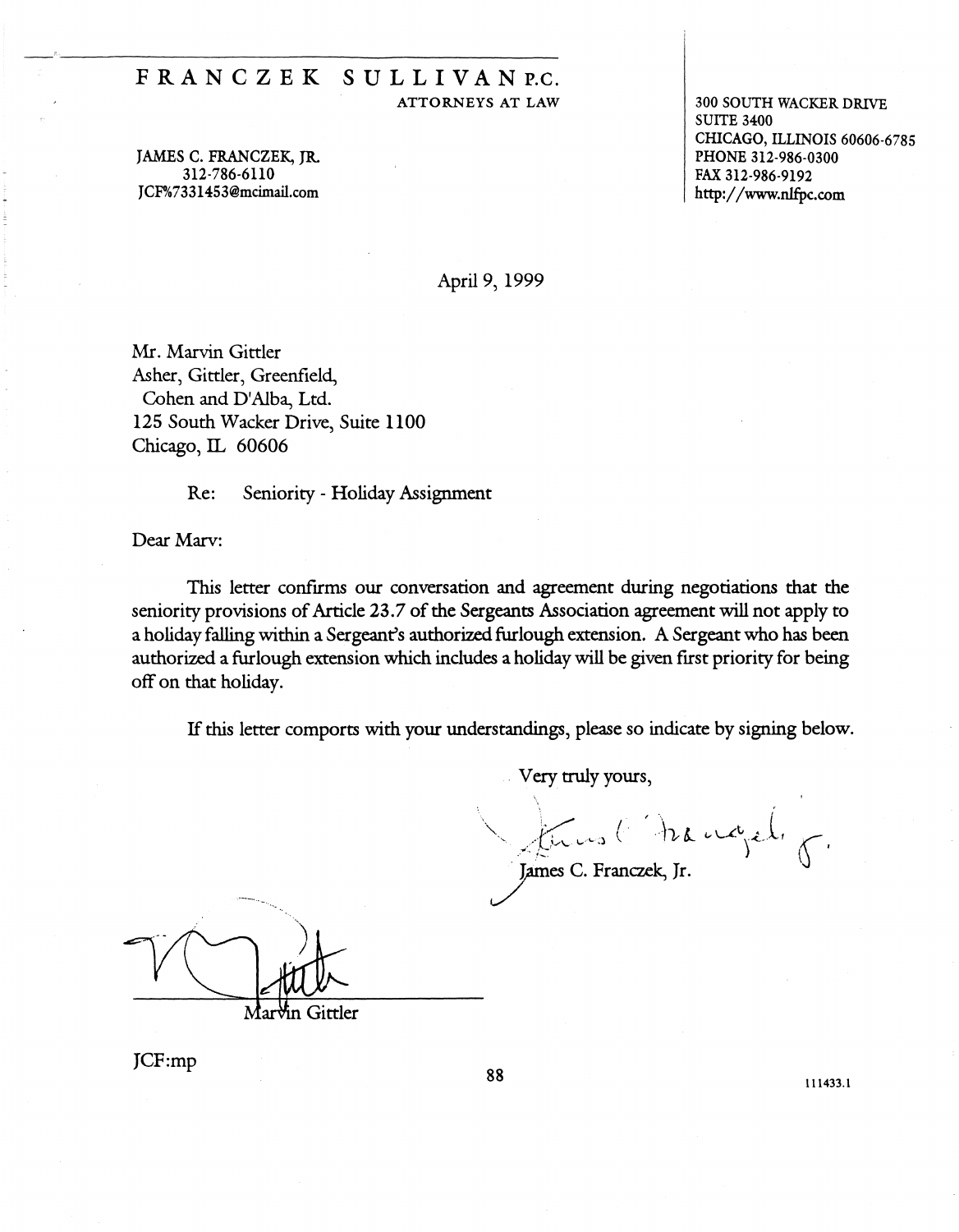# FRANCZEK SULLIVAN P.C.

ATTORNEYS AT LAW

JAMES C. FRANCZEK, JR.
312-786-6110
JCF%7331453@mcimail.com

300 SOUTH WACKER DRIVE
SUITE 3400
CHICAGO, ILLINOIS 60606-6785
PHONE 312-986-0300
FAX 312-986-9192
http://www.nlfpc.com

April 9, 1999

Mr. Marvin Gittler
Asher, Gittler, Greenfield,
Cohen and D'Alba, Ltd.
125 South Wacker Drive, Suite 1100
Chicago, IL 60606

Re: Seniority - Holiday Assignment

Dear Marv:

This letter confirms our conversation and agreement during negotiations that the seniority provisions of Article 23.7 of the Sergeants Association agreement will not apply to a holiday falling within a Sergeant's authorized furlough extension. A Sergeant who has been authorized a furlough extension which includes a holiday will be given first priority for being off on that holiday.

If this letter comports with your understandings, please so indicate by signing below.

Very truly yours,

James C. Franczek, Jr.

Marvin Gittler

JCF:mp

111433.1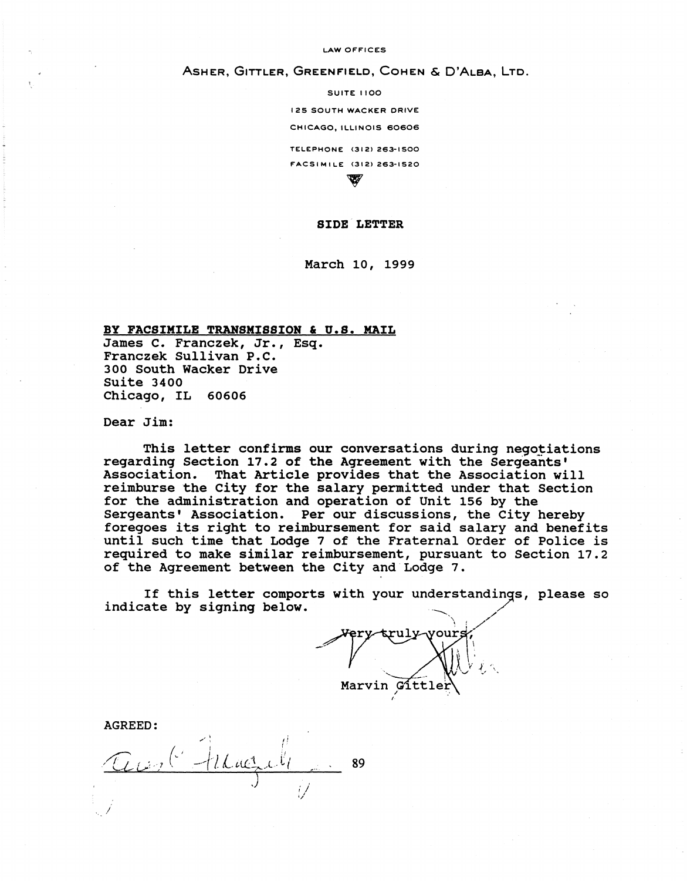LAW OFFICES

ASHER, GITTLER, GREENFIELD, COHEN & D'ALBA, LTD.

SUITE 1100

125 SOUTH WACKER DRIVE

CHICAGO, ILLINOIS 60606

TELEPHONE (312) 263-1500

FACSIMILE (312) 263-1520

**SIDE LETTER**

March 10, 1999

**BY FACSIMILE TRANSMISSION & U.S. MAIL**
James C. Franczek, Jr., Esq.
Franczek Sullivan P.C.
300 South Wacker Drive
Suite 3400
Chicago, IL 60606

Dear Jim:

This letter confirms our conversations during negotiations regarding Section 17.2 of the Agreement with the Sergeants' Association. That Article provides that the Association will reimburse the City for the salary permitted under that Section for the administration and operation of Unit 156 by the Sergeants' Association. Per our discussions, the City hereby foregoes its right to reimbursement for said salary and benefits until such time that Lodge 7 of the Fraternal Order of Police is required to make similar reimbursement, pursuant to Section 17.2 of the Agreement between the City and Lodge 7.

If this letter comports with your understandings, please so indicate by signing below.

Very truly yours,

Marvin Gittler

AGREED:

\_\_\_\_\_\_\_\_\_\_\_\_\_\_\_\_\_\_\_\_\_\_\_\_